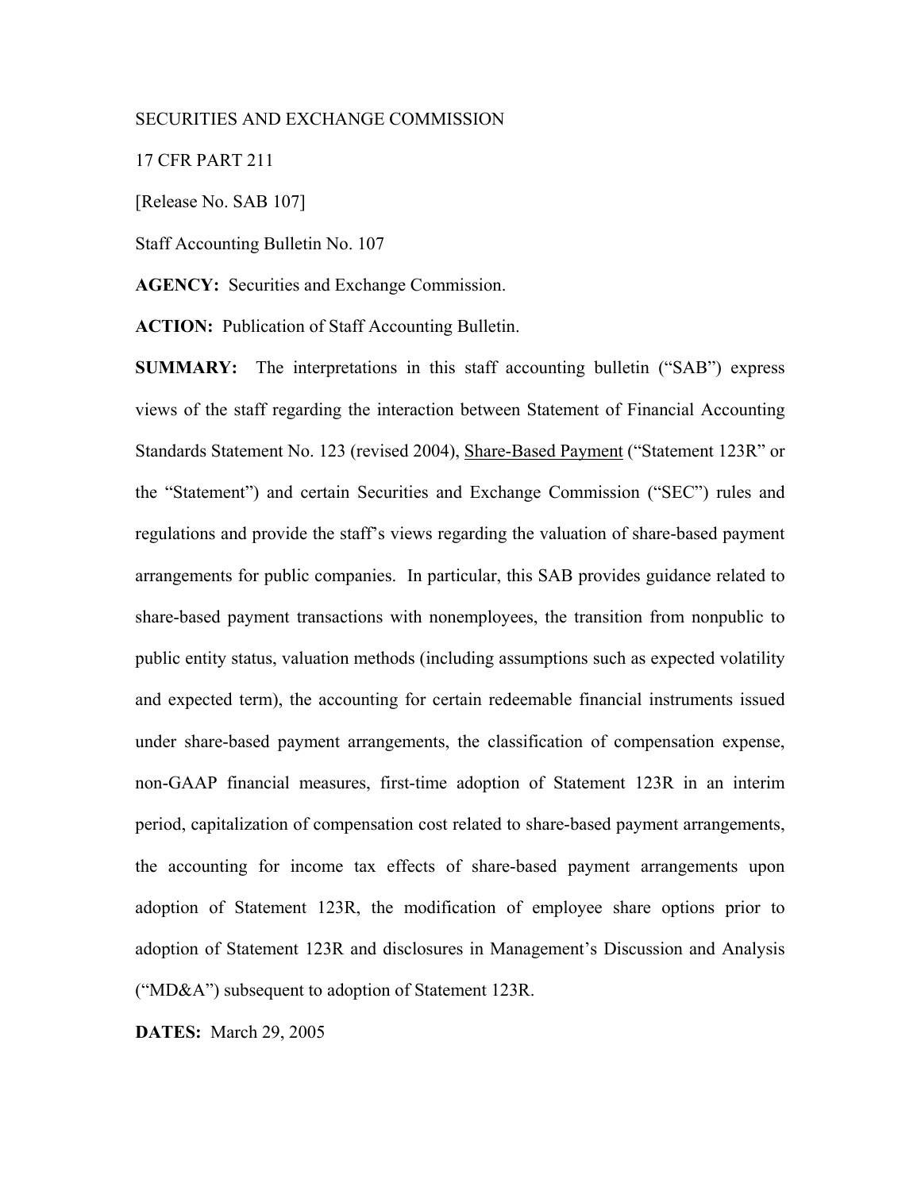SECURITIES AND EXCHANGE COMMISSION

17 CFR PART 211

[Release No. SAB 107]

Staff Accounting Bulletin No. 107

**AGENCY:** Securities and Exchange Commission.

**ACTION:** Publication of Staff Accounting Bulletin.

**SUMMARY:** The interpretations in this staff accounting bulletin ("SAB") express views of the staff regarding the interaction between Statement of Financial Accounting Standards Statement No. 123 (revised 2004), Share-Based Payment ("Statement 123R" or the "Statement") and certain Securities and Exchange Commission ("SEC") rules and regulations and provide the staff's views regarding the valuation of share-based payment arrangements for public companies. In particular, this SAB provides guidance related to share-based payment transactions with nonemployees, the transition from nonpublic to public entity status, valuation methods (including assumptions such as expected volatility and expected term), the accounting for certain redeemable financial instruments issued under share-based payment arrangements, the classification of compensation expense, non-GAAP financial measures, first-time adoption of Statement 123R in an interim period, capitalization of compensation cost related to share-based payment arrangements, the accounting for income tax effects of share-based payment arrangements upon adoption of Statement 123R, the modification of employee share options prior to adoption of Statement 123R and disclosures in Management's Discussion and Analysis ("MD&A") subsequent to adoption of Statement 123R.

**DATES:** March 29, 2005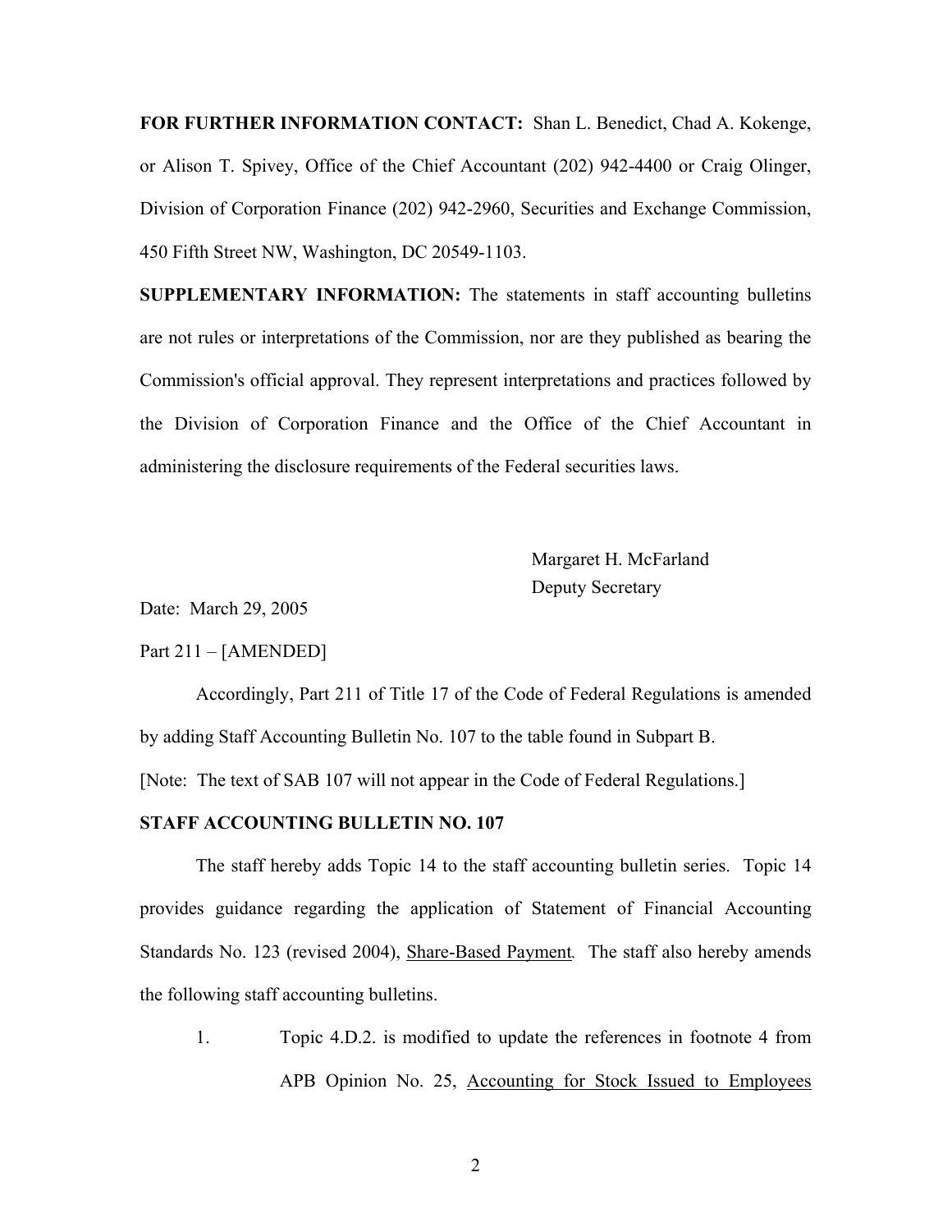**FOR FURTHER INFORMATION CONTACT:** Shan L. Benedict, Chad A. Kokenge, or Alison T. Spivey, Office of the Chief Accountant (202) 942-4400 or Craig Olinger, Division of Corporation Finance (202) 942-2960, Securities and Exchange Commission, 450 Fifth Street NW, Washington, DC 20549-1103.

**SUPPLEMENTARY INFORMATION:** The statements in staff accounting bulletins are not rules or interpretations of the Commission, nor are they published as bearing the Commission's official approval. They represent interpretations and practices followed by the Division of Corporation Finance and the Office of the Chief Accountant in administering the disclosure requirements of the Federal securities laws.

Margaret H. McFarland
Deputy Secretary

Date: March 29, 2005

Part 211 – [AMENDED]

Accordingly, Part 211 of Title 17 of the Code of Federal Regulations is amended by adding Staff Accounting Bulletin No. 107 to the table found in Subpart B.

[Note: The text of SAB 107 will not appear in the Code of Federal Regulations.]

**STAFF ACCOUNTING BULLETIN NO. 107**

The staff hereby adds Topic 14 to the staff accounting bulletin series. Topic 14 provides guidance regarding the application of Statement of Financial Accounting Standards No. 123 (revised 2004), Share-Based Payment. The staff also hereby amends the following staff accounting bulletins.

1. Topic 4.D.2. is modified to update the references in footnote 4 from APB Opinion No. 25, Accounting for Stock Issued to Employees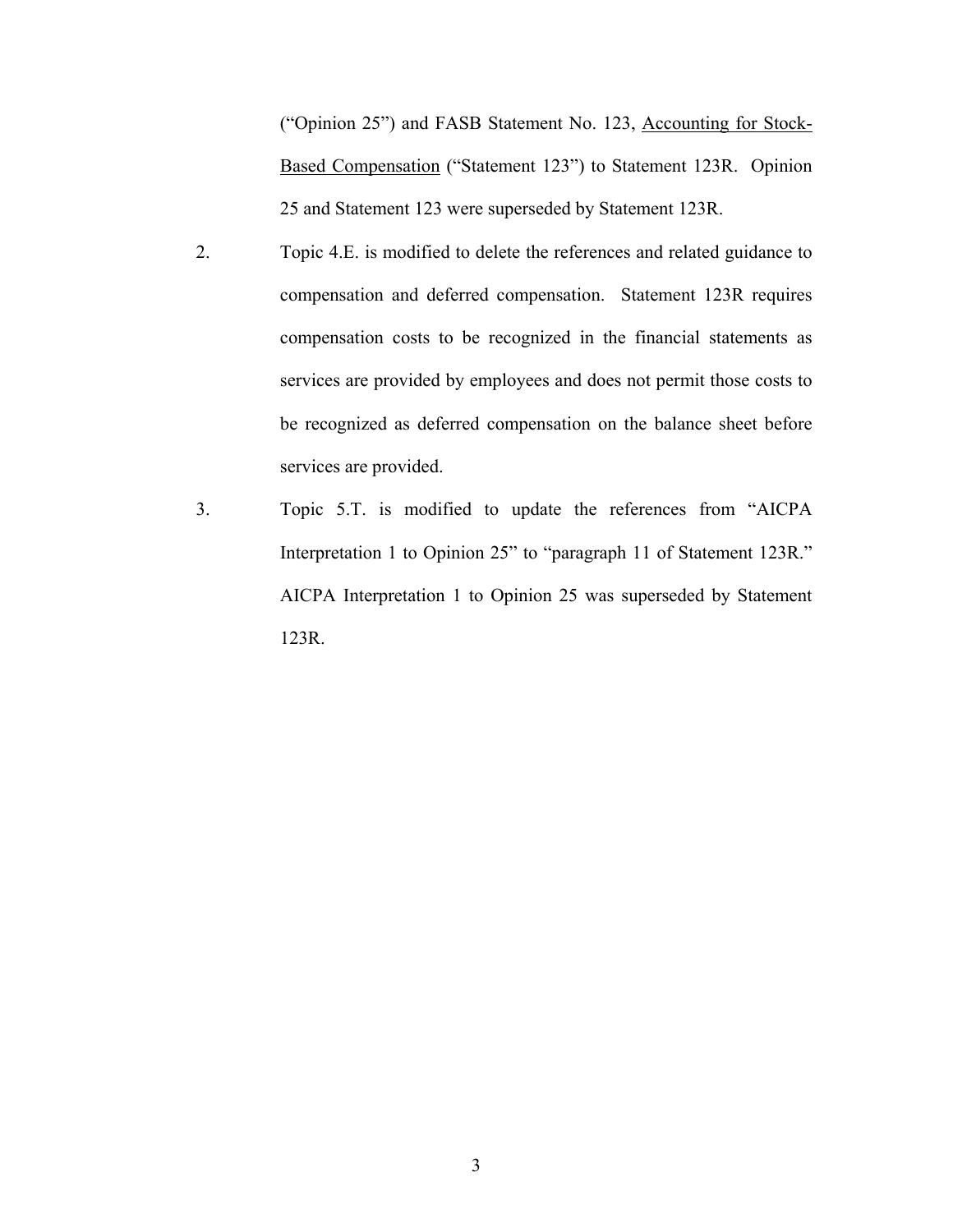("Opinion 25") and FASB Statement No. 123, Accounting for Stock-Based Compensation ("Statement 123") to Statement 123R. Opinion 25 and Statement 123 were superseded by Statement 123R.

2. Topic 4.E. is modified to delete the references and related guidance to compensation and deferred compensation. Statement 123R requires compensation costs to be recognized in the financial statements as services are provided by employees and does not permit those costs to be recognized as deferred compensation on the balance sheet before services are provided.

3. Topic 5.T. is modified to update the references from "AICPA Interpretation 1 to Opinion 25" to "paragraph 11 of Statement 123R." AICPA Interpretation 1 to Opinion 25 was superseded by Statement 123R.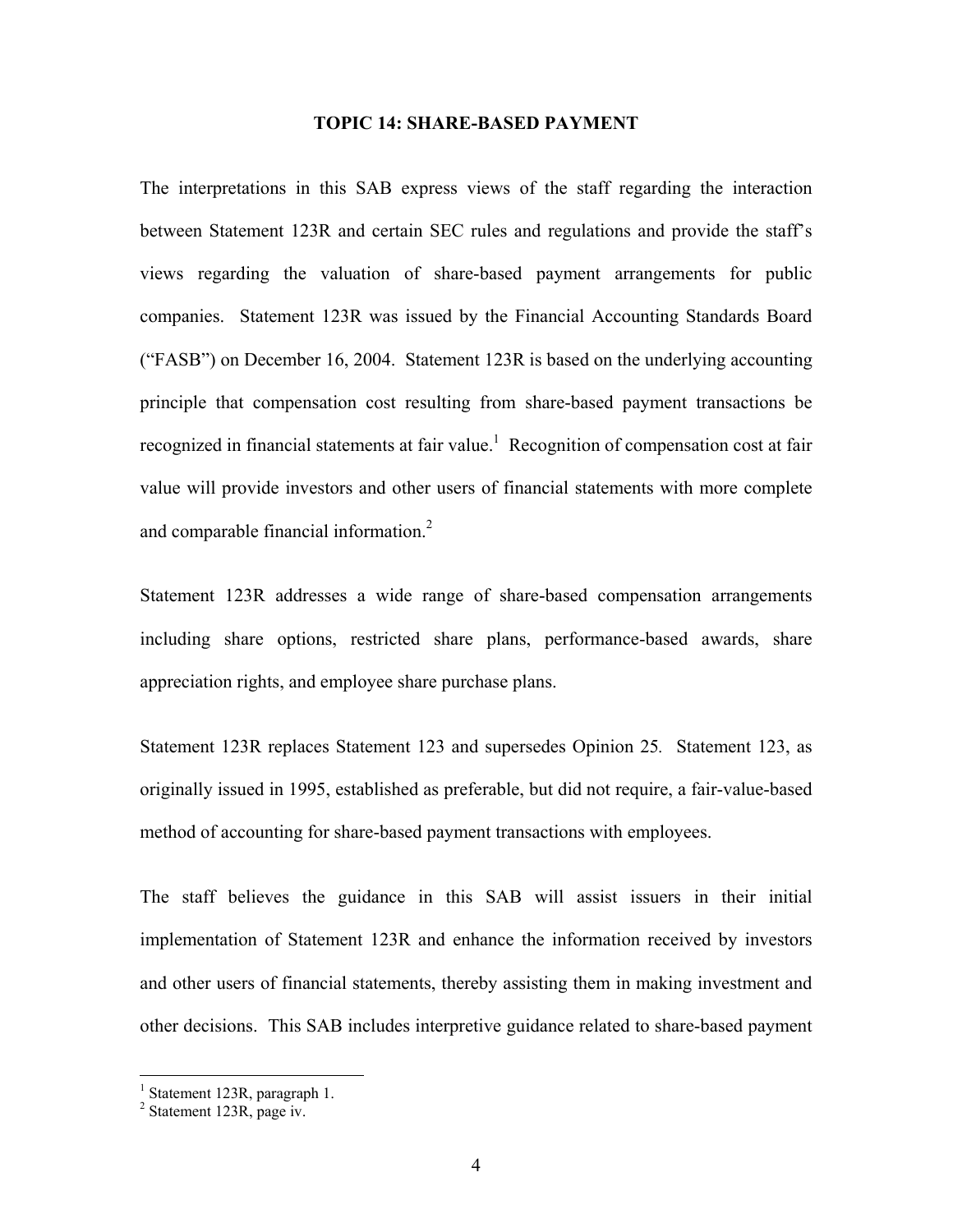## TOPIC 14: SHARE-BASED PAYMENT

The interpretations in this SAB express views of the staff regarding the interaction between Statement 123R and certain SEC rules and regulations and provide the staff's views regarding the valuation of share-based payment arrangements for public companies. Statement 123R was issued by the Financial Accounting Standards Board ("FASB") on December 16, 2004. Statement 123R is based on the underlying accounting principle that compensation cost resulting from share-based payment transactions be recognized in financial statements at fair value.[1] Recognition of compensation cost at fair value will provide investors and other users of financial statements with more complete and comparable financial information.[2]

Statement 123R addresses a wide range of share-based compensation arrangements including share options, restricted share plans, performance-based awards, share appreciation rights, and employee share purchase plans.

Statement 123R replaces Statement 123 and supersedes Opinion 25*.* Statement 123, as originally issued in 1995, established as preferable, but did not require, a fair-value-based method of accounting for share-based payment transactions with employees.

The staff believes the guidance in this SAB will assist issuers in their initial implementation of Statement 123R and enhance the information received by investors and other users of financial statements, thereby assisting them in making investment and other decisions. This SAB includes interpretive guidance related to share-based payment

---

[1] Statement 123R, paragraph 1.

[2] Statement 123R, page iv.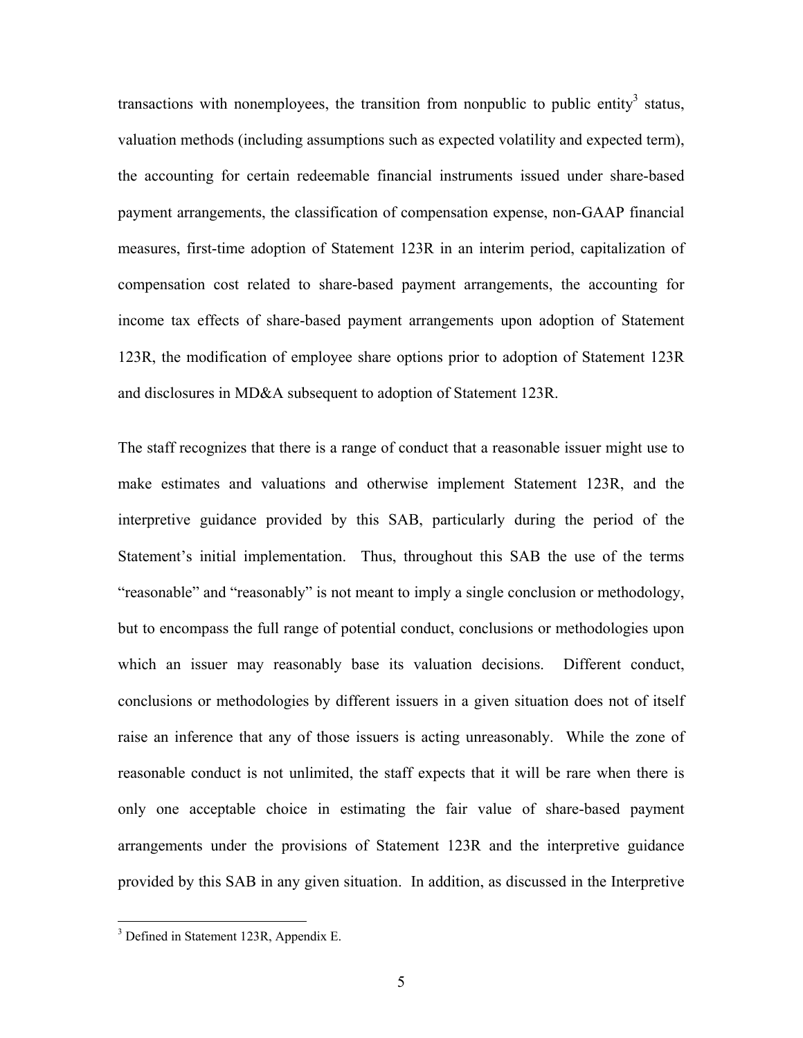transactions with nonemployees, the transition from nonpublic to public entity[3] status, valuation methods (including assumptions such as expected volatility and expected term), the accounting for certain redeemable financial instruments issued under share-based payment arrangements, the classification of compensation expense, non-GAAP financial measures, first-time adoption of Statement 123R in an interim period, capitalization of compensation cost related to share-based payment arrangements, the accounting for income tax effects of share-based payment arrangements upon adoption of Statement 123R, the modification of employee share options prior to adoption of Statement 123R and disclosures in MD&A subsequent to adoption of Statement 123R.

The staff recognizes that there is a range of conduct that a reasonable issuer might use to make estimates and valuations and otherwise implement Statement 123R, and the interpretive guidance provided by this SAB, particularly during the period of the Statement's initial implementation. Thus, throughout this SAB the use of the terms "reasonable" and "reasonably" is not meant to imply a single conclusion or methodology, but to encompass the full range of potential conduct, conclusions or methodologies upon which an issuer may reasonably base its valuation decisions. Different conduct, conclusions or methodologies by different issuers in a given situation does not of itself raise an inference that any of those issuers is acting unreasonably. While the zone of reasonable conduct is not unlimited, the staff expects that it will be rare when there is only one acceptable choice in estimating the fair value of share-based payment arrangements under the provisions of Statement 123R and the interpretive guidance provided by this SAB in any given situation. In addition, as discussed in the Interpretive

[3] Defined in Statement 123R, Appendix E.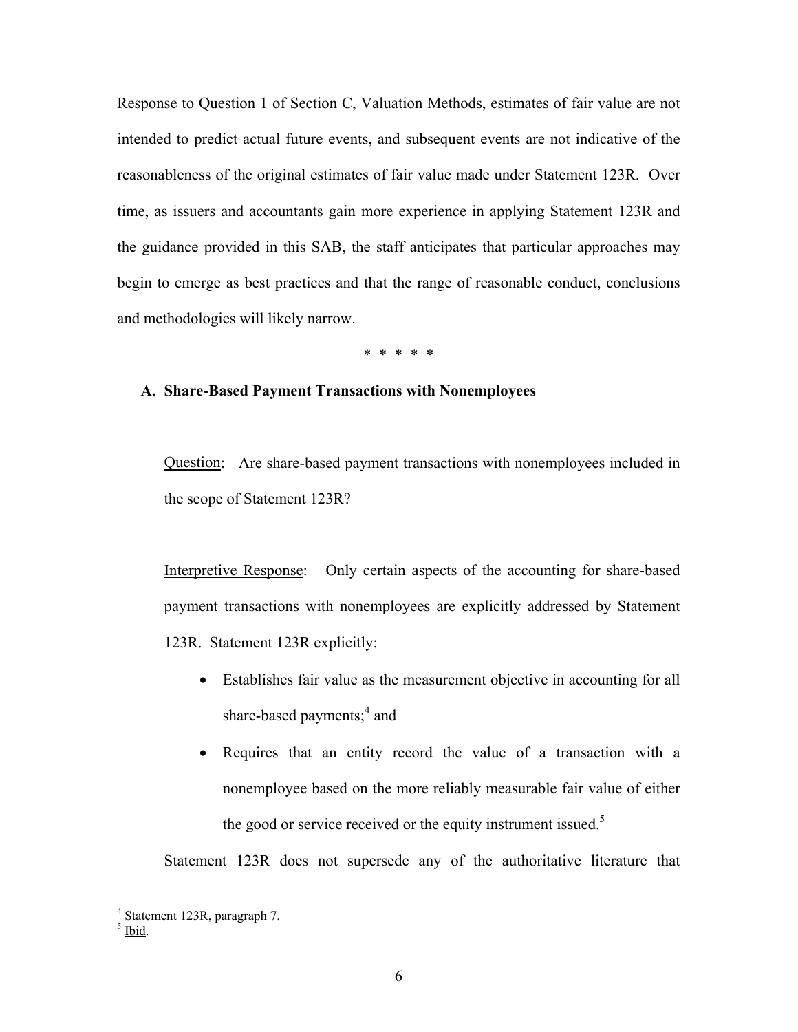Response to Question 1 of Section C, Valuation Methods, estimates of fair value are not intended to predict actual future events, and subsequent events are not indicative of the reasonableness of the original estimates of fair value made under Statement 123R. Over time, as issuers and accountants gain more experience in applying Statement 123R and the guidance provided in this SAB, the staff anticipates that particular approaches may begin to emerge as best practices and that the range of reasonable conduct, conclusions and methodologies will likely narrow.

\* \* \* \* \*

**A. Share-Based Payment Transactions with Nonemployees**

Question: Are share-based payment transactions with nonemployees included in the scope of Statement 123R?

Interpretive Response: Only certain aspects of the accounting for share-based payment transactions with nonemployees are explicitly addressed by Statement 123R. Statement 123R explicitly:

- Establishes fair value as the measurement objective in accounting for all share-based payments;[4] and
- Requires that an entity record the value of a transaction with a nonemployee based on the more reliably measurable fair value of either the good or service received or the equity instrument issued.[5]

Statement 123R does not supersede any of the authoritative literature that

---

[4] Statement 123R, paragraph 7.

[5] Ibid.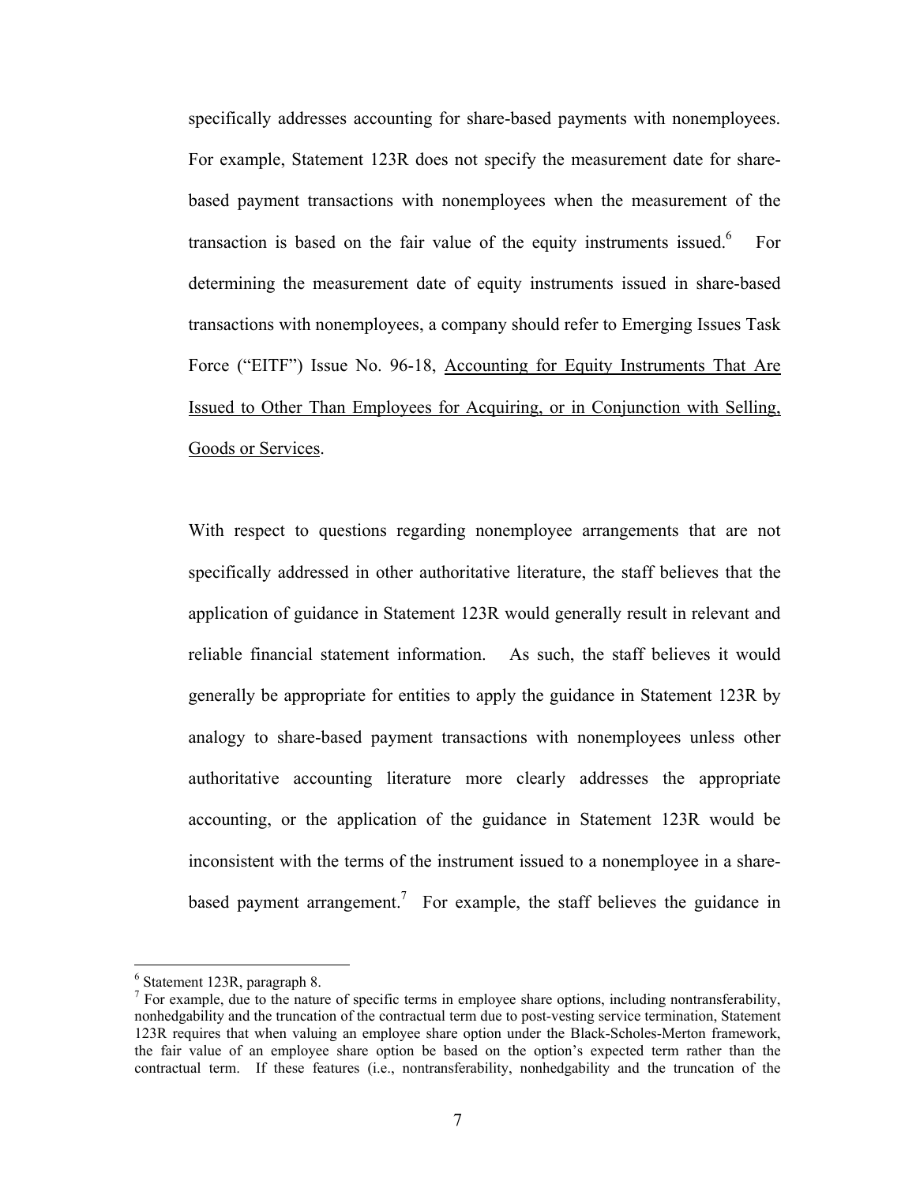specifically addresses accounting for share-based payments with nonemployees. For example, Statement 123R does not specify the measurement date for share-based payment transactions with nonemployees when the measurement of the transaction is based on the fair value of the equity instruments issued.[6] For determining the measurement date of equity instruments issued in share-based transactions with nonemployees, a company should refer to Emerging Issues Task Force ("EITF") Issue No. 96-18, Accounting for Equity Instruments That Are Issued to Other Than Employees for Acquiring, or in Conjunction with Selling, Goods or Services.

With respect to questions regarding nonemployee arrangements that are not specifically addressed in other authoritative literature, the staff believes that the application of guidance in Statement 123R would generally result in relevant and reliable financial statement information. As such, the staff believes it would generally be appropriate for entities to apply the guidance in Statement 123R by analogy to share-based payment transactions with nonemployees unless other authoritative accounting literature more clearly addresses the appropriate accounting, or the application of the guidance in Statement 123R would be inconsistent with the terms of the instrument issued to a nonemployee in a share-based payment arrangement.[7] For example, the staff believes the guidance in

[6] Statement 123R, paragraph 8.

[7] For example, due to the nature of specific terms in employee share options, including nontransferability, nonhedgability and the truncation of the contractual term due to post-vesting service termination, Statement 123R requires that when valuing an employee share option under the Black-Scholes-Merton framework, the fair value of an employee share option be based on the option's expected term rather than the contractual term. If these features (i.e., nontransferability, nonhedgability and the truncation of the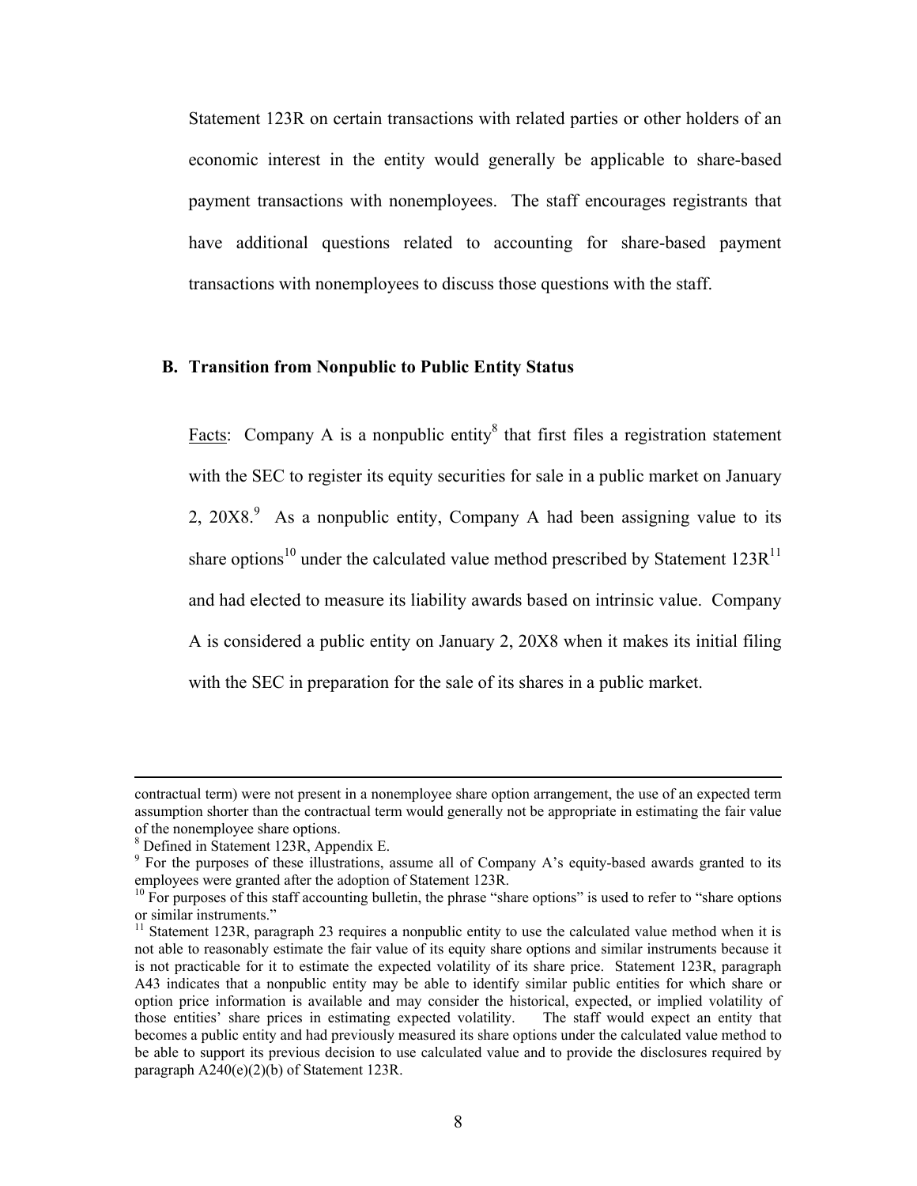Statement 123R on certain transactions with related parties or other holders of an economic interest in the entity would generally be applicable to share-based payment transactions with nonemployees. The staff encourages registrants that have additional questions related to accounting for share-based payment transactions with nonemployees to discuss those questions with the staff.

### B. Transition from Nonpublic to Public Entity Status

Facts: Company A is a nonpublic entity[8] that first files a registration statement with the SEC to register its equity securities for sale in a public market on January 2, 20X8.[9] As a nonpublic entity, Company A had been assigning value to its share options[10] under the calculated value method prescribed by Statement 123R[11] and had elected to measure its liability awards based on intrinsic value. Company A is considered a public entity on January 2, 20X8 when it makes its initial filing with the SEC in preparation for the sale of its shares in a public market.

---

contractual term) were not present in a nonemployee share option arrangement, the use of an expected term assumption shorter than the contractual term would generally not be appropriate in estimating the fair value of the nonemployee share options.

[8] Defined in Statement 123R, Appendix E.

[9] For the purposes of these illustrations, assume all of Company A's equity-based awards granted to its employees were granted after the adoption of Statement 123R.

[10] For purposes of this staff accounting bulletin, the phrase "share options" is used to refer to "share options or similar instruments."

[11] Statement 123R, paragraph 23 requires a nonpublic entity to use the calculated value method when it is not able to reasonably estimate the fair value of its equity share options and similar instruments because it is not practicable for it to estimate the expected volatility of its share price. Statement 123R, paragraph A43 indicates that a nonpublic entity may be able to identify similar public entities for which share or option price information is available and may consider the historical, expected, or implied volatility of those entities' share prices in estimating expected volatility. The staff would expect an entity that becomes a public entity and had previously measured its share options under the calculated value method to be able to support its previous decision to use calculated value and to provide the disclosures required by paragraph A240(e)(2)(b) of Statement 123R.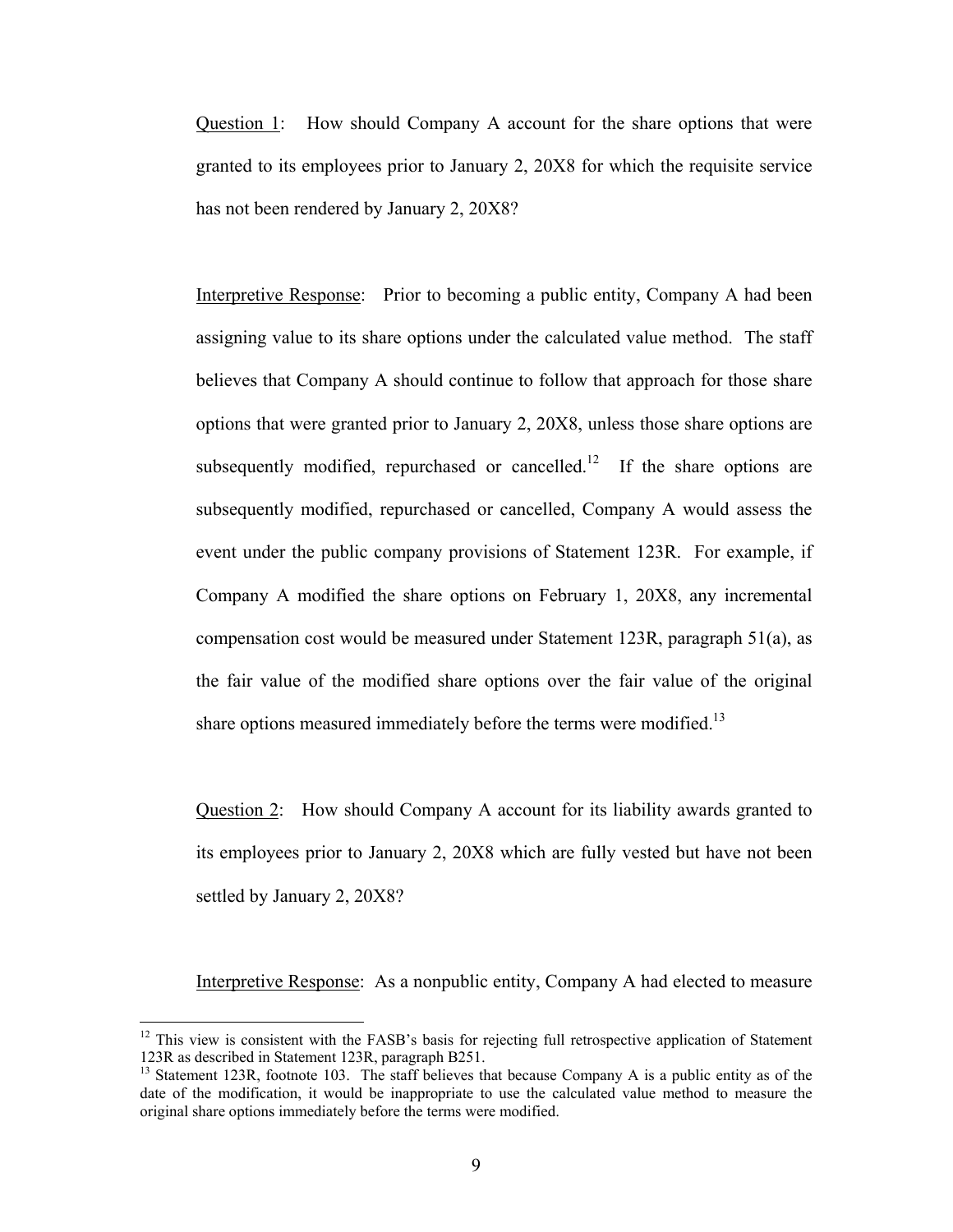Question 1: How should Company A account for the share options that were granted to its employees prior to January 2, 20X8 for which the requisite service has not been rendered by January 2, 20X8?

Interpretive Response: Prior to becoming a public entity, Company A had been assigning value to its share options under the calculated value method. The staff believes that Company A should continue to follow that approach for those share options that were granted prior to January 2, 20X8, unless those share options are subsequently modified, repurchased or cancelled.[12] If the share options are subsequently modified, repurchased or cancelled, Company A would assess the event under the public company provisions of Statement 123R. For example, if Company A modified the share options on February 1, 20X8, any incremental compensation cost would be measured under Statement 123R, paragraph 51(a), as the fair value of the modified share options over the fair value of the original share options measured immediately before the terms were modified.[13]

Question 2: How should Company A account for its liability awards granted to its employees prior to January 2, 20X8 which are fully vested but have not been settled by January 2, 20X8?

Interpretive Response: As a nonpublic entity, Company A had elected to measure

---

[12] This view is consistent with the FASB's basis for rejecting full retrospective application of Statement 123R as described in Statement 123R, paragraph B251.

[13] Statement 123R, footnote 103. The staff believes that because Company A is a public entity as of the date of the modification, it would be inappropriate to use the calculated value method to measure the original share options immediately before the terms were modified.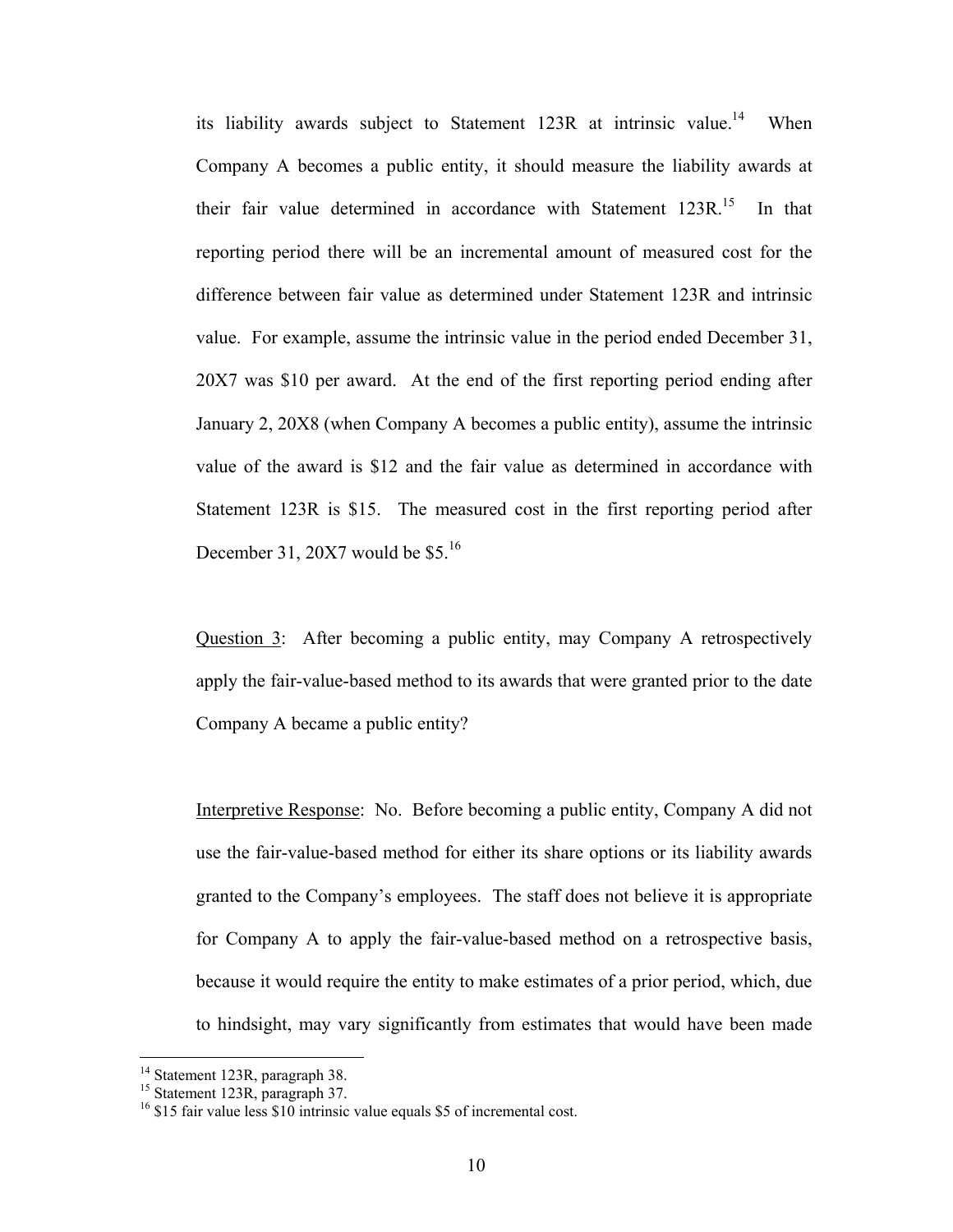its liability awards subject to Statement 123R at intrinsic value.[14] When Company A becomes a public entity, it should measure the liability awards at their fair value determined in accordance with Statement 123R.[15] In that reporting period there will be an incremental amount of measured cost for the difference between fair value as determined under Statement 123R and intrinsic value. For example, assume the intrinsic value in the period ended December 31, 20X7 was $10 per award. At the end of the first reporting period ending after January 2, 20X8 (when Company A becomes a public entity), assume the intrinsic value of the award is $12 and the fair value as determined in accordance with Statement 123R is $15. The measured cost in the first reporting period after December 31, 20X7 would be $5.[16]

<u>Question 3</u>: After becoming a public entity, may Company A retrospectively apply the fair-value-based method to its awards that were granted prior to the date Company A became a public entity?

<u>Interpretive Response</u>: No. Before becoming a public entity, Company A did not use the fair-value-based method for either its share options or its liability awards granted to the Company's employees. The staff does not believe it is appropriate for Company A to apply the fair-value-based method on a retrospective basis, because it would require the entity to make estimates of a prior period, which, due to hindsight, may vary significantly from estimates that would have been made

[14] Statement 123R, paragraph 38.

[15] Statement 123R, paragraph 37.

[16] $15 fair value less $10 intrinsic value equals $5 of incremental cost.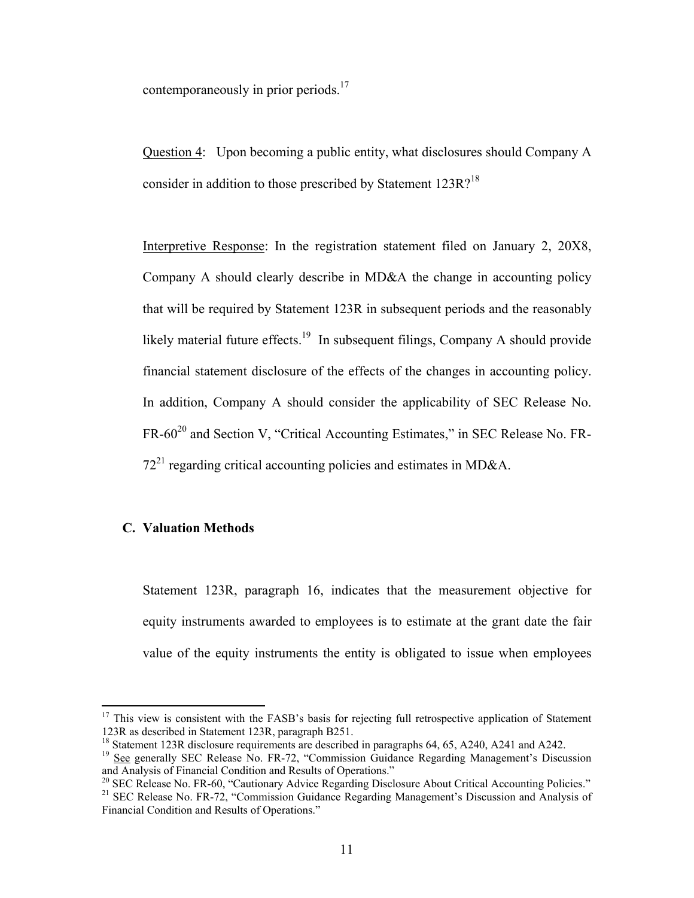contemporaneously in prior periods.[17]

Question 4: Upon becoming a public entity, what disclosures should Company A consider in addition to those prescribed by Statement 123R?[18]

Interpretive Response: In the registration statement filed on January 2, 20X8, Company A should clearly describe in MD&A the change in accounting policy that will be required by Statement 123R in subsequent periods and the reasonably likely material future effects.[19] In subsequent filings, Company A should provide financial statement disclosure of the effects of the changes in accounting policy. In addition, Company A should consider the applicability of SEC Release No. FR-60[20] and Section V, "Critical Accounting Estimates," in SEC Release No. FR-72[21] regarding critical accounting policies and estimates in MD&A.

### C. Valuation Methods

Statement 123R, paragraph 16, indicates that the measurement objective for equity instruments awarded to employees is to estimate at the grant date the fair value of the equity instruments the entity is obligated to issue when employees

---

[17] This view is consistent with the FASB's basis for rejecting full retrospective application of Statement 123R as described in Statement 123R, paragraph B251.

[18] Statement 123R disclosure requirements are described in paragraphs 64, 65, A240, A241 and A242.

[19] See generally SEC Release No. FR-72, "Commission Guidance Regarding Management's Discussion and Analysis of Financial Condition and Results of Operations."

[20] SEC Release No. FR-60, "Cautionary Advice Regarding Disclosure About Critical Accounting Policies."

[21] SEC Release No. FR-72, "Commission Guidance Regarding Management's Discussion and Analysis of Financial Condition and Results of Operations."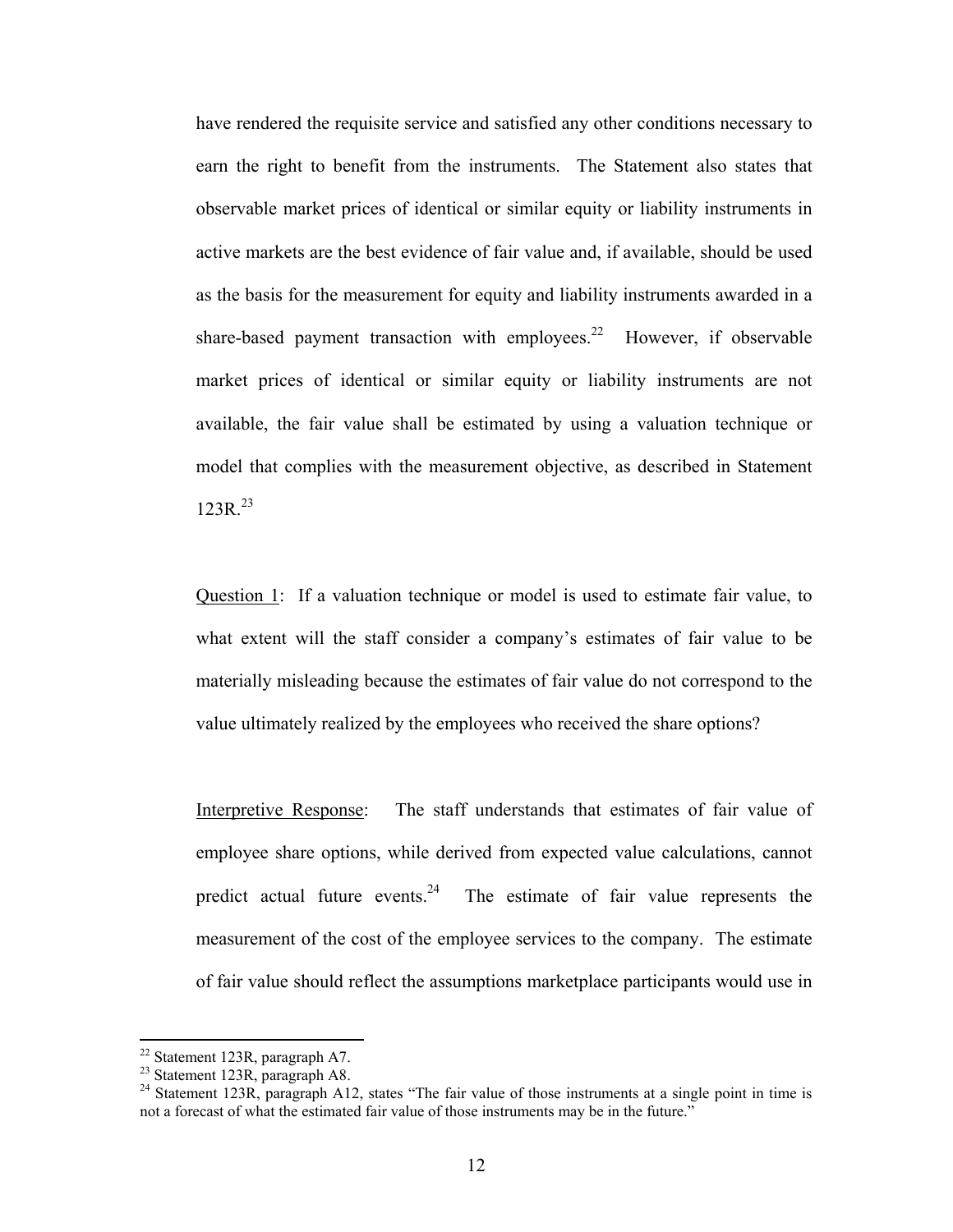have rendered the requisite service and satisfied any other conditions necessary to earn the right to benefit from the instruments. The Statement also states that observable market prices of identical or similar equity or liability instruments in active markets are the best evidence of fair value and, if available, should be used as the basis for the measurement for equity and liability instruments awarded in a share-based payment transaction with employees.[22] However, if observable market prices of identical or similar equity or liability instruments are not available, the fair value shall be estimated by using a valuation technique or model that complies with the measurement objective, as described in Statement 123R.[23]

<u>Question 1</u>: If a valuation technique or model is used to estimate fair value, to what extent will the staff consider a company's estimates of fair value to be materially misleading because the estimates of fair value do not correspond to the value ultimately realized by the employees who received the share options?

<u>Interpretive Response</u>: The staff understands that estimates of fair value of employee share options, while derived from expected value calculations, cannot predict actual future events.[24] The estimate of fair value represents the measurement of the cost of the employee services to the company. The estimate of fair value should reflect the assumptions marketplace participants would use in

---

[22] Statement 123R, paragraph A7.

[23] Statement 123R, paragraph A8.

[24] Statement 123R, paragraph A12, states "The fair value of those instruments at a single point in time is not a forecast of what the estimated fair value of those instruments may be in the future."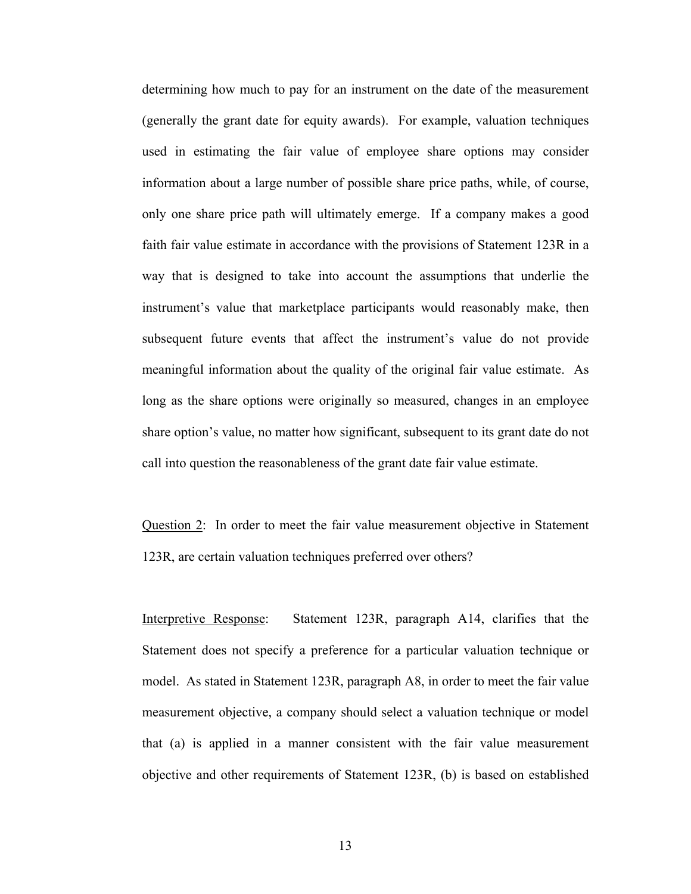determining how much to pay for an instrument on the date of the measurement (generally the grant date for equity awards). For example, valuation techniques used in estimating the fair value of employee share options may consider information about a large number of possible share price paths, while, of course, only one share price path will ultimately emerge. If a company makes a good faith fair value estimate in accordance with the provisions of Statement 123R in a way that is designed to take into account the assumptions that underlie the instrument's value that marketplace participants would reasonably make, then subsequent future events that affect the instrument's value do not provide meaningful information about the quality of the original fair value estimate. As long as the share options were originally so measured, changes in an employee share option's value, no matter how significant, subsequent to its grant date do not call into question the reasonableness of the grant date fair value estimate.

<u>Question 2</u>: In order to meet the fair value measurement objective in Statement 123R, are certain valuation techniques preferred over others?

<u>Interpretive Response</u>: Statement 123R, paragraph A14, clarifies that the Statement does not specify a preference for a particular valuation technique or model. As stated in Statement 123R, paragraph A8, in order to meet the fair value measurement objective, a company should select a valuation technique or model that (a) is applied in a manner consistent with the fair value measurement objective and other requirements of Statement 123R, (b) is based on established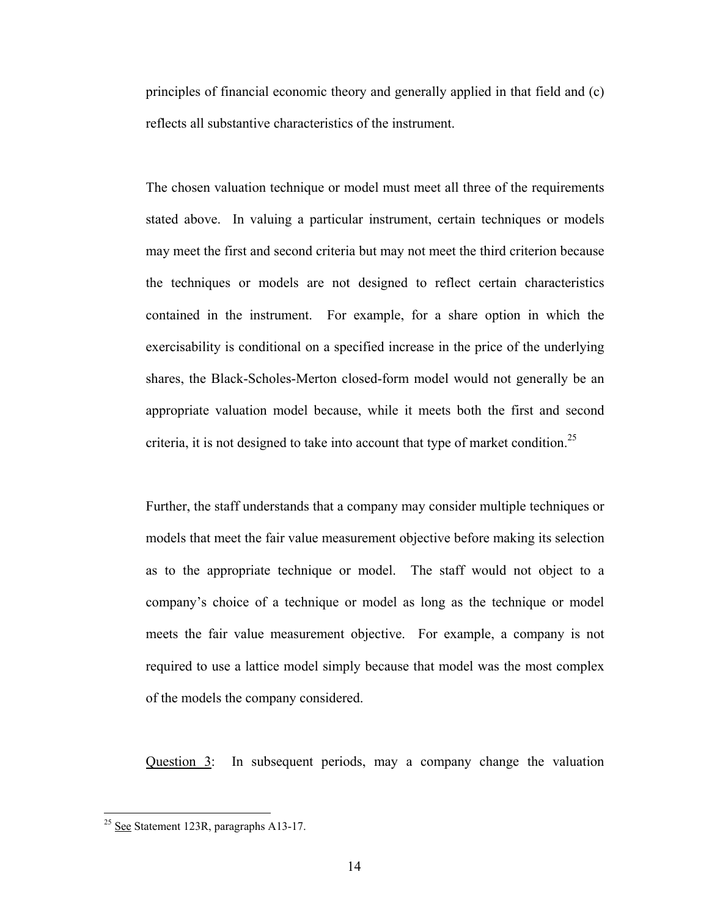principles of financial economic theory and generally applied in that field and (c) reflects all substantive characteristics of the instrument.

The chosen valuation technique or model must meet all three of the requirements stated above. In valuing a particular instrument, certain techniques or models may meet the first and second criteria but may not meet the third criterion because the techniques or models are not designed to reflect certain characteristics contained in the instrument. For example, for a share option in which the exercisability is conditional on a specified increase in the price of the underlying shares, the Black-Scholes-Merton closed-form model would not generally be an appropriate valuation model because, while it meets both the first and second criteria, it is not designed to take into account that type of market condition.[25]

Further, the staff understands that a company may consider multiple techniques or models that meet the fair value measurement objective before making its selection as to the appropriate technique or model. The staff would not object to a company's choice of a technique or model as long as the technique or model meets the fair value measurement objective. For example, a company is not required to use a lattice model simply because that model was the most complex of the models the company considered.

Question 3: In subsequent periods, may a company change the valuation

---

[25] See Statement 123R, paragraphs A13-17.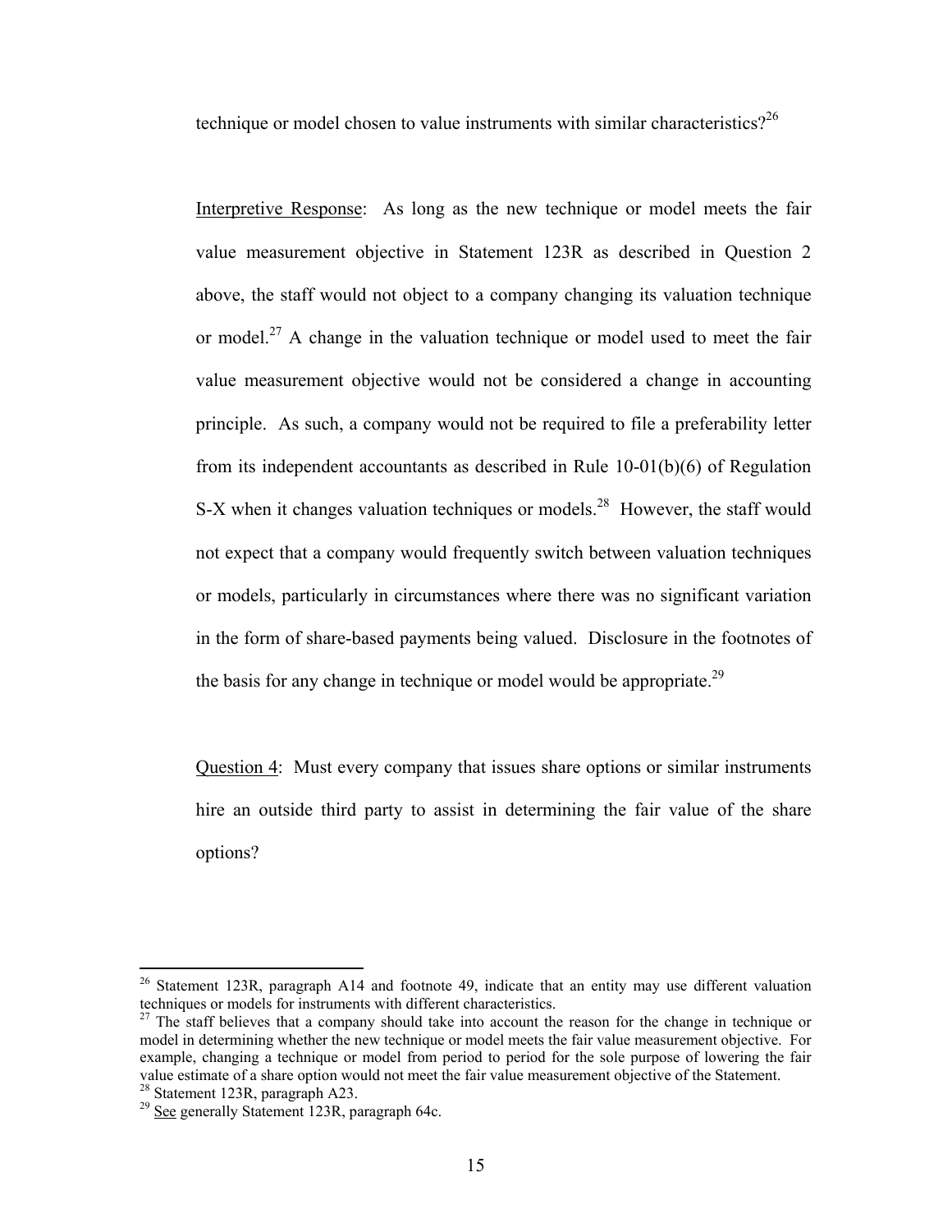technique or model chosen to value instruments with similar characteristics?[26]

Interpretive Response: As long as the new technique or model meets the fair value measurement objective in Statement 123R as described in Question 2 above, the staff would not object to a company changing its valuation technique or model.[27] A change in the valuation technique or model used to meet the fair value measurement objective would not be considered a change in accounting principle. As such, a company would not be required to file a preferability letter from its independent accountants as described in Rule 10-01(b)(6) of Regulation S-X when it changes valuation techniques or models.[28] However, the staff would not expect that a company would frequently switch between valuation techniques or models, particularly in circumstances where there was no significant variation in the form of share-based payments being valued. Disclosure in the footnotes of the basis for any change in technique or model would be appropriate.[29]

Question 4: Must every company that issues share options or similar instruments hire an outside third party to assist in determining the fair value of the share options?

---

[26] Statement 123R, paragraph A14 and footnote 49, indicate that an entity may use different valuation techniques or models for instruments with different characteristics.

[27] The staff believes that a company should take into account the reason for the change in technique or model in determining whether the new technique or model meets the fair value measurement objective. For example, changing a technique or model from period to period for the sole purpose of lowering the fair value estimate of a share option would not meet the fair value measurement objective of the Statement.

[28] Statement 123R, paragraph A23.

[29] See generally Statement 123R, paragraph 64c.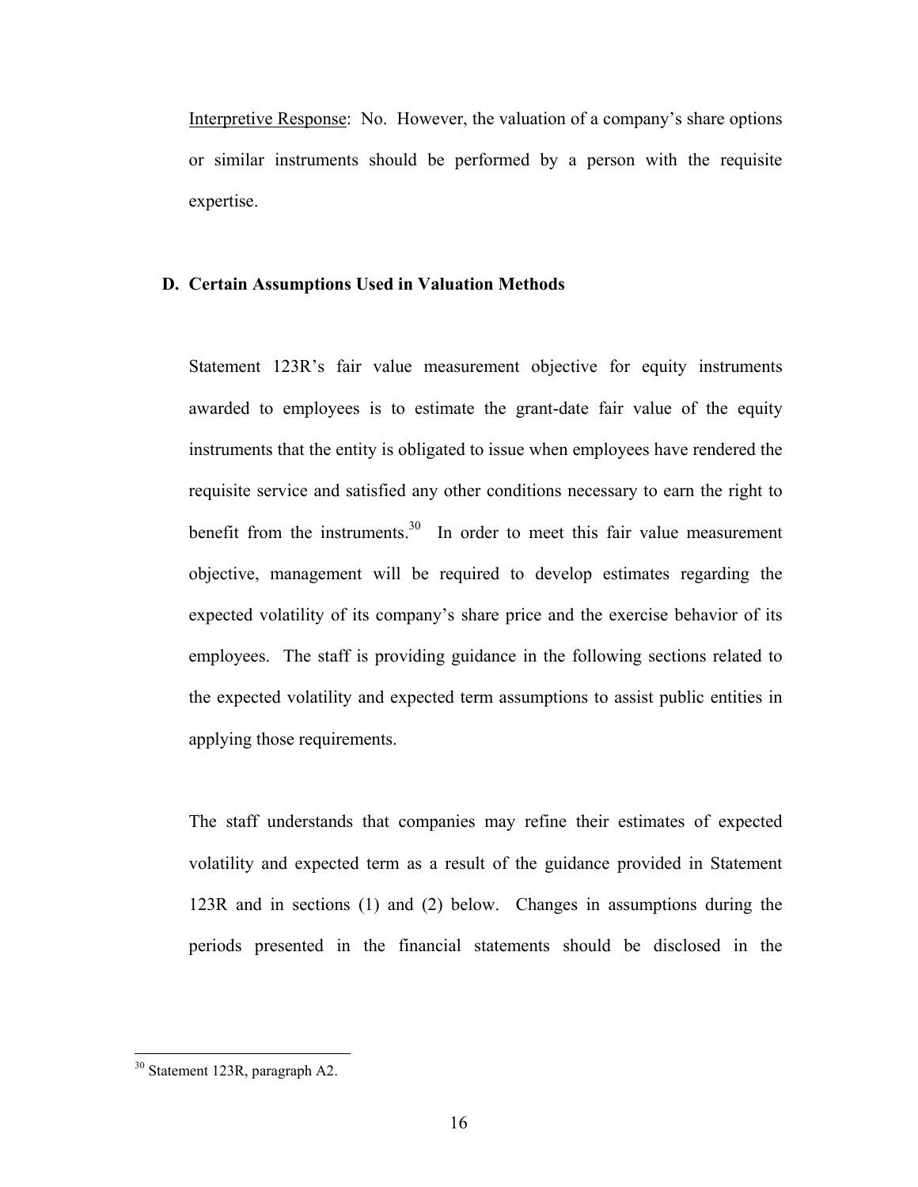Interpretive Response: No. However, the valuation of a company's share options or similar instruments should be performed by a person with the requisite expertise.

### D. Certain Assumptions Used in Valuation Methods

Statement 123R's fair value measurement objective for equity instruments awarded to employees is to estimate the grant-date fair value of the equity instruments that the entity is obligated to issue when employees have rendered the requisite service and satisfied any other conditions necessary to earn the right to benefit from the instruments.[30] In order to meet this fair value measurement objective, management will be required to develop estimates regarding the expected volatility of its company's share price and the exercise behavior of its employees. The staff is providing guidance in the following sections related to the expected volatility and expected term assumptions to assist public entities in applying those requirements.

The staff understands that companies may refine their estimates of expected volatility and expected term as a result of the guidance provided in Statement 123R and in sections (1) and (2) below. Changes in assumptions during the periods presented in the financial statements should be disclosed in the

[30] Statement 123R, paragraph A2.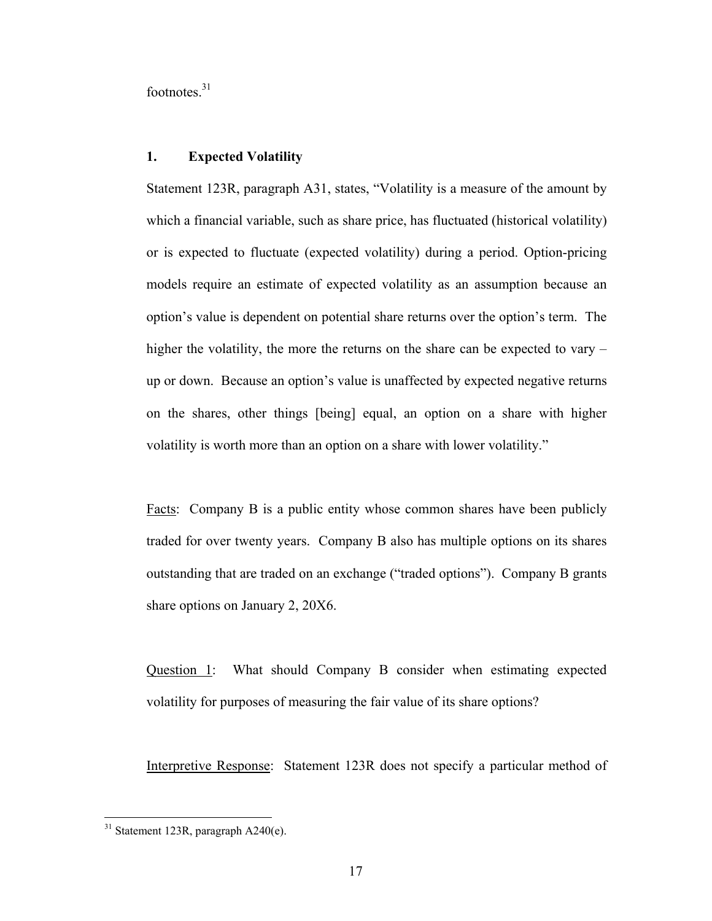footnotes.[31]

### 1. Expected Volatility

Statement 123R, paragraph A31, states, "Volatility is a measure of the amount by which a financial variable, such as share price, has fluctuated (historical volatility) or is expected to fluctuate (expected volatility) during a period. Option-pricing models require an estimate of expected volatility as an assumption because an option's value is dependent on potential share returns over the option's term. The higher the volatility, the more the returns on the share can be expected to vary – up or down. Because an option's value is unaffected by expected negative returns on the shares, other things [being] equal, an option on a share with higher volatility is worth more than an option on a share with lower volatility."

<u>Facts</u>: Company B is a public entity whose common shares have been publicly traded for over twenty years. Company B also has multiple options on its shares outstanding that are traded on an exchange ("traded options"). Company B grants share options on January 2, 20X6.

<u>Question 1</u>: What should Company B consider when estimating expected volatility for purposes of measuring the fair value of its share options?

<u>Interpretive Response</u>: Statement 123R does not specify a particular method of

[31] Statement 123R, paragraph A240(e).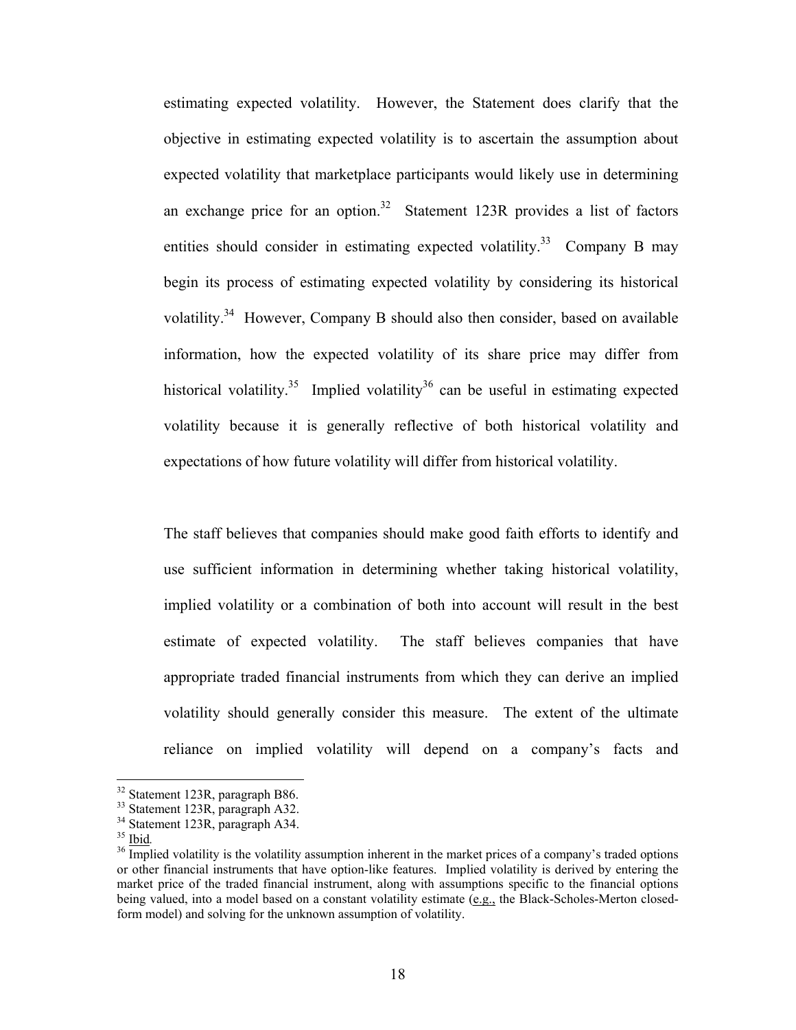estimating expected volatility. However, the Statement does clarify that the objective in estimating expected volatility is to ascertain the assumption about expected volatility that marketplace participants would likely use in determining an exchange price for an option.[32] Statement 123R provides a list of factors entities should consider in estimating expected volatility.[33] Company B may begin its process of estimating expected volatility by considering its historical volatility.[34] However, Company B should also then consider, based on available information, how the expected volatility of its share price may differ from historical volatility.[35] Implied volatility[36] can be useful in estimating expected volatility because it is generally reflective of both historical volatility and expectations of how future volatility will differ from historical volatility.

The staff believes that companies should make good faith efforts to identify and use sufficient information in determining whether taking historical volatility, implied volatility or a combination of both into account will result in the best estimate of expected volatility. The staff believes companies that have appropriate traded financial instruments from which they can derive an implied volatility should generally consider this measure. The extent of the ultimate reliance on implied volatility will depend on a company's facts and

---

[32] Statement 123R, paragraph B86.

[33] Statement 123R, paragraph A32.

[34] Statement 123R, paragraph A34.

[35] Ibid.

[36] Implied volatility is the volatility assumption inherent in the market prices of a company's traded options or other financial instruments that have option-like features. Implied volatility is derived by entering the market price of the traded financial instrument, along with assumptions specific to the financial options being valued, into a model based on a constant volatility estimate (e.g., the Black-Scholes-Merton closed-form model) and solving for the unknown assumption of volatility.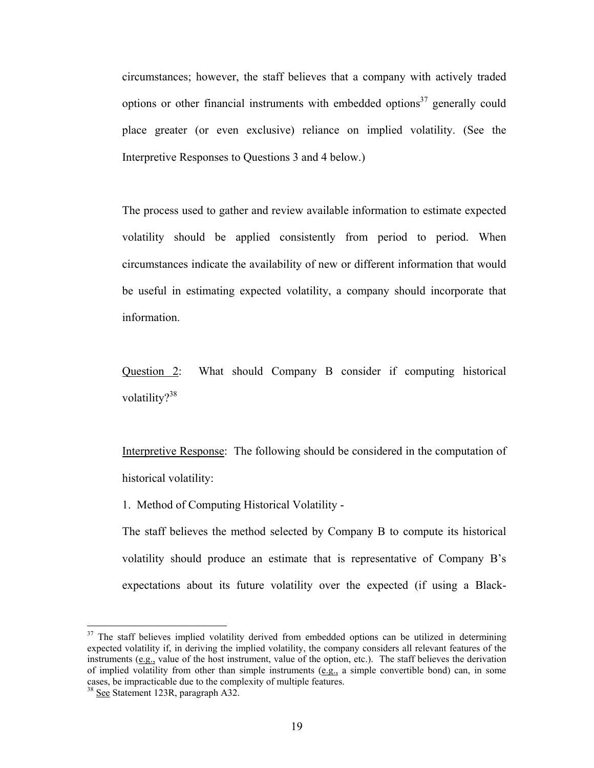circumstances; however, the staff believes that a company with actively traded options or other financial instruments with embedded options[37] generally could place greater (or even exclusive) reliance on implied volatility. (See the Interpretive Responses to Questions 3 and 4 below.)

The process used to gather and review available information to estimate expected volatility should be applied consistently from period to period. When circumstances indicate the availability of new or different information that would be useful in estimating expected volatility, a company should incorporate that information.

Question 2: What should Company B consider if computing historical volatility?[38]

Interpretive Response: The following should be considered in the computation of historical volatility:

1. Method of Computing Historical Volatility -

The staff believes the method selected by Company B to compute its historical volatility should produce an estimate that is representative of Company B's expectations about its future volatility over the expected (if using a Black-

---

[37] The staff believes implied volatility derived from embedded options can be utilized in determining expected volatility if, in deriving the implied volatility, the company considers all relevant features of the instruments (e.g., value of the host instrument, value of the option, etc.). The staff believes the derivation of implied volatility from other than simple instruments (e.g., a simple convertible bond) can, in some cases, be impracticable due to the complexity of multiple features.

[38] See Statement 123R, paragraph A32.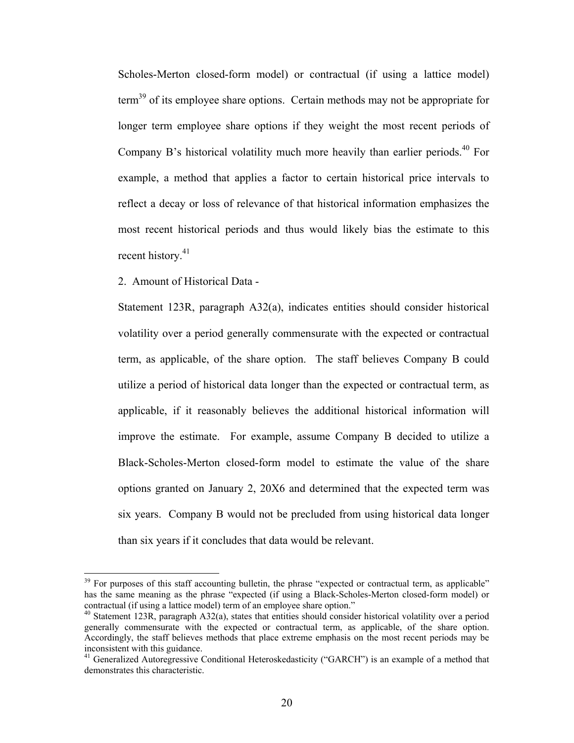Scholes-Merton closed-form model) or contractual (if using a lattice model) term[39] of its employee share options. Certain methods may not be appropriate for longer term employee share options if they weight the most recent periods of Company B's historical volatility much more heavily than earlier periods.[40] For example, a method that applies a factor to certain historical price intervals to reflect a decay or loss of relevance of that historical information emphasizes the most recent historical periods and thus would likely bias the estimate to this recent history.[41]

2. Amount of Historical Data -

Statement 123R, paragraph A32(a), indicates entities should consider historical volatility over a period generally commensurate with the expected or contractual term, as applicable, of the share option. The staff believes Company B could utilize a period of historical data longer than the expected or contractual term, as applicable, if it reasonably believes the additional historical information will improve the estimate. For example, assume Company B decided to utilize a Black-Scholes-Merton closed-form model to estimate the value of the share options granted on January 2, 20X6 and determined that the expected term was six years. Company B would not be precluded from using historical data longer than six years if it concludes that data would be relevant.

---

[39] For purposes of this staff accounting bulletin, the phrase "expected or contractual term, as applicable" has the same meaning as the phrase "expected (if using a Black-Scholes-Merton closed-form model) or contractual (if using a lattice model) term of an employee share option."

[40] Statement 123R, paragraph A32(a), states that entities should consider historical volatility over a period generally commensurate with the expected or contractual term, as applicable, of the share option. Accordingly, the staff believes methods that place extreme emphasis on the most recent periods may be inconsistent with this guidance.

[41] Generalized Autoregressive Conditional Heteroskedasticity ("GARCH") is an example of a method that demonstrates this characteristic.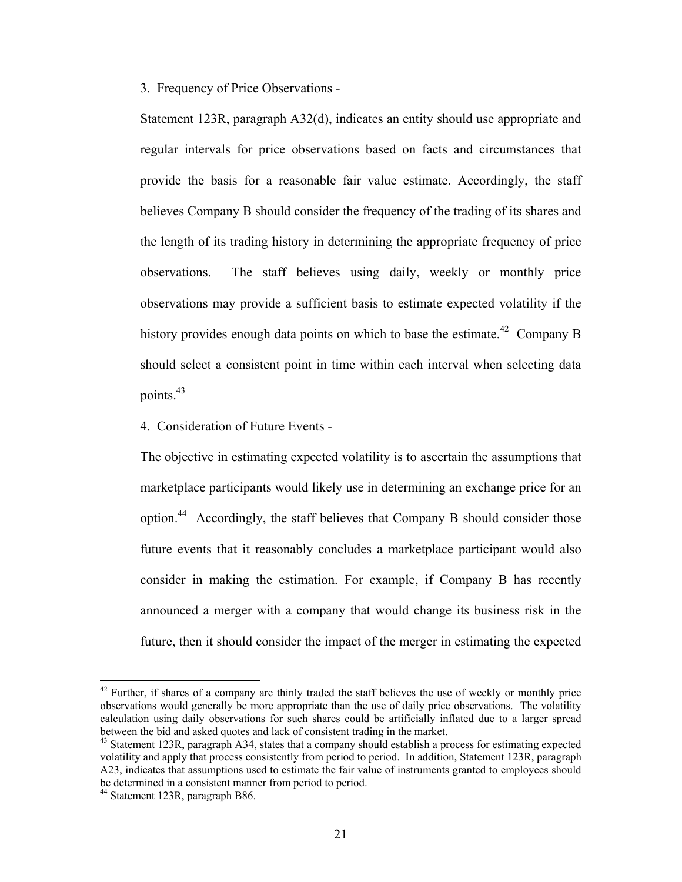3. Frequency of Price Observations -

Statement 123R, paragraph A32(d), indicates an entity should use appropriate and regular intervals for price observations based on facts and circumstances that provide the basis for a reasonable fair value estimate. Accordingly, the staff believes Company B should consider the frequency of the trading of its shares and the length of its trading history in determining the appropriate frequency of price observations. The staff believes using daily, weekly or monthly price observations may provide a sufficient basis to estimate expected volatility if the history provides enough data points on which to base the estimate.[42] Company B should select a consistent point in time within each interval when selecting data points.[43]

4. Consideration of Future Events -

The objective in estimating expected volatility is to ascertain the assumptions that marketplace participants would likely use in determining an exchange price for an option.[44] Accordingly, the staff believes that Company B should consider those future events that it reasonably concludes a marketplace participant would also consider in making the estimation. For example, if Company B has recently announced a merger with a company that would change its business risk in the future, then it should consider the impact of the merger in estimating the expected

---

[42] Further, if shares of a company are thinly traded the staff believes the use of weekly or monthly price observations would generally be more appropriate than the use of daily price observations. The volatility calculation using daily observations for such shares could be artificially inflated due to a larger spread between the bid and asked quotes and lack of consistent trading in the market.

[43] Statement 123R, paragraph A34, states that a company should establish a process for estimating expected volatility and apply that process consistently from period to period. In addition, Statement 123R, paragraph A23, indicates that assumptions used to estimate the fair value of instruments granted to employees should be determined in a consistent manner from period to period.

[44] Statement 123R, paragraph B86.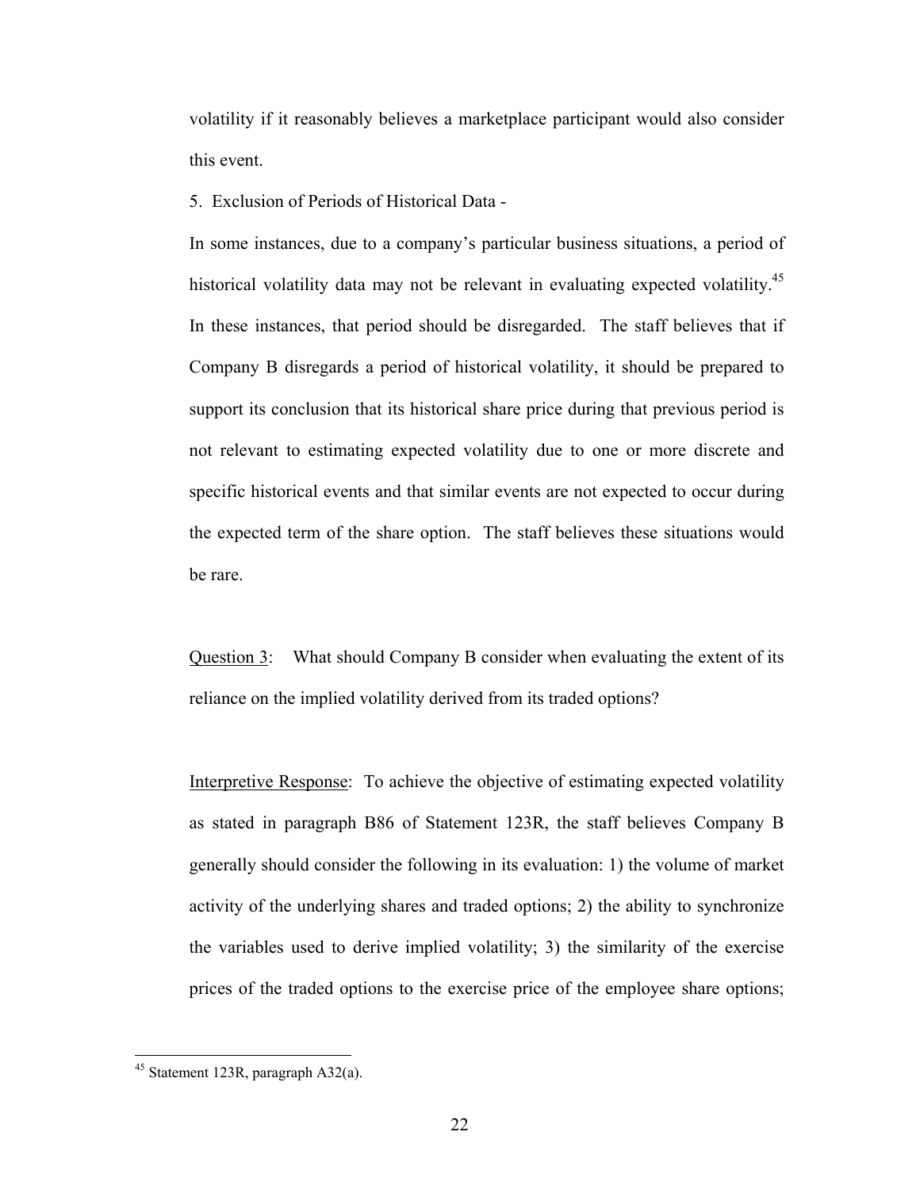volatility if it reasonably believes a marketplace participant would also consider this event.

5. Exclusion of Periods of Historical Data -

In some instances, due to a company's particular business situations, a period of historical volatility data may not be relevant in evaluating expected volatility.[45] In these instances, that period should be disregarded. The staff believes that if Company B disregards a period of historical volatility, it should be prepared to support its conclusion that its historical share price during that previous period is not relevant to estimating expected volatility due to one or more discrete and specific historical events and that similar events are not expected to occur during the expected term of the share option. The staff believes these situations would be rare.

Question 3: What should Company B consider when evaluating the extent of its reliance on the implied volatility derived from its traded options?

Interpretive Response: To achieve the objective of estimating expected volatility as stated in paragraph B86 of Statement 123R, the staff believes Company B generally should consider the following in its evaluation: 1) the volume of market activity of the underlying shares and traded options; 2) the ability to synchronize the variables used to derive implied volatility; 3) the similarity of the exercise prices of the traded options to the exercise price of the employee share options;

---

[45] Statement 123R, paragraph A32(a).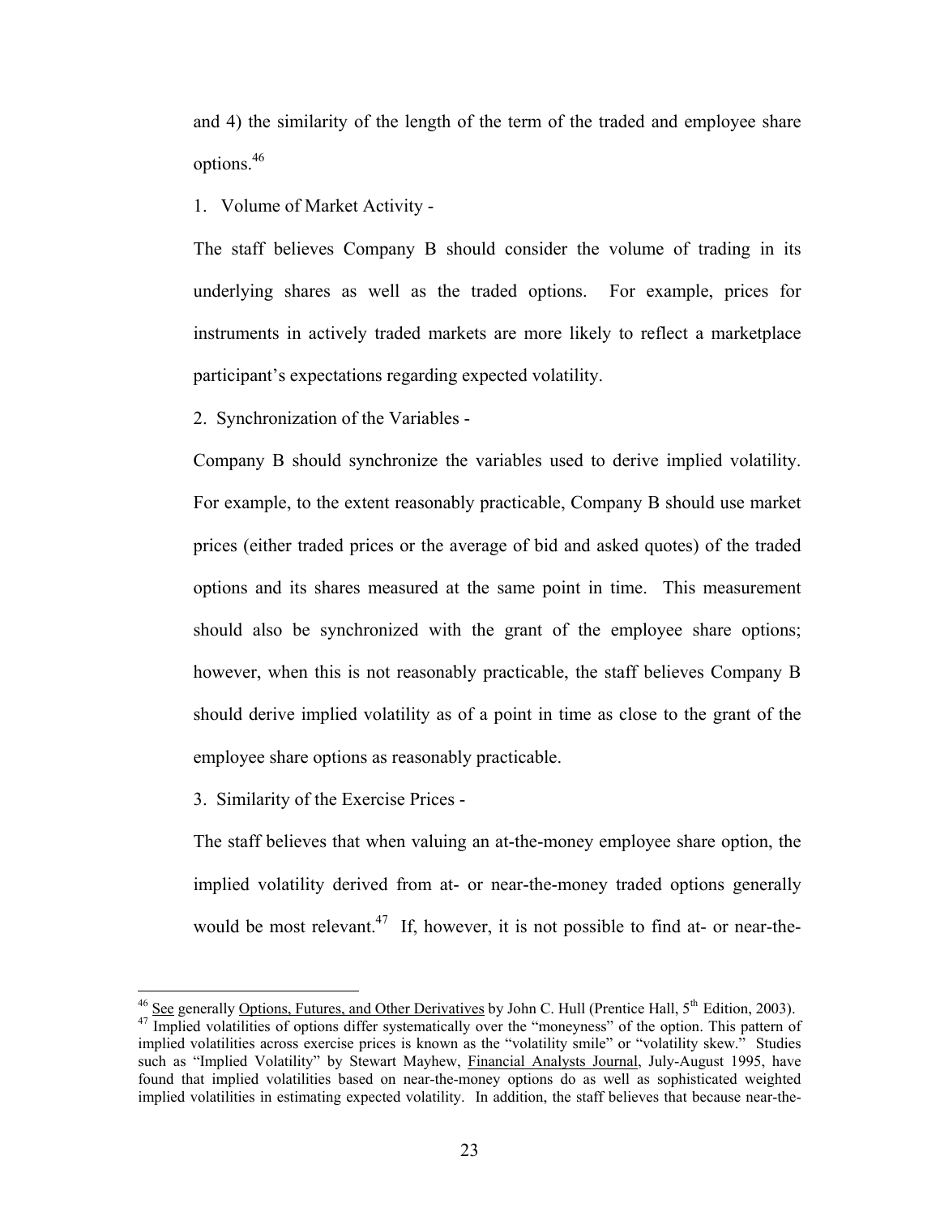and 4) the similarity of the length of the term of the traded and employee share options.[46]

1. Volume of Market Activity -

The staff believes Company B should consider the volume of trading in its underlying shares as well as the traded options. For example, prices for instruments in actively traded markets are more likely to reflect a marketplace participant's expectations regarding expected volatility.

2. Synchronization of the Variables -

Company B should synchronize the variables used to derive implied volatility. For example, to the extent reasonably practicable, Company B should use market prices (either traded prices or the average of bid and asked quotes) of the traded options and its shares measured at the same point in time. This measurement should also be synchronized with the grant of the employee share options; however, when this is not reasonably practicable, the staff believes Company B should derive implied volatility as of a point in time as close to the grant of the employee share options as reasonably practicable.

3. Similarity of the Exercise Prices -

The staff believes that when valuing an at-the-money employee share option, the implied volatility derived from at- or near-the-money traded options generally would be most relevant.[47] If, however, it is not possible to find at- or near-the-

---

[46] See generally Options, Futures, and Other Derivatives by John C. Hull (Prentice Hall, 5th Edition, 2003).

[47] Implied volatilities of options differ systematically over the "moneyness" of the option. This pattern of implied volatilities across exercise prices is known as the "volatility smile" or "volatility skew." Studies such as "Implied Volatility" by Stewart Mayhew, Financial Analysts Journal, July-August 1995, have found that implied volatilities based on near-the-money options do as well as sophisticated weighted implied volatilities in estimating expected volatility. In addition, the staff believes that because near-the-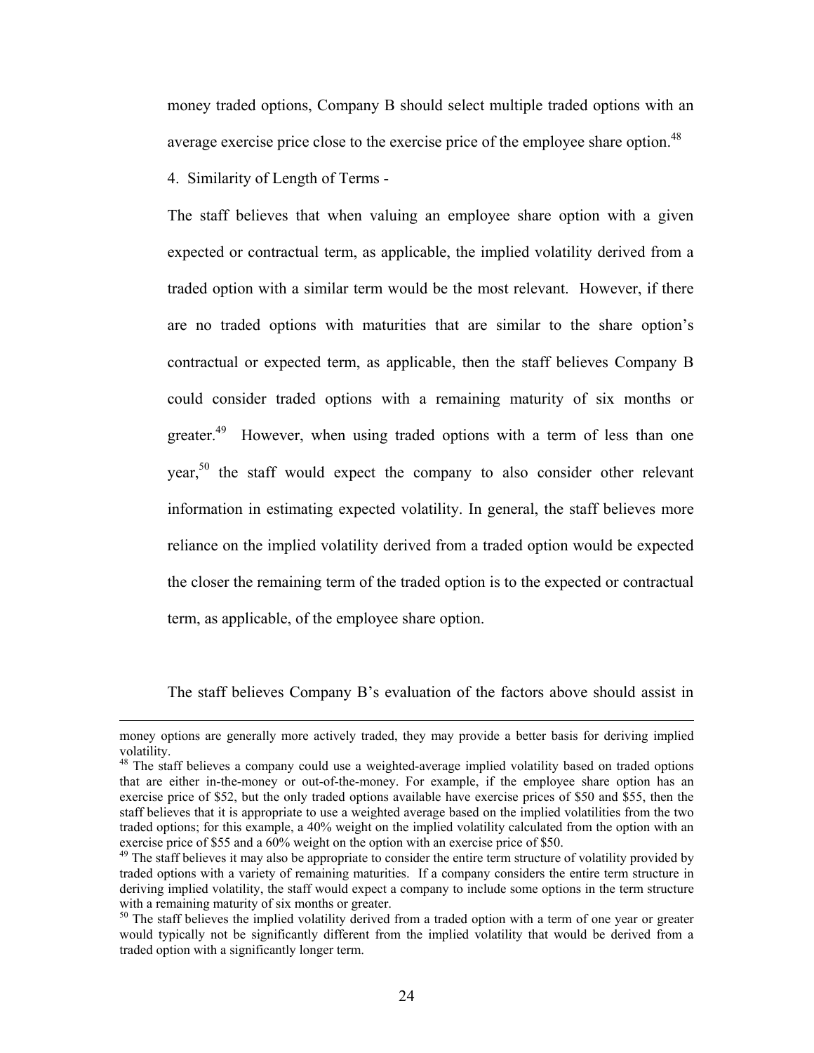money traded options, Company B should select multiple traded options with an average exercise price close to the exercise price of the employee share option.[48]

4. Similarity of Length of Terms -

The staff believes that when valuing an employee share option with a given expected or contractual term, as applicable, the implied volatility derived from a traded option with a similar term would be the most relevant. However, if there are no traded options with maturities that are similar to the share option's contractual or expected term, as applicable, then the staff believes Company B could consider traded options with a remaining maturity of six months or greater.[49] However, when using traded options with a term of less than one year,[50] the staff would expect the company to also consider other relevant information in estimating expected volatility. In general, the staff believes more reliance on the implied volatility derived from a traded option would be expected the closer the remaining term of the traded option is to the expected or contractual term, as applicable, of the employee share option.

The staff believes Company B's evaluation of the factors above should assist in

---

money options are generally more actively traded, they may provide a better basis for deriving implied volatility.

[48] The staff believes a company could use a weighted-average implied volatility based on traded options that are either in-the-money or out-of-the-money. For example, if the employee share option has an exercise price of $52, but the only traded options available have exercise prices of $50 and $55, then the staff believes that it is appropriate to use a weighted average based on the implied volatilities from the two traded options; for this example, a 40% weight on the implied volatility calculated from the option with an exercise price of $55 and a 60% weight on the option with an exercise price of $50.

[49] The staff believes it may also be appropriate to consider the entire term structure of volatility provided by traded options with a variety of remaining maturities. If a company considers the entire term structure in deriving implied volatility, the staff would expect a company to include some options in the term structure with a remaining maturity of six months or greater.

[50] The staff believes the implied volatility derived from a traded option with a term of one year or greater would typically not be significantly different from the implied volatility that would be derived from a traded option with a significantly longer term.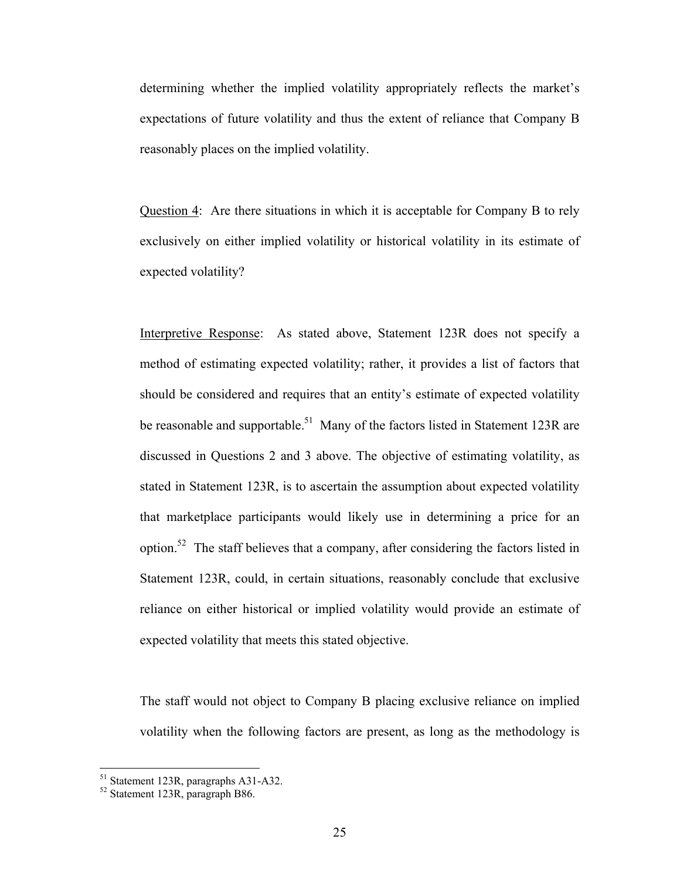determining whether the implied volatility appropriately reflects the market's expectations of future volatility and thus the extent of reliance that Company B reasonably places on the implied volatility.

Question 4: Are there situations in which it is acceptable for Company B to rely exclusively on either implied volatility or historical volatility in its estimate of expected volatility?

Interpretive Response: As stated above, Statement 123R does not specify a method of estimating expected volatility; rather, it provides a list of factors that should be considered and requires that an entity's estimate of expected volatility be reasonable and supportable.[51] Many of the factors listed in Statement 123R are discussed in Questions 2 and 3 above. The objective of estimating volatility, as stated in Statement 123R, is to ascertain the assumption about expected volatility that marketplace participants would likely use in determining a price for an option.[52] The staff believes that a company, after considering the factors listed in Statement 123R, could, in certain situations, reasonably conclude that exclusive reliance on either historical or implied volatility would provide an estimate of expected volatility that meets this stated objective.

The staff would not object to Company B placing exclusive reliance on implied volatility when the following factors are present, as long as the methodology is

---

[51] Statement 123R, paragraphs A31-A32.

[52] Statement 123R, paragraph B86.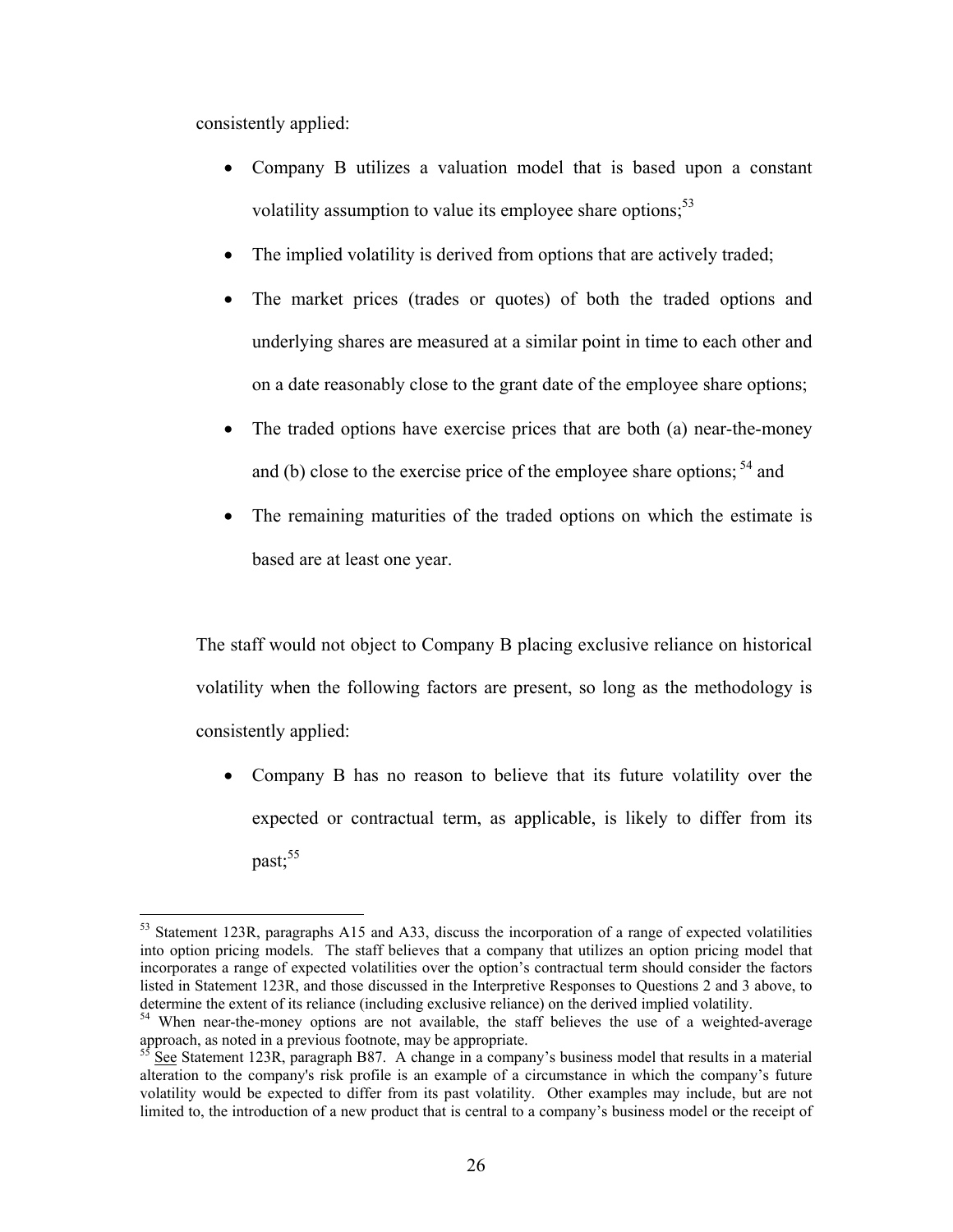consistently applied:

- Company B utilizes a valuation model that is based upon a constant volatility assumption to value its employee share options;[53]
- The implied volatility is derived from options that are actively traded;
- The market prices (trades or quotes) of both the traded options and underlying shares are measured at a similar point in time to each other and on a date reasonably close to the grant date of the employee share options;
- The traded options have exercise prices that are both (a) near-the-money and (b) close to the exercise price of the employee share options; [54] and
- The remaining maturities of the traded options on which the estimate is based are at least one year.

The staff would not object to Company B placing exclusive reliance on historical volatility when the following factors are present, so long as the methodology is consistently applied:

- Company B has no reason to believe that its future volatility over the expected or contractual term, as applicable, is likely to differ from its past;[55]

---

[53] Statement 123R, paragraphs A15 and A33, discuss the incorporation of a range of expected volatilities into option pricing models. The staff believes that a company that utilizes an option pricing model that incorporates a range of expected volatilities over the option's contractual term should consider the factors listed in Statement 123R, and those discussed in the Interpretive Responses to Questions 2 and 3 above, to determine the extent of its reliance (including exclusive reliance) on the derived implied volatility.

[54] When near-the-money options are not available, the staff believes the use of a weighted-average approach, as noted in a previous footnote, may be appropriate.

[55] See Statement 123R, paragraph B87. A change in a company's business model that results in a material alteration to the company's risk profile is an example of a circumstance in which the company's future volatility would be expected to differ from its past volatility. Other examples may include, but are not limited to, the introduction of a new product that is central to a company's business model or the receipt of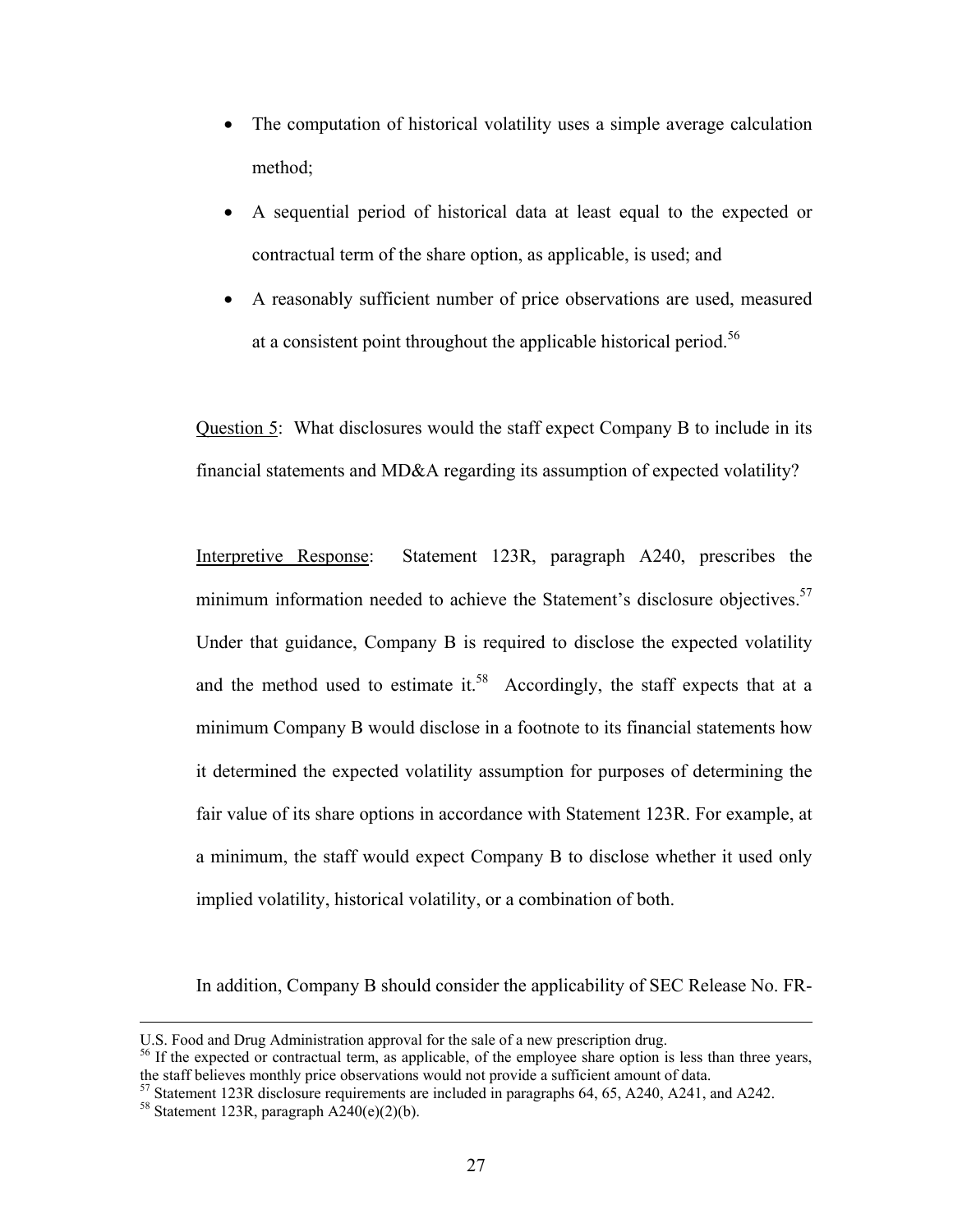- The computation of historical volatility uses a simple average calculation method;
- A sequential period of historical data at least equal to the expected or contractual term of the share option, as applicable, is used; and
- A reasonably sufficient number of price observations are used, measured at a consistent point throughout the applicable historical period.[56]

Question 5: What disclosures would the staff expect Company B to include in its financial statements and MD&A regarding its assumption of expected volatility?

Interpretive Response: Statement 123R, paragraph A240, prescribes the minimum information needed to achieve the Statement's disclosure objectives.[57] Under that guidance, Company B is required to disclose the expected volatility and the method used to estimate it.[58] Accordingly, the staff expects that at a minimum Company B would disclose in a footnote to its financial statements how it determined the expected volatility assumption for purposes of determining the fair value of its share options in accordance with Statement 123R. For example, at a minimum, the staff would expect Company B to disclose whether it used only implied volatility, historical volatility, or a combination of both.

In addition, Company B should consider the applicability of SEC Release No. FR-

---

U.S. Food and Drug Administration approval for the sale of a new prescription drug.

[56] If the expected or contractual term, as applicable, of the employee share option is less than three years, the staff believes monthly price observations would not provide a sufficient amount of data.

[57] Statement 123R disclosure requirements are included in paragraphs 64, 65, A240, A241, and A242.

[58] Statement 123R, paragraph A240(e)(2)(b).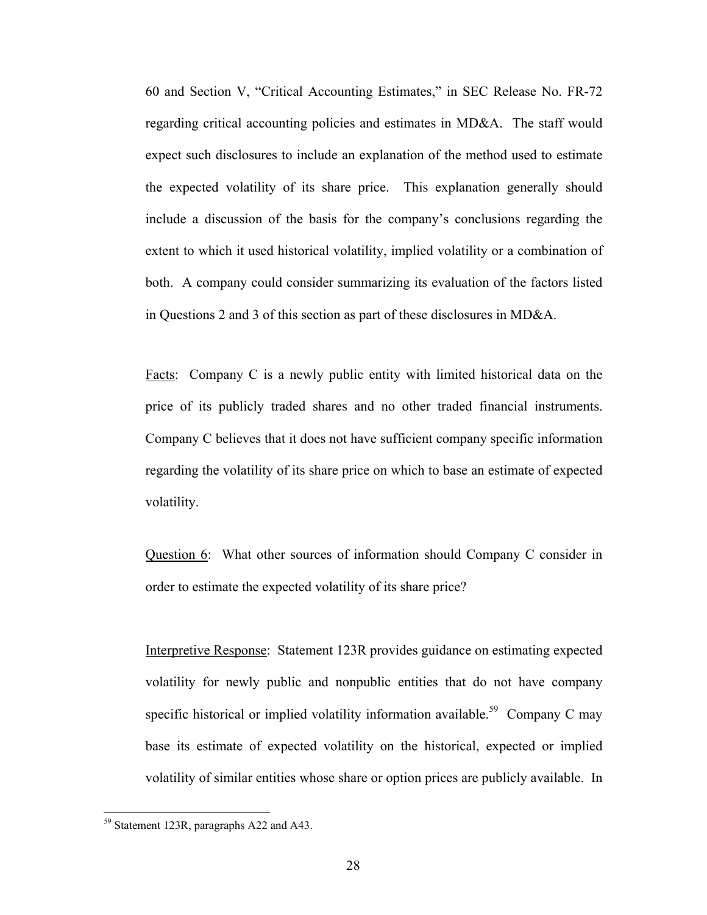60 and Section V, "Critical Accounting Estimates," in SEC Release No. FR-72 regarding critical accounting policies and estimates in MD&A. The staff would expect such disclosures to include an explanation of the method used to estimate the expected volatility of its share price. This explanation generally should include a discussion of the basis for the company's conclusions regarding the extent to which it used historical volatility, implied volatility or a combination of both. A company could consider summarizing its evaluation of the factors listed in Questions 2 and 3 of this section as part of these disclosures in MD&A.

<u>Facts</u>: Company C is a newly public entity with limited historical data on the price of its publicly traded shares and no other traded financial instruments. Company C believes that it does not have sufficient company specific information regarding the volatility of its share price on which to base an estimate of expected volatility.

<u>Question 6</u>: What other sources of information should Company C consider in order to estimate the expected volatility of its share price?

<u>Interpretive Response</u>: Statement 123R provides guidance on estimating expected volatility for newly public and nonpublic entities that do not have company specific historical or implied volatility information available.[59] Company C may base its estimate of expected volatility on the historical, expected or implied volatility of similar entities whose share or option prices are publicly available. In

---

[59] Statement 123R, paragraphs A22 and A43.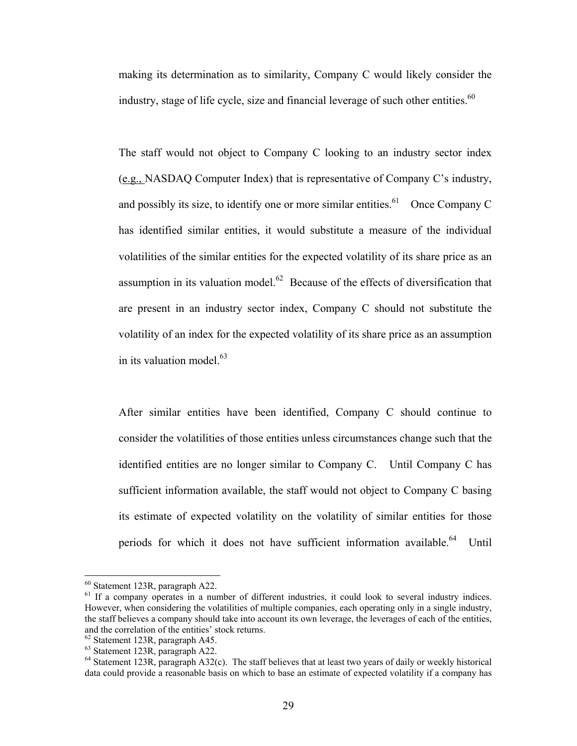making its determination as to similarity, Company C would likely consider the industry, stage of life cycle, size and financial leverage of such other entities.[60]

The staff would not object to Company C looking to an industry sector index (e.g., NASDAQ Computer Index) that is representative of Company C's industry, and possibly its size, to identify one or more similar entities.[61] Once Company C has identified similar entities, it would substitute a measure of the individual volatilities of the similar entities for the expected volatility of its share price as an assumption in its valuation model.[62] Because of the effects of diversification that are present in an industry sector index, Company C should not substitute the volatility of an index for the expected volatility of its share price as an assumption in its valuation model.[63]

After similar entities have been identified, Company C should continue to consider the volatilities of those entities unless circumstances change such that the identified entities are no longer similar to Company C. Until Company C has sufficient information available, the staff would not object to Company C basing its estimate of expected volatility on the volatility of similar entities for those periods for which it does not have sufficient information available.[64] Until

---

[60] Statement 123R, paragraph A22.

[61] If a company operates in a number of different industries, it could look to several industry indices. However, when considering the volatilities of multiple companies, each operating only in a single industry, the staff believes a company should take into account its own leverage, the leverages of each of the entities, and the correlation of the entities' stock returns.

[62] Statement 123R, paragraph A45.

[63] Statement 123R, paragraph A22.

[64] Statement 123R, paragraph A32(c). The staff believes that at least two years of daily or weekly historical data could provide a reasonable basis on which to base an estimate of expected volatility if a company has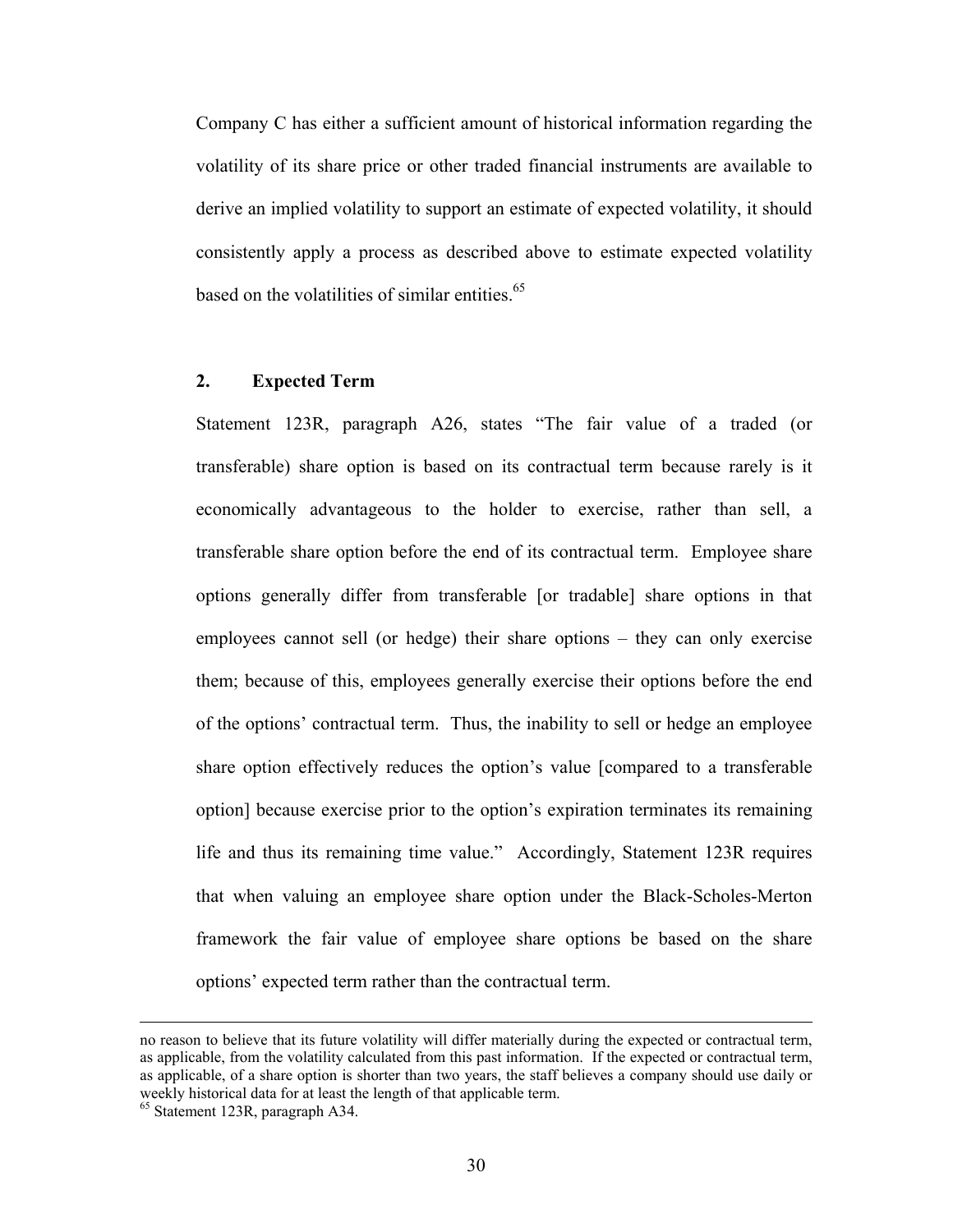Company C has either a sufficient amount of historical information regarding the volatility of its share price or other traded financial instruments are available to derive an implied volatility to support an estimate of expected volatility, it should consistently apply a process as described above to estimate expected volatility based on the volatilities of similar entities.[65]

## 2. Expected Term

Statement 123R, paragraph A26, states "The fair value of a traded (or transferable) share option is based on its contractual term because rarely is it economically advantageous to the holder to exercise, rather than sell, a transferable share option before the end of its contractual term. Employee share options generally differ from transferable [or tradable] share options in that employees cannot sell (or hedge) their share options – they can only exercise them; because of this, employees generally exercise their options before the end of the options' contractual term. Thus, the inability to sell or hedge an employee share option effectively reduces the option's value [compared to a transferable option] because exercise prior to the option's expiration terminates its remaining life and thus its remaining time value." Accordingly, Statement 123R requires that when valuing an employee share option under the Black-Scholes-Merton framework the fair value of employee share options be based on the share options' expected term rather than the contractual term.

---

no reason to believe that its future volatility will differ materially during the expected or contractual term, as applicable, from the volatility calculated from this past information. If the expected or contractual term, as applicable, of a share option is shorter than two years, the staff believes a company should use daily or weekly historical data for at least the length of that applicable term.

[65] Statement 123R, paragraph A34.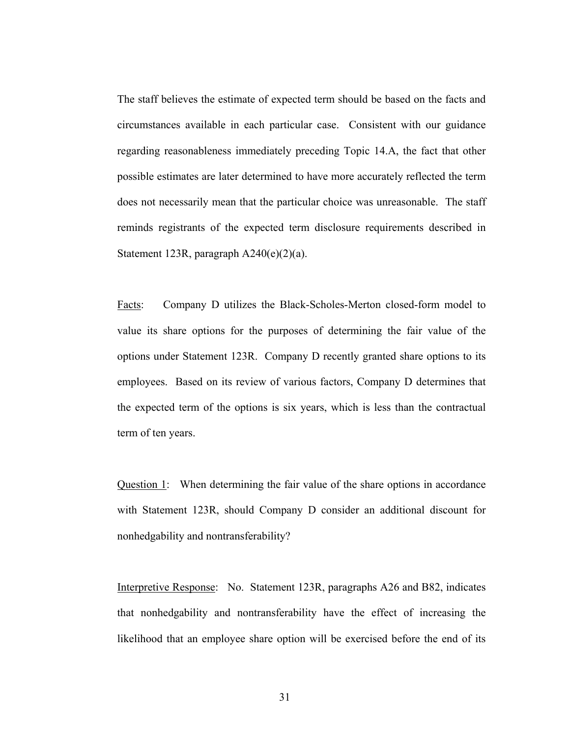The staff believes the estimate of expected term should be based on the facts and circumstances available in each particular case. Consistent with our guidance regarding reasonableness immediately preceding Topic 14.A, the fact that other possible estimates are later determined to have more accurately reflected the term does not necessarily mean that the particular choice was unreasonable. The staff reminds registrants of the expected term disclosure requirements described in Statement 123R, paragraph A240(e)(2)(a).

<u>Facts</u>: Company D utilizes the Black-Scholes-Merton closed-form model to value its share options for the purposes of determining the fair value of the options under Statement 123R. Company D recently granted share options to its employees. Based on its review of various factors, Company D determines that the expected term of the options is six years, which is less than the contractual term of ten years.

<u>Question 1</u>: When determining the fair value of the share options in accordance with Statement 123R, should Company D consider an additional discount for nonhedgability and nontransferability?

<u>Interpretive Response</u>: No. Statement 123R, paragraphs A26 and B82, indicates that nonhedgability and nontransferability have the effect of increasing the likelihood that an employee share option will be exercised before the end of its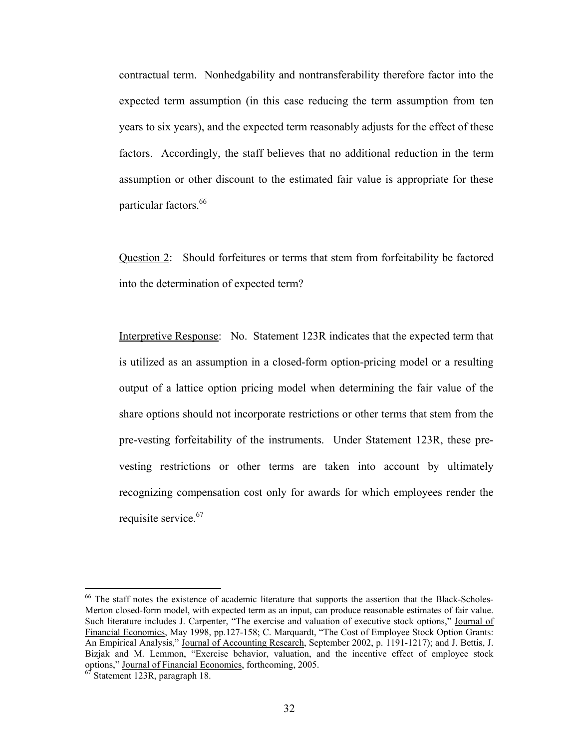contractual term. Nonhedgability and nontransferability therefore factor into the expected term assumption (in this case reducing the term assumption from ten years to six years), and the expected term reasonably adjusts for the effect of these factors. Accordingly, the staff believes that no additional reduction in the term assumption or other discount to the estimated fair value is appropriate for these particular factors.[66]

<u>Question 2</u>: Should forfeitures or terms that stem from forfeitability be factored into the determination of expected term?

<u>Interpretive Response</u>: No. Statement 123R indicates that the expected term that is utilized as an assumption in a closed-form option-pricing model or a resulting output of a lattice option pricing model when determining the fair value of the share options should not incorporate restrictions or other terms that stem from the pre-vesting forfeitability of the instruments. Under Statement 123R, these pre-vesting restrictions or other terms are taken into account by ultimately recognizing compensation cost only for awards for which employees render the requisite service.[67]

---

[66] The staff notes the existence of academic literature that supports the assertion that the Black-Scholes-Merton closed-form model, with expected term as an input, can produce reasonable estimates of fair value. Such literature includes J. Carpenter, "The exercise and valuation of executive stock options," <u>Journal of Financial Economics</u>, May 1998, pp.127-158; C. Marquardt, "The Cost of Employee Stock Option Grants: An Empirical Analysis," <u>Journal of Accounting Research</u>, September 2002, p. 1191-1217); and J. Bettis, J. Bizjak and M. Lemmon, "Exercise behavior, valuation, and the incentive effect of employee stock options," <u>Journal of Financial Economics</u>, forthcoming, 2005.

[67] Statement 123R, paragraph 18.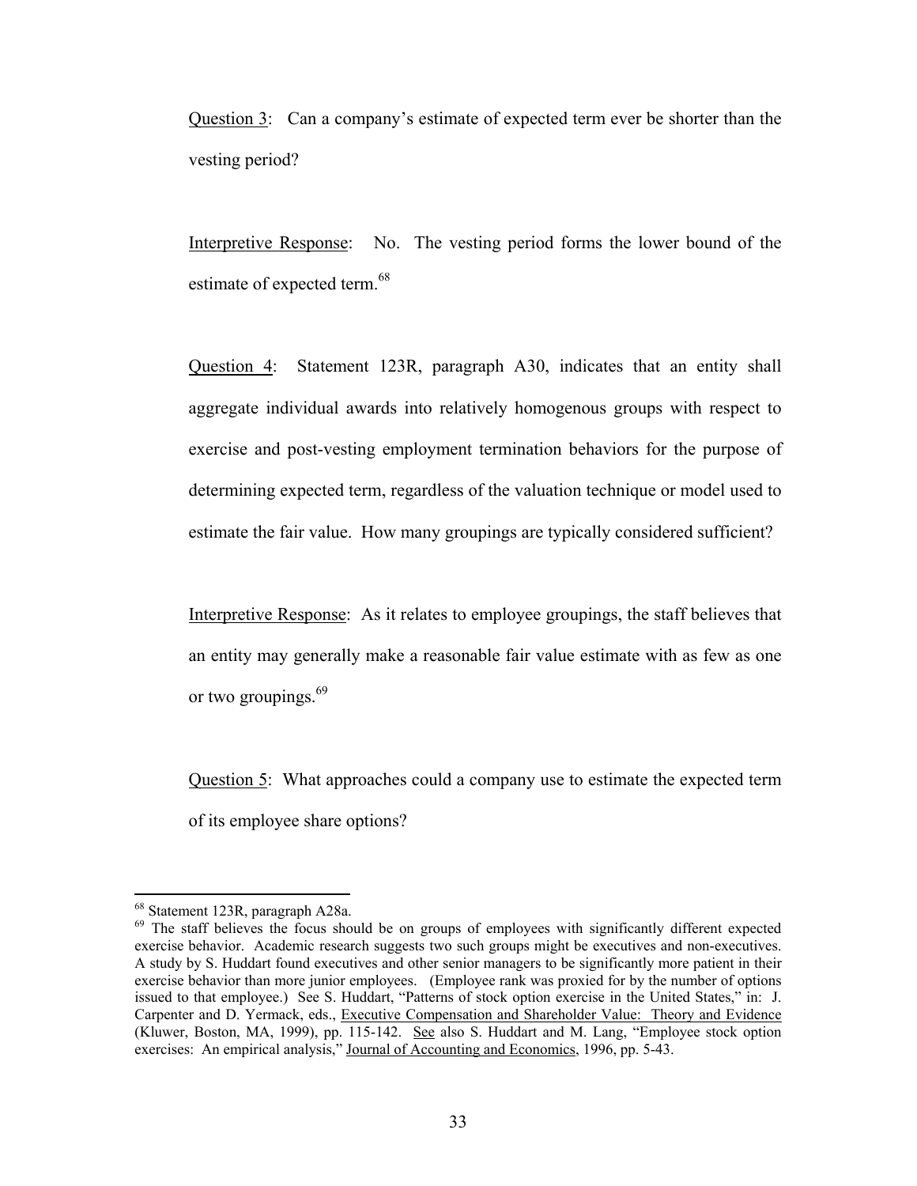Question 3: Can a company's estimate of expected term ever be shorter than the vesting period?

Interpretive Response: No. The vesting period forms the lower bound of the estimate of expected term.[68]

Question 4: Statement 123R, paragraph A30, indicates that an entity shall aggregate individual awards into relatively homogenous groups with respect to exercise and post-vesting employment termination behaviors for the purpose of determining expected term, regardless of the valuation technique or model used to estimate the fair value. How many groupings are typically considered sufficient?

Interpretive Response: As it relates to employee groupings, the staff believes that an entity may generally make a reasonable fair value estimate with as few as one or two groupings.[69]

Question 5: What approaches could a company use to estimate the expected term of its employee share options?

---

[68] Statement 123R, paragraph A28a.

[69] The staff believes the focus should be on groups of employees with significantly different expected exercise behavior. Academic research suggests two such groups might be executives and non-executives. A study by S. Huddart found executives and other senior managers to be significantly more patient in their exercise behavior than more junior employees. (Employee rank was proxied for by the number of options issued to that employee.) See S. Huddart, "Patterns of stock option exercise in the United States," in: J. Carpenter and D. Yermack, eds., Executive Compensation and Shareholder Value: Theory and Evidence (Kluwer, Boston, MA, 1999), pp. 115-142. See also S. Huddart and M. Lang, "Employee stock option exercises: An empirical analysis," Journal of Accounting and Economics, 1996, pp. 5-43.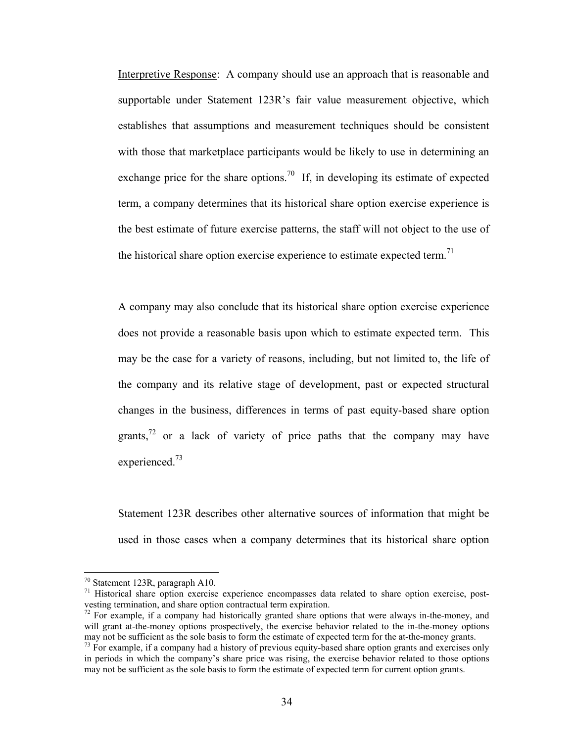Interpretive Response: A company should use an approach that is reasonable and supportable under Statement 123R's fair value measurement objective, which establishes that assumptions and measurement techniques should be consistent with those that marketplace participants would be likely to use in determining an exchange price for the share options.[70] If, in developing its estimate of expected term, a company determines that its historical share option exercise experience is the best estimate of future exercise patterns, the staff will not object to the use of the historical share option exercise experience to estimate expected term.[71]

A company may also conclude that its historical share option exercise experience does not provide a reasonable basis upon which to estimate expected term. This may be the case for a variety of reasons, including, but not limited to, the life of the company and its relative stage of development, past or expected structural changes in the business, differences in terms of past equity-based share option grants,[72] or a lack of variety of price paths that the company may have experienced.[73]

Statement 123R describes other alternative sources of information that might be used in those cases when a company determines that its historical share option

---

[70] Statement 123R, paragraph A10.

[71] Historical share option exercise experience encompasses data related to share option exercise, post-vesting termination, and share option contractual term expiration.

[72] For example, if a company had historically granted share options that were always in-the-money, and will grant at-the-money options prospectively, the exercise behavior related to the in-the-money options may not be sufficient as the sole basis to form the estimate of expected term for the at-the-money grants.

[73] For example, if a company had a history of previous equity-based share option grants and exercises only in periods in which the company's share price was rising, the exercise behavior related to those options may not be sufficient as the sole basis to form the estimate of expected term for current option grants.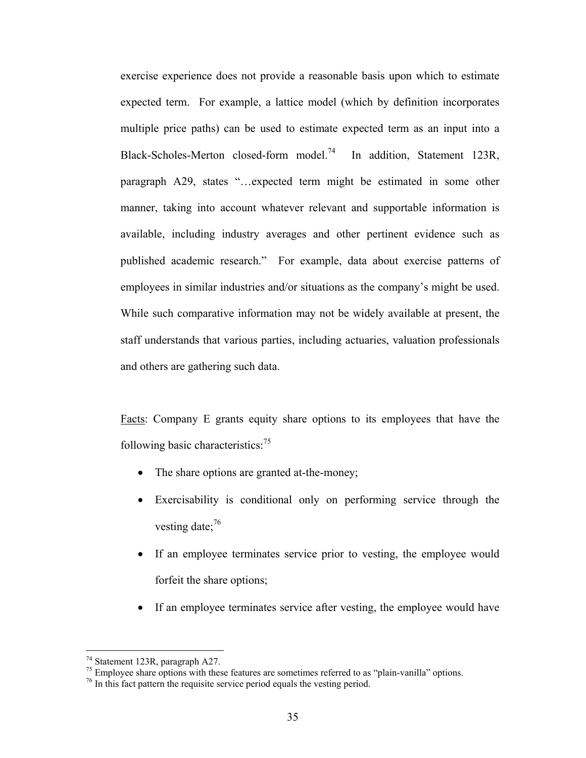exercise experience does not provide a reasonable basis upon which to estimate expected term. For example, a lattice model (which by definition incorporates multiple price paths) can be used to estimate expected term as an input into a Black-Scholes-Merton closed-form model.[74] In addition, Statement 123R, paragraph A29, states "…expected term might be estimated in some other manner, taking into account whatever relevant and supportable information is available, including industry averages and other pertinent evidence such as published academic research." For example, data about exercise patterns of employees in similar industries and/or situations as the company's might be used. While such comparative information may not be widely available at present, the staff understands that various parties, including actuaries, valuation professionals and others are gathering such data.

Facts: Company E grants equity share options to its employees that have the following basic characteristics:[75]

- The share options are granted at-the-money;
- Exercisability is conditional only on performing service through the vesting date;[76]
- If an employee terminates service prior to vesting, the employee would forfeit the share options;
- If an employee terminates service after vesting, the employee would have

---

[74] Statement 123R, paragraph A27.

[75] Employee share options with these features are sometimes referred to as "plain-vanilla" options.

[76] In this fact pattern the requisite service period equals the vesting period.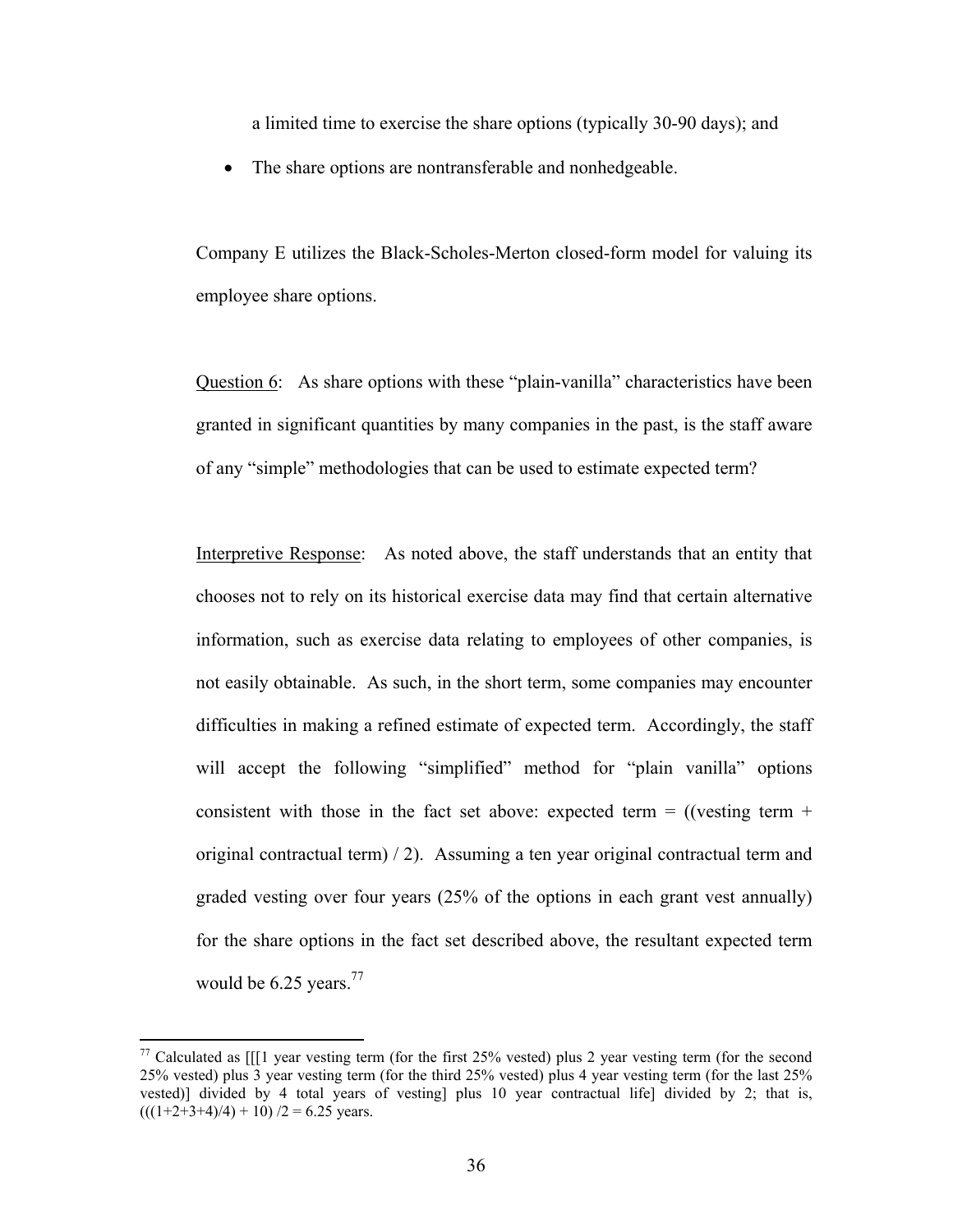a limited time to exercise the share options (typically 30-90 days); and

- The share options are nontransferable and nonhedgeable.

Company E utilizes the Black-Scholes-Merton closed-form model for valuing its employee share options.

Question 6: As share options with these "plain-vanilla" characteristics have been granted in significant quantities by many companies in the past, is the staff aware of any "simple" methodologies that can be used to estimate expected term?

Interpretive Response: As noted above, the staff understands that an entity that chooses not to rely on its historical exercise data may find that certain alternative information, such as exercise data relating to employees of other companies, is not easily obtainable. As such, in the short term, some companies may encounter difficulties in making a refined estimate of expected term. Accordingly, the staff will accept the following "simplified" method for "plain vanilla" options consistent with those in the fact set above: expected term = ((vesting term + original contractual term) / 2). Assuming a ten year original contractual term and graded vesting over four years (25% of the options in each grant vest annually) for the share options in the fact set described above, the resultant expected term would be 6.25 years.[77]

---

[77] Calculated as [[[1 year vesting term (for the first 25% vested) plus 2 year vesting term (for the second 25% vested) plus 3 year vesting term (for the third 25% vested) plus 4 year vesting term (for the last 25% vested)] divided by 4 total years of vesting] plus 10 year contractual life] divided by 2; that is, $(((1+2+3+4)/4) + 10) /2 = 6.25$ years.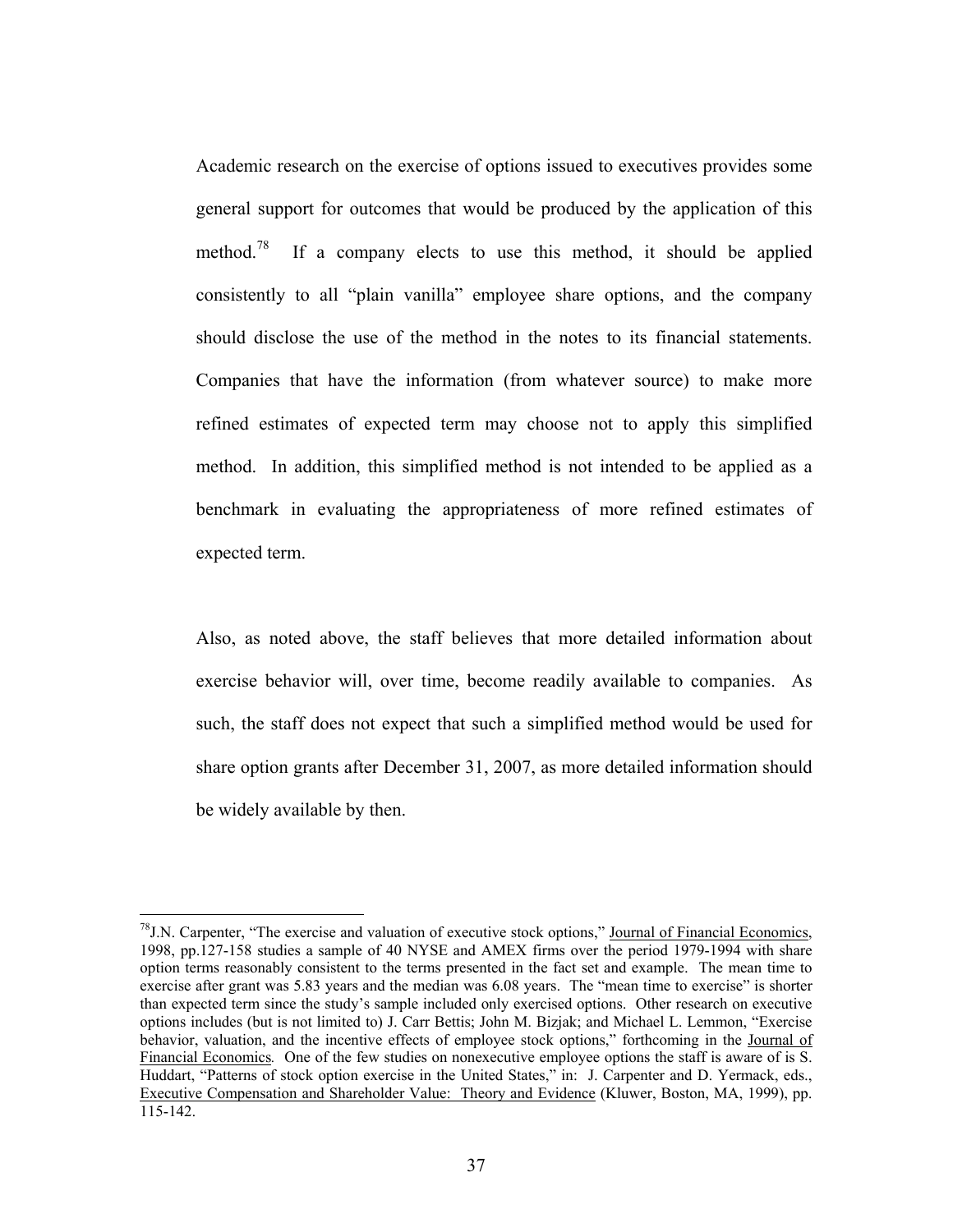Academic research on the exercise of options issued to executives provides some general support for outcomes that would be produced by the application of this method.[78] If a company elects to use this method, it should be applied consistently to all "plain vanilla" employee share options, and the company should disclose the use of the method in the notes to its financial statements. Companies that have the information (from whatever source) to make more refined estimates of expected term may choose not to apply this simplified method. In addition, this simplified method is not intended to be applied as a benchmark in evaluating the appropriateness of more refined estimates of expected term.

Also, as noted above, the staff believes that more detailed information about exercise behavior will, over time, become readily available to companies. As such, the staff does not expect that such a simplified method would be used for share option grants after December 31, 2007, as more detailed information should be widely available by then.

---

[78] J.N. Carpenter, "The exercise and valuation of executive stock options," Journal of Financial Economics, 1998, pp.127-158 studies a sample of 40 NYSE and AMEX firms over the period 1979-1994 with share option terms reasonably consistent to the terms presented in the fact set and example. The mean time to exercise after grant was 5.83 years and the median was 6.08 years. The "mean time to exercise" is shorter than expected term since the study's sample included only exercised options. Other research on executive options includes (but is not limited to) J. Carr Bettis; John M. Bizjak; and Michael L. Lemmon, "Exercise behavior, valuation, and the incentive effects of employee stock options," forthcoming in the Journal of Financial Economics. One of the few studies on nonexecutive employee options the staff is aware of is S. Huddart, "Patterns of stock option exercise in the United States," in: J. Carpenter and D. Yermack, eds., Executive Compensation and Shareholder Value: Theory and Evidence (Kluwer, Boston, MA, 1999), pp. 115-142.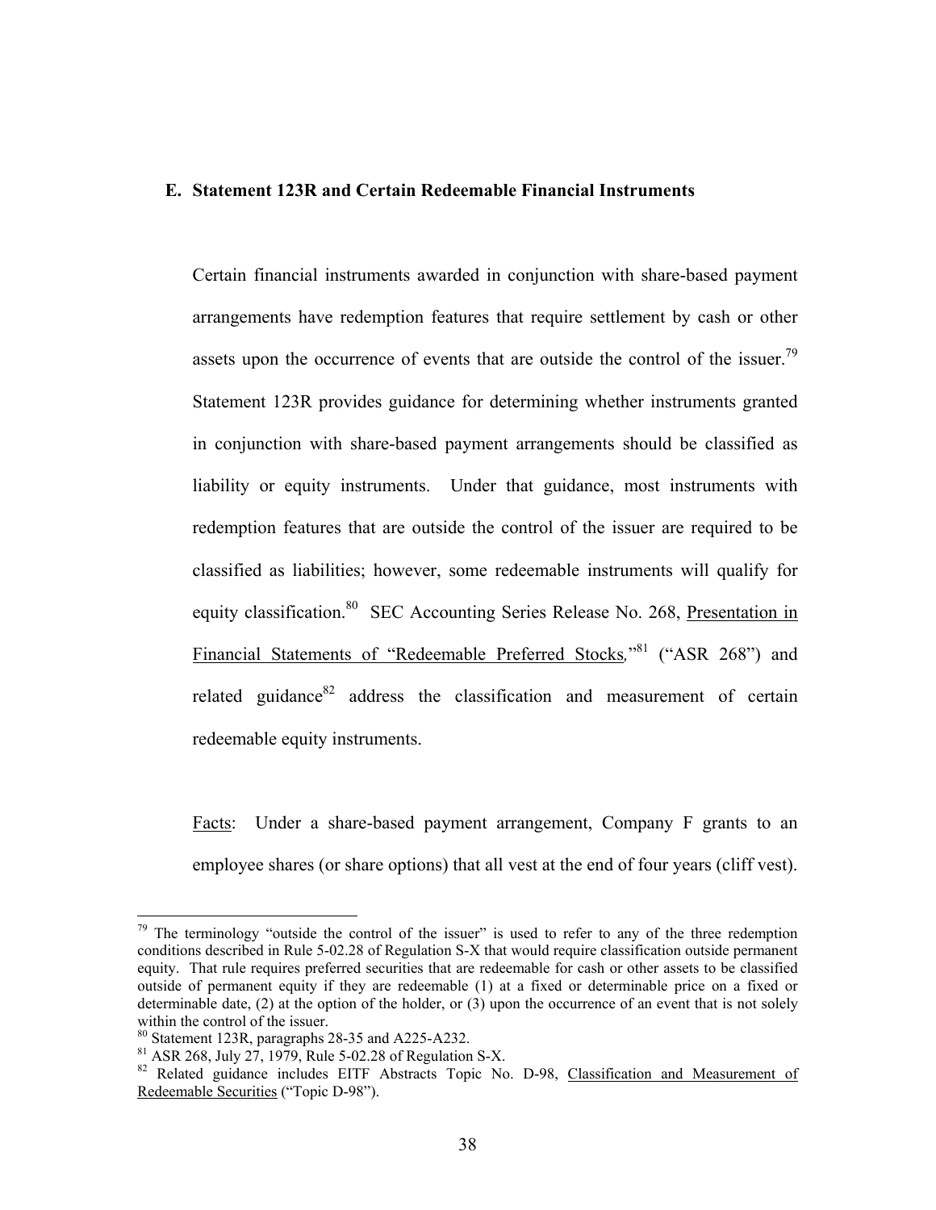### E. Statement 123R and Certain Redeemable Financial Instruments

Certain financial instruments awarded in conjunction with share-based payment arrangements have redemption features that require settlement by cash or other assets upon the occurrence of events that are outside the control of the issuer.[79] Statement 123R provides guidance for determining whether instruments granted in conjunction with share-based payment arrangements should be classified as liability or equity instruments. Under that guidance, most instruments with redemption features that are outside the control of the issuer are required to be classified as liabilities; however, some redeemable instruments will qualify for equity classification.[80] SEC Accounting Series Release No. 268, Presentation in Financial Statements of "Redeemable Preferred Stocks,"[81] ("ASR 268") and related guidance[82] address the classification and measurement of certain redeemable equity instruments.

Facts: Under a share-based payment arrangement, Company F grants to an employee shares (or share options) that all vest at the end of four years (cliff vest).

---

[79] The terminology "outside the control of the issuer" is used to refer to any of the three redemption conditions described in Rule 5-02.28 of Regulation S-X that would require classification outside permanent equity. That rule requires preferred securities that are redeemable for cash or other assets to be classified outside of permanent equity if they are redeemable (1) at a fixed or determinable price on a fixed or determinable date, (2) at the option of the holder, or (3) upon the occurrence of an event that is not solely within the control of the issuer.

[80] Statement 123R, paragraphs 28-35 and A225-A232.

[81] ASR 268, July 27, 1979, Rule 5-02.28 of Regulation S-X.

[82] Related guidance includes EITF Abstracts Topic No. D-98, Classification and Measurement of Redeemable Securities ("Topic D-98").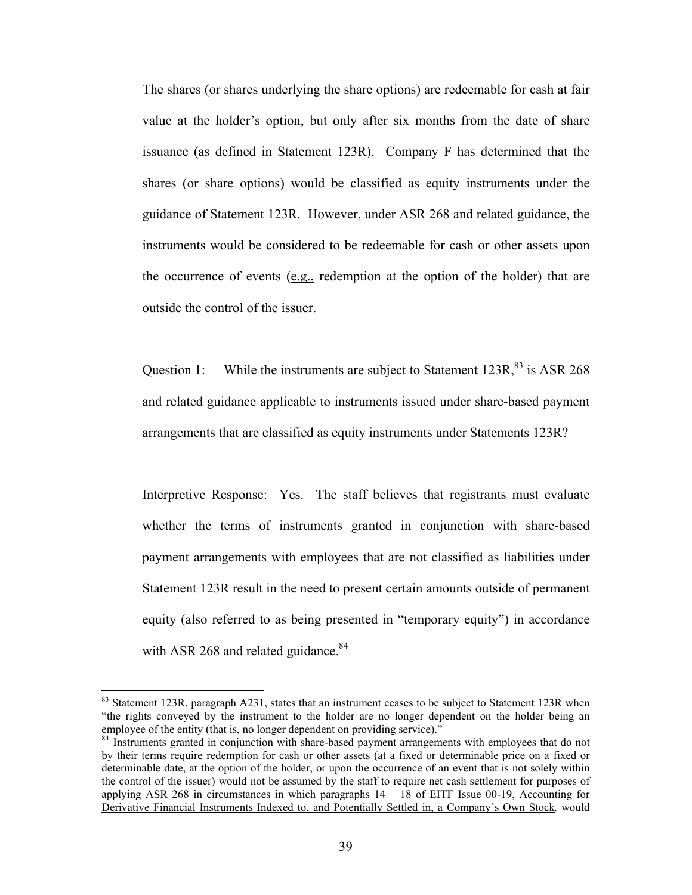The shares (or shares underlying the share options) are redeemable for cash at fair value at the holder's option, but only after six months from the date of share issuance (as defined in Statement 123R). Company F has determined that the shares (or share options) would be classified as equity instruments under the guidance of Statement 123R. However, under ASR 268 and related guidance, the instruments would be considered to be redeemable for cash or other assets upon the occurrence of events (e.g., redemption at the option of the holder) that are outside the control of the issuer.

Question 1: While the instruments are subject to Statement 123R,[83] is ASR 268 and related guidance applicable to instruments issued under share-based payment arrangements that are classified as equity instruments under Statements 123R?

Interpretive Response: Yes. The staff believes that registrants must evaluate whether the terms of instruments granted in conjunction with share-based payment arrangements with employees that are not classified as liabilities under Statement 123R result in the need to present certain amounts outside of permanent equity (also referred to as being presented in "temporary equity") in accordance with ASR 268 and related guidance.[84]

---

[83] Statement 123R, paragraph A231, states that an instrument ceases to be subject to Statement 123R when "the rights conveyed by the instrument to the holder are no longer dependent on the holder being an employee of the entity (that is, no longer dependent on providing service)."

[84] Instruments granted in conjunction with share-based payment arrangements with employees that do not by their terms require redemption for cash or other assets (at a fixed or determinable price on a fixed or determinable date, at the option of the holder, or upon the occurrence of an event that is not solely within the control of the issuer) would not be assumed by the staff to require net cash settlement for purposes of applying ASR 268 in circumstances in which paragraphs 14 – 18 of EITF Issue 00-19, Accounting for Derivative Financial Instruments Indexed to, and Potentially Settled in, a Company's Own Stock*,* would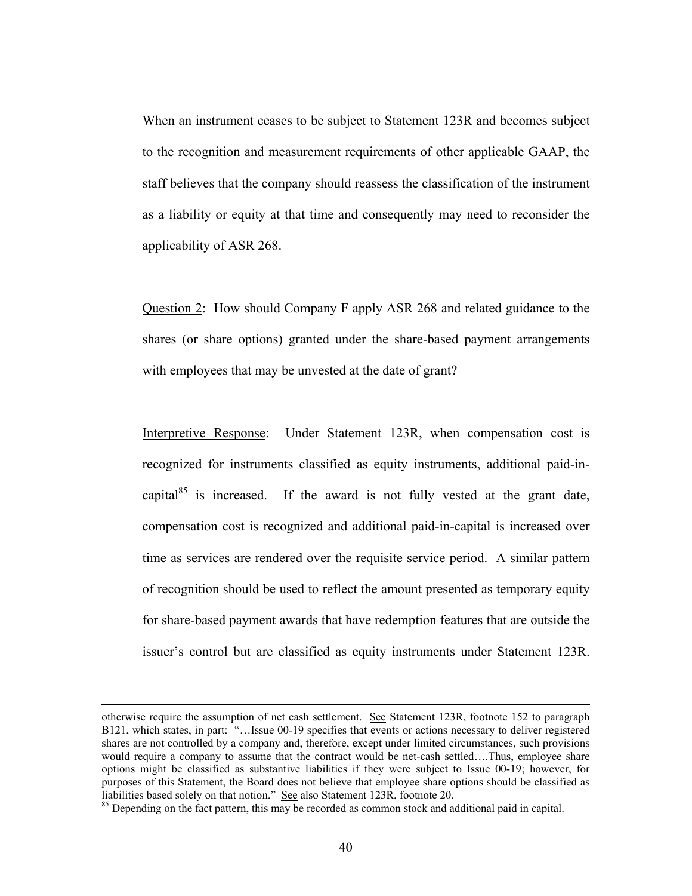When an instrument ceases to be subject to Statement 123R and becomes subject to the recognition and measurement requirements of other applicable GAAP, the staff believes that the company should reassess the classification of the instrument as a liability or equity at that time and consequently may need to reconsider the applicability of ASR 268.

Question 2: How should Company F apply ASR 268 and related guidance to the shares (or share options) granted under the share-based payment arrangements with employees that may be unvested at the date of grant?

Interpretive Response: Under Statement 123R, when compensation cost is recognized for instruments classified as equity instruments, additional paid-in-capital[85] is increased. If the award is not fully vested at the grant date, compensation cost is recognized and additional paid-in-capital is increased over time as services are rendered over the requisite service period. A similar pattern of recognition should be used to reflect the amount presented as temporary equity for share-based payment awards that have redemption features that are outside the issuer's control but are classified as equity instruments under Statement 123R.

---

otherwise require the assumption of net cash settlement. See Statement 123R, footnote 152 to paragraph B121, which states, in part: "…Issue 00-19 specifies that events or actions necessary to deliver registered shares are not controlled by a company and, therefore, except under limited circumstances, such provisions would require a company to assume that the contract would be net-cash settled….Thus, employee share options might be classified as substantive liabilities if they were subject to Issue 00-19; however, for purposes of this Statement, the Board does not believe that employee share options should be classified as liabilities based solely on that notion." See also Statement 123R, footnote 20.

[85] Depending on the fact pattern, this may be recorded as common stock and additional paid in capital.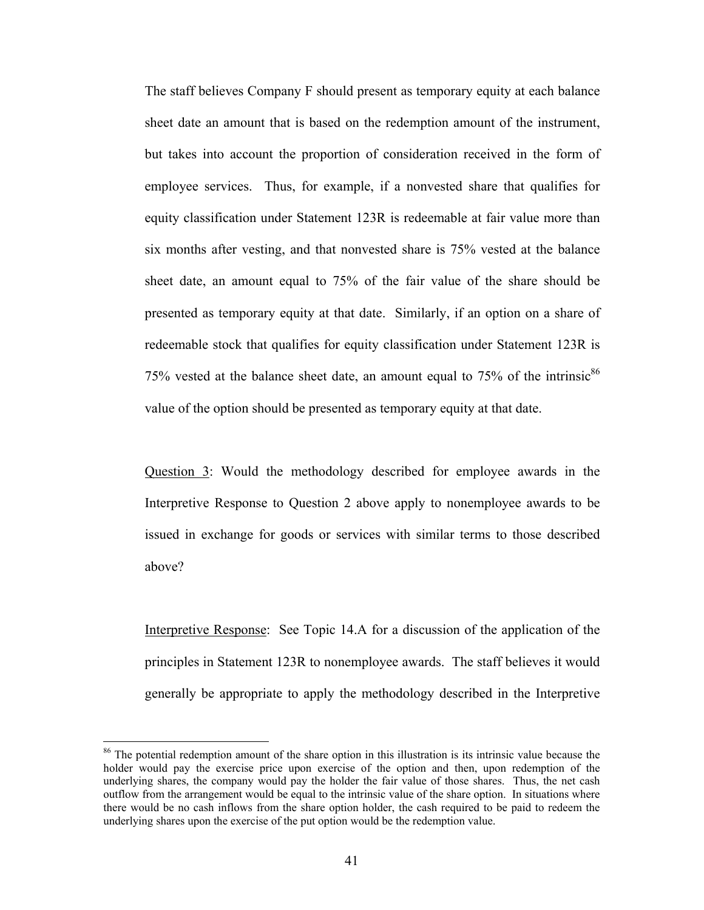The staff believes Company F should present as temporary equity at each balance sheet date an amount that is based on the redemption amount of the instrument, but takes into account the proportion of consideration received in the form of employee services. Thus, for example, if a nonvested share that qualifies for equity classification under Statement 123R is redeemable at fair value more than six months after vesting, and that nonvested share is 75% vested at the balance sheet date, an amount equal to 75% of the fair value of the share should be presented as temporary equity at that date. Similarly, if an option on a share of redeemable stock that qualifies for equity classification under Statement 123R is 75% vested at the balance sheet date, an amount equal to 75% of the intrinsic[86] value of the option should be presented as temporary equity at that date.

Question 3: Would the methodology described for employee awards in the Interpretive Response to Question 2 above apply to nonemployee awards to be issued in exchange for goods or services with similar terms to those described above?

Interpretive Response: See Topic 14.A for a discussion of the application of the principles in Statement 123R to nonemployee awards. The staff believes it would generally be appropriate to apply the methodology described in the Interpretive

[86] The potential redemption amount of the share option in this illustration is its intrinsic value because the holder would pay the exercise price upon exercise of the option and then, upon redemption of the underlying shares, the company would pay the holder the fair value of those shares. Thus, the net cash outflow from the arrangement would be equal to the intrinsic value of the share option. In situations where there would be no cash inflows from the share option holder, the cash required to be paid to redeem the underlying shares upon the exercise of the put option would be the redemption value.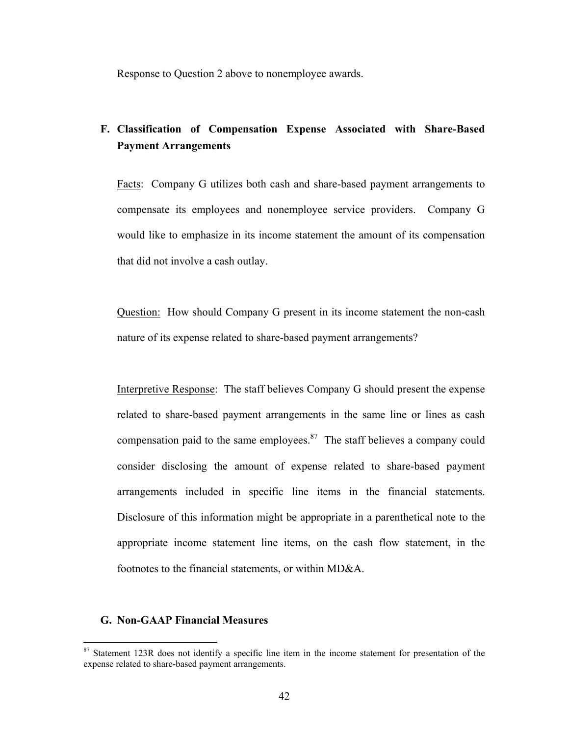Response to Question 2 above to nonemployee awards.

## F. Classification of Compensation Expense Associated with Share-Based Payment Arrangements

Facts: Company G utilizes both cash and share-based payment arrangements to compensate its employees and nonemployee service providers. Company G would like to emphasize in its income statement the amount of its compensation that did not involve a cash outlay.

Question: How should Company G present in its income statement the non-cash nature of its expense related to share-based payment arrangements?

Interpretive Response: The staff believes Company G should present the expense related to share-based payment arrangements in the same line or lines as cash compensation paid to the same employees.[87] The staff believes a company could consider disclosing the amount of expense related to share-based payment arrangements included in specific line items in the financial statements. Disclosure of this information might be appropriate in a parenthetical note to the appropriate income statement line items, on the cash flow statement, in the footnotes to the financial statements, or within MD&A.

## G. Non-GAAP Financial Measures

[87] Statement 123R does not identify a specific line item in the income statement for presentation of the expense related to share-based payment arrangements.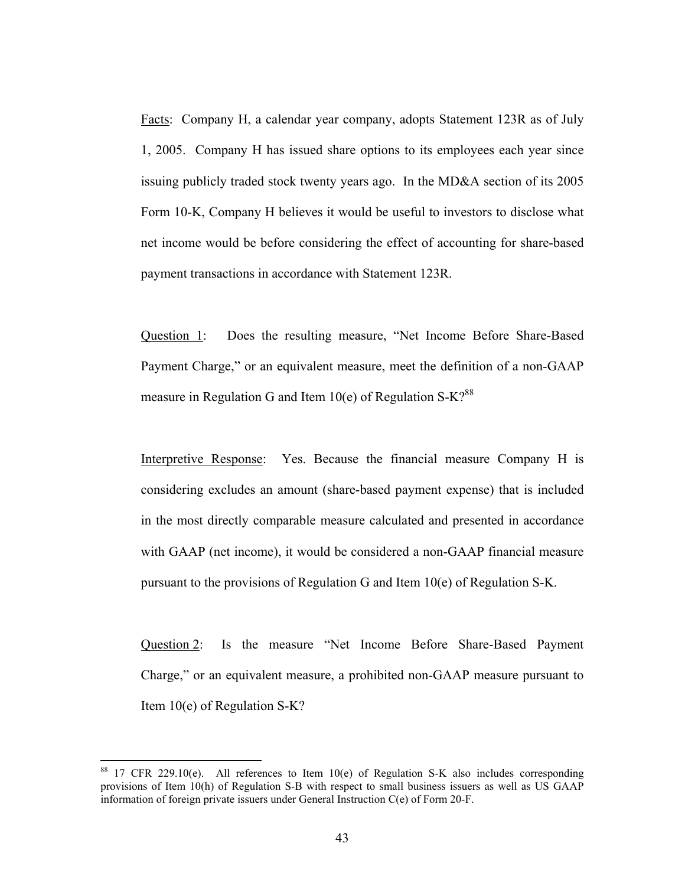<u>Facts</u>: Company H, a calendar year company, adopts Statement 123R as of July 1, 2005. Company H has issued share options to its employees each year since issuing publicly traded stock twenty years ago. In the MD&A section of its 2005 Form 10-K, Company H believes it would be useful to investors to disclose what net income would be before considering the effect of accounting for share-based payment transactions in accordance with Statement 123R.

<u>Question 1</u>: Does the resulting measure, "Net Income Before Share-Based Payment Charge," or an equivalent measure, meet the definition of a non-GAAP measure in Regulation G and Item 10(e) of Regulation S-K?[88]

<u>Interpretive Response</u>: Yes. Because the financial measure Company H is considering excludes an amount (share-based payment expense) that is included in the most directly comparable measure calculated and presented in accordance with GAAP (net income), it would be considered a non-GAAP financial measure pursuant to the provisions of Regulation G and Item 10(e) of Regulation S-K.

<u>Question 2</u>: Is the measure "Net Income Before Share-Based Payment Charge," or an equivalent measure, a prohibited non-GAAP measure pursuant to Item 10(e) of Regulation S-K?

---

[88] 17 CFR 229.10(e). All references to Item 10(e) of Regulation S-K also includes corresponding provisions of Item 10(h) of Regulation S-B with respect to small business issuers as well as US GAAP information of foreign private issuers under General Instruction C(e) of Form 20-F.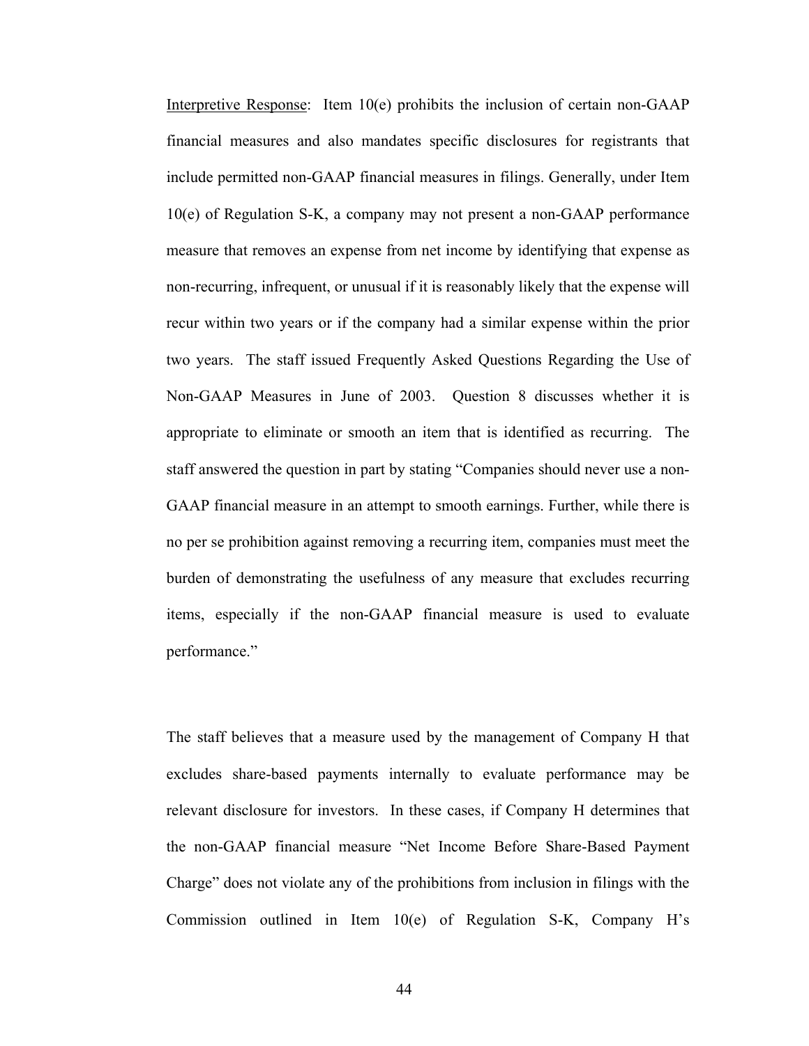Interpretive Response: Item 10(e) prohibits the inclusion of certain non-GAAP financial measures and also mandates specific disclosures for registrants that include permitted non-GAAP financial measures in filings. Generally, under Item 10(e) of Regulation S-K, a company may not present a non-GAAP performance measure that removes an expense from net income by identifying that expense as non-recurring, infrequent, or unusual if it is reasonably likely that the expense will recur within two years or if the company had a similar expense within the prior two years. The staff issued Frequently Asked Questions Regarding the Use of Non-GAAP Measures in June of 2003. Question 8 discusses whether it is appropriate to eliminate or smooth an item that is identified as recurring. The staff answered the question in part by stating "Companies should never use a non-GAAP financial measure in an attempt to smooth earnings. Further, while there is no per se prohibition against removing a recurring item, companies must meet the burden of demonstrating the usefulness of any measure that excludes recurring items, especially if the non-GAAP financial measure is used to evaluate performance."

The staff believes that a measure used by the management of Company H that excludes share-based payments internally to evaluate performance may be relevant disclosure for investors. In these cases, if Company H determines that the non-GAAP financial measure "Net Income Before Share-Based Payment Charge" does not violate any of the prohibitions from inclusion in filings with the Commission outlined in Item 10(e) of Regulation S-K, Company H's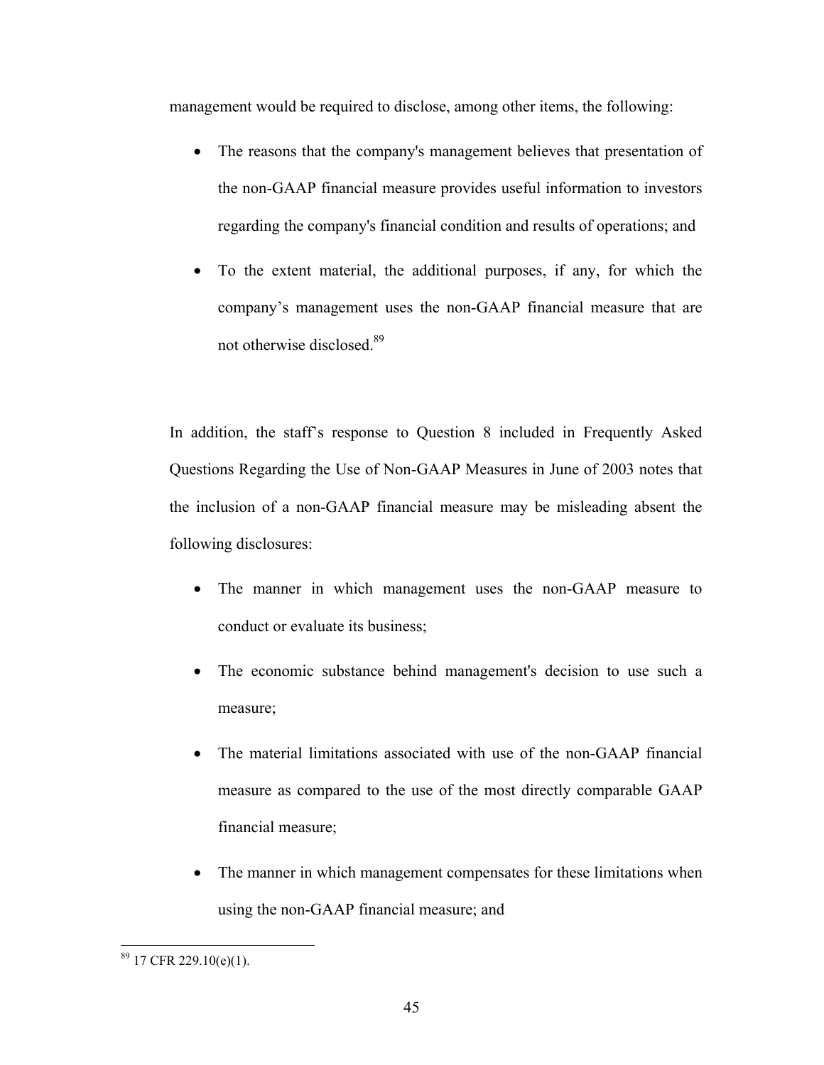management would be required to disclose, among other items, the following:

- The reasons that the company's management believes that presentation of the non-GAAP financial measure provides useful information to investors regarding the company's financial condition and results of operations; and
- To the extent material, the additional purposes, if any, for which the company's management uses the non-GAAP financial measure that are not otherwise disclosed.[89]

In addition, the staff's response to Question 8 included in Frequently Asked Questions Regarding the Use of Non-GAAP Measures in June of 2003 notes that the inclusion of a non-GAAP financial measure may be misleading absent the following disclosures:

- The manner in which management uses the non-GAAP measure to conduct or evaluate its business;
- The economic substance behind management's decision to use such a measure;
- The material limitations associated with use of the non-GAAP financial measure as compared to the use of the most directly comparable GAAP financial measure;
- The manner in which management compensates for these limitations when using the non-GAAP financial measure; and

[89] 17 CFR 229.10(e)(1).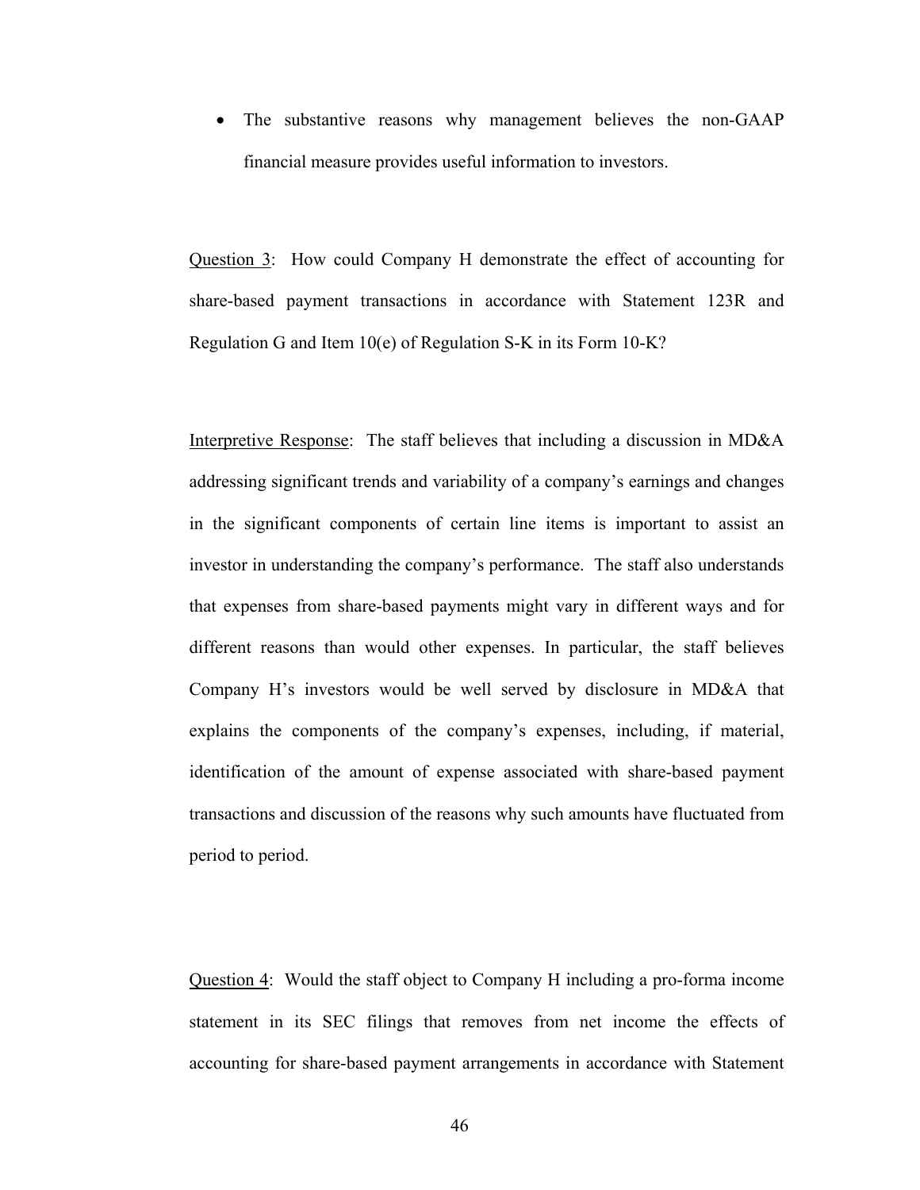- The substantive reasons why management believes the non-GAAP financial measure provides useful information to investors.

Question 3: How could Company H demonstrate the effect of accounting for share-based payment transactions in accordance with Statement 123R and Regulation G and Item 10(e) of Regulation S-K in its Form 10-K?

Interpretive Response: The staff believes that including a discussion in MD&A addressing significant trends and variability of a company's earnings and changes in the significant components of certain line items is important to assist an investor in understanding the company's performance. The staff also understands that expenses from share-based payments might vary in different ways and for different reasons than would other expenses. In particular, the staff believes Company H's investors would be well served by disclosure in MD&A that explains the components of the company's expenses, including, if material, identification of the amount of expense associated with share-based payment transactions and discussion of the reasons why such amounts have fluctuated from period to period.

Question 4: Would the staff object to Company H including a pro-forma income statement in its SEC filings that removes from net income the effects of accounting for share-based payment arrangements in accordance with Statement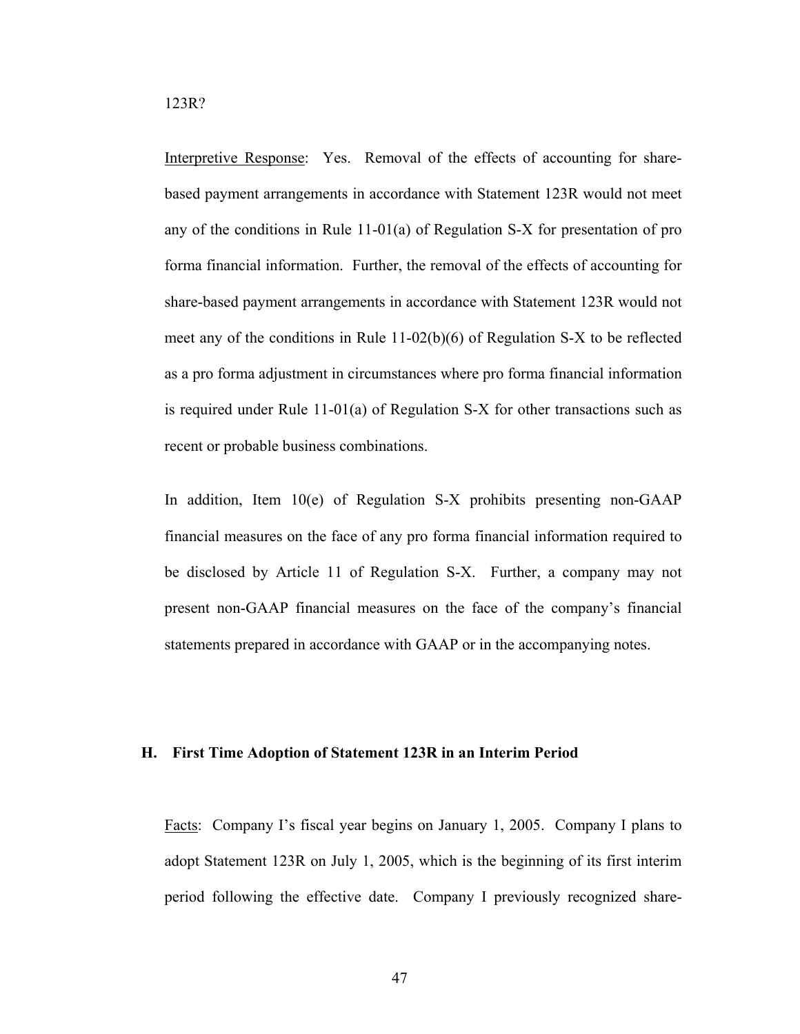123R?

<u>Interpretive Response</u>: Yes. Removal of the effects of accounting for share-based payment arrangements in accordance with Statement 123R would not meet any of the conditions in Rule 11-01(a) of Regulation S-X for presentation of pro forma financial information. Further, the removal of the effects of accounting for share-based payment arrangements in accordance with Statement 123R would not meet any of the conditions in Rule 11-02(b)(6) of Regulation S-X to be reflected as a pro forma adjustment in circumstances where pro forma financial information is required under Rule 11-01(a) of Regulation S-X for other transactions such as recent or probable business combinations.

In addition, Item 10(e) of Regulation S-X prohibits presenting non-GAAP financial measures on the face of any pro forma financial information required to be disclosed by Article 11 of Regulation S-X. Further, a company may not present non-GAAP financial measures on the face of the company's financial statements prepared in accordance with GAAP or in the accompanying notes.

## H. First Time Adoption of Statement 123R in an Interim Period

<u>Facts</u>: Company I's fiscal year begins on January 1, 2005. Company I plans to adopt Statement 123R on July 1, 2005, which is the beginning of its first interim period following the effective date. Company I previously recognized share-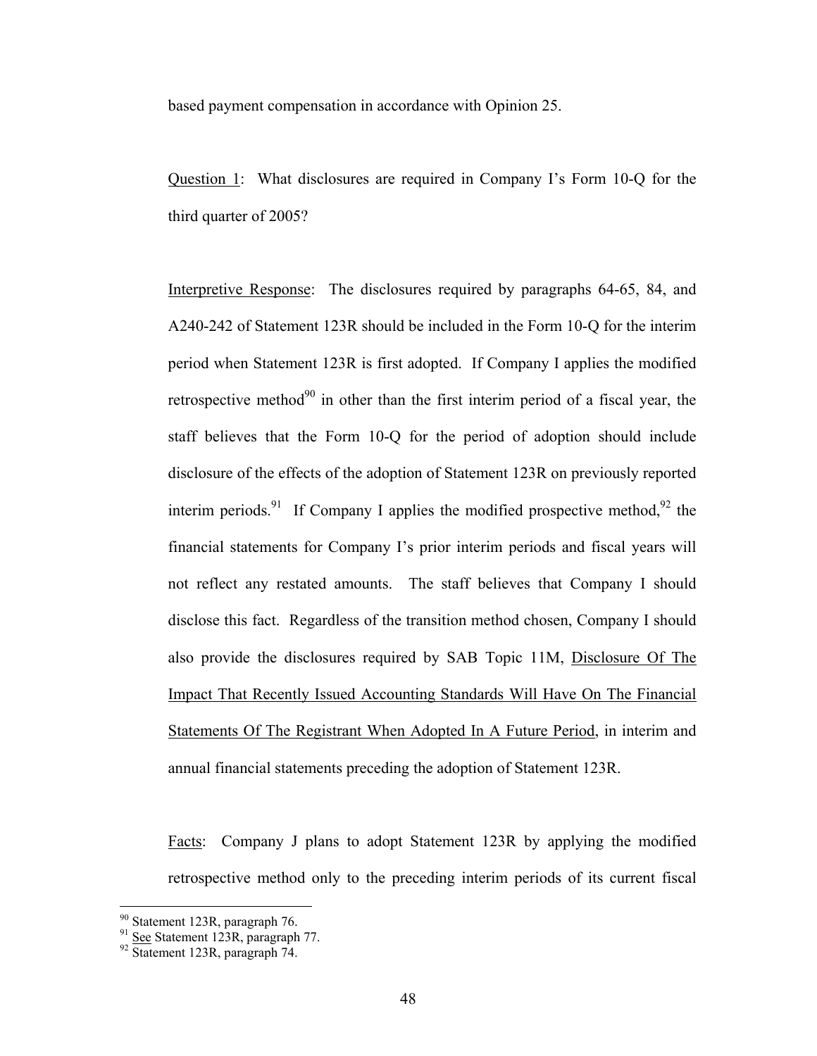based payment compensation in accordance with Opinion 25.

Question 1: What disclosures are required in Company I's Form 10-Q for the third quarter of 2005?

Interpretive Response: The disclosures required by paragraphs 64-65, 84, and A240-242 of Statement 123R should be included in the Form 10-Q for the interim period when Statement 123R is first adopted. If Company I applies the modified retrospective method[90] in other than the first interim period of a fiscal year, the staff believes that the Form 10-Q for the period of adoption should include disclosure of the effects of the adoption of Statement 123R on previously reported interim periods.[91] If Company I applies the modified prospective method,[92] the financial statements for Company I's prior interim periods and fiscal years will not reflect any restated amounts. The staff believes that Company I should disclose this fact. Regardless of the transition method chosen, Company I should also provide the disclosures required by SAB Topic 11M, Disclosure Of The Impact That Recently Issued Accounting Standards Will Have On The Financial Statements Of The Registrant When Adopted In A Future Period, in interim and annual financial statements preceding the adoption of Statement 123R.

Facts: Company J plans to adopt Statement 123R by applying the modified retrospective method only to the preceding interim periods of its current fiscal

[90] Statement 123R, paragraph 76.

[91] See Statement 123R, paragraph 77.

[92] Statement 123R, paragraph 74.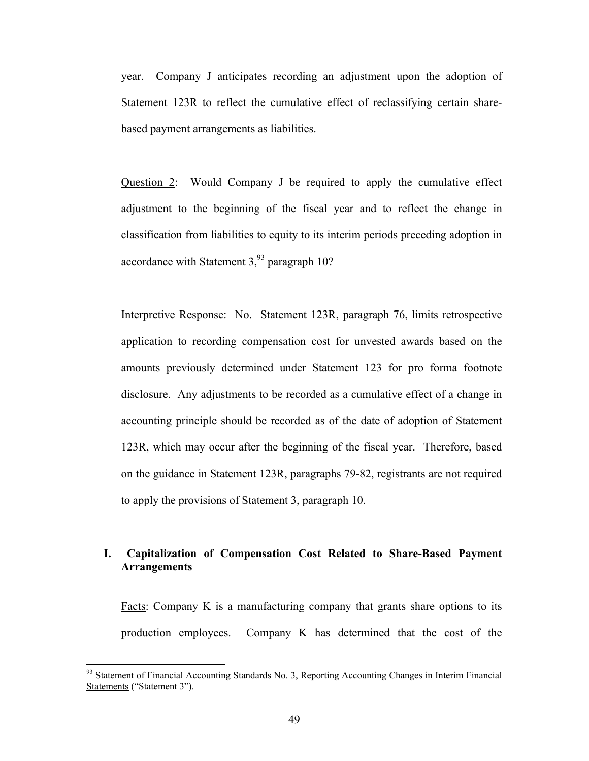year. Company J anticipates recording an adjustment upon the adoption of Statement 123R to reflect the cumulative effect of reclassifying certain share-based payment arrangements as liabilities.

Question 2: Would Company J be required to apply the cumulative effect adjustment to the beginning of the fiscal year and to reflect the change in classification from liabilities to equity to its interim periods preceding adoption in accordance with Statement 3,[93] paragraph 10?

Interpretive Response: No. Statement 123R, paragraph 76, limits retrospective application to recording compensation cost for unvested awards based on the amounts previously determined under Statement 123 for pro forma footnote disclosure. Any adjustments to be recorded as a cumulative effect of a change in accounting principle should be recorded as of the date of adoption of Statement 123R, which may occur after the beginning of the fiscal year. Therefore, based on the guidance in Statement 123R, paragraphs 79-82, registrants are not required to apply the provisions of Statement 3, paragraph 10.

## I. Capitalization of Compensation Cost Related to Share-Based Payment Arrangements

Facts: Company K is a manufacturing company that grants share options to its production employees. Company K has determined that the cost of the

---

[93] Statement of Financial Accounting Standards No. 3, Reporting Accounting Changes in Interim Financial Statements ("Statement 3").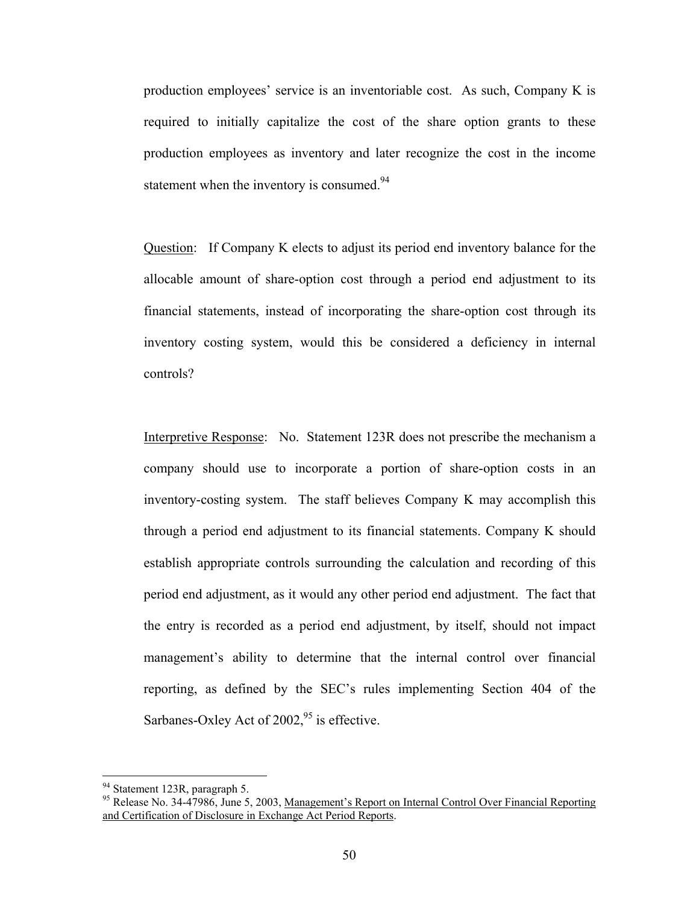production employees' service is an inventoriable cost. As such, Company K is required to initially capitalize the cost of the share option grants to these production employees as inventory and later recognize the cost in the income statement when the inventory is consumed.[94]

Question: If Company K elects to adjust its period end inventory balance for the allocable amount of share-option cost through a period end adjustment to its financial statements, instead of incorporating the share-option cost through its inventory costing system, would this be considered a deficiency in internal controls?

Interpretive Response: No. Statement 123R does not prescribe the mechanism a company should use to incorporate a portion of share-option costs in an inventory-costing system. The staff believes Company K may accomplish this through a period end adjustment to its financial statements. Company K should establish appropriate controls surrounding the calculation and recording of this period end adjustment, as it would any other period end adjustment. The fact that the entry is recorded as a period end adjustment, by itself, should not impact management's ability to determine that the internal control over financial reporting, as defined by the SEC's rules implementing Section 404 of the Sarbanes-Oxley Act of 2002,[95] is effective.

---

[94] Statement 123R, paragraph 5.

[95] Release No. 34-47986, June 5, 2003, Management's Report on Internal Control Over Financial Reporting and Certification of Disclosure in Exchange Act Period Reports.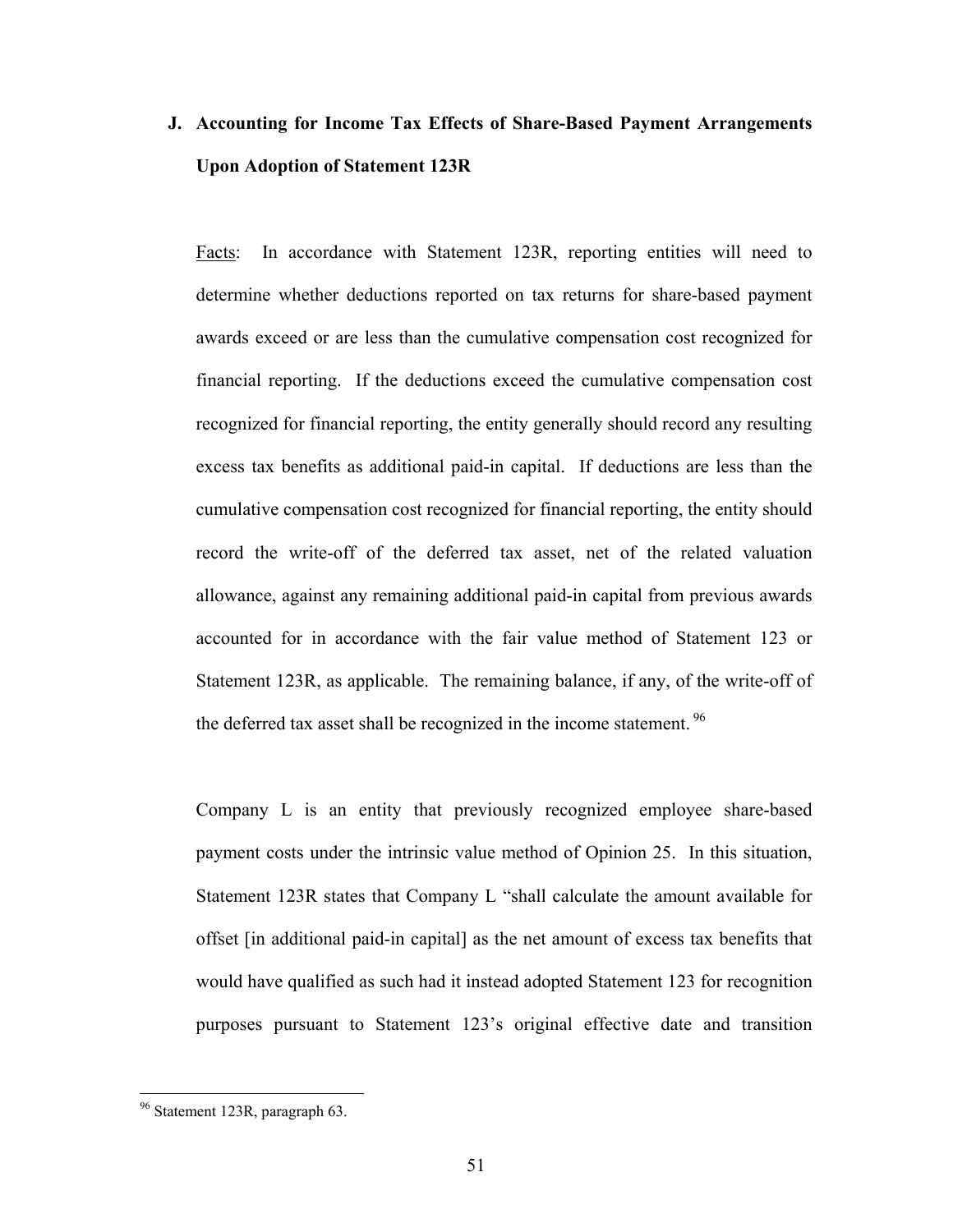## J. Accounting for Income Tax Effects of Share-Based Payment Arrangements Upon Adoption of Statement 123R

Facts: In accordance with Statement 123R, reporting entities will need to determine whether deductions reported on tax returns for share-based payment awards exceed or are less than the cumulative compensation cost recognized for financial reporting. If the deductions exceed the cumulative compensation cost recognized for financial reporting, the entity generally should record any resulting excess tax benefits as additional paid-in capital. If deductions are less than the cumulative compensation cost recognized for financial reporting, the entity should record the write-off of the deferred tax asset, net of the related valuation allowance, against any remaining additional paid-in capital from previous awards accounted for in accordance with the fair value method of Statement 123 or Statement 123R, as applicable. The remaining balance, if any, of the write-off of the deferred tax asset shall be recognized in the income statement. [96]

Company L is an entity that previously recognized employee share-based payment costs under the intrinsic value method of Opinion 25. In this situation, Statement 123R states that Company L "shall calculate the amount available for offset [in additional paid-in capital] as the net amount of excess tax benefits that would have qualified as such had it instead adopted Statement 123 for recognition purposes pursuant to Statement 123's original effective date and transition

---

[96] Statement 123R, paragraph 63.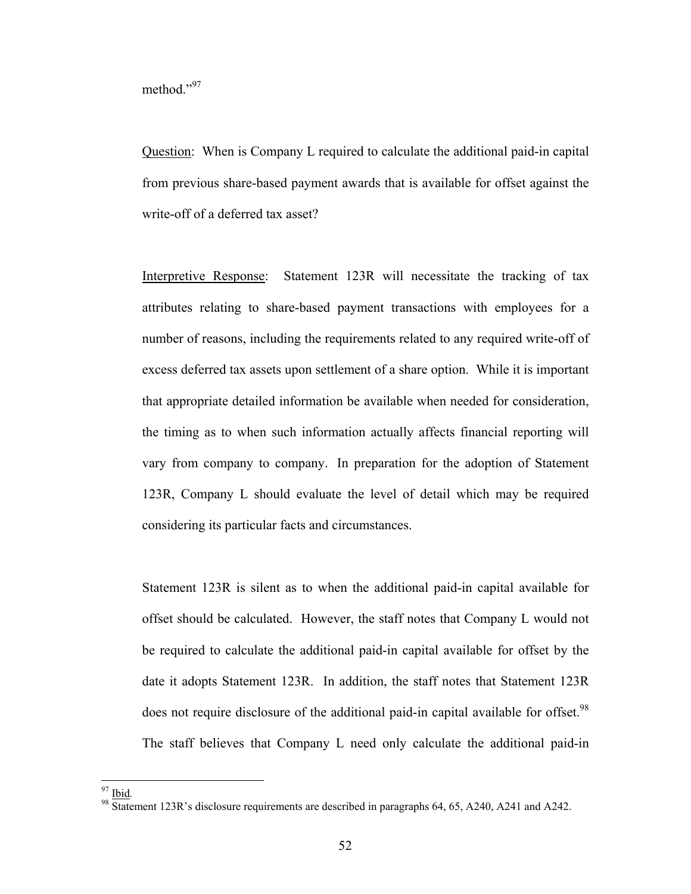method."[97]

<u>Question</u>: When is Company L required to calculate the additional paid-in capital from previous share-based payment awards that is available for offset against the write-off of a deferred tax asset?

<u>Interpretive Response</u>: Statement 123R will necessitate the tracking of tax attributes relating to share-based payment transactions with employees for a number of reasons, including the requirements related to any required write-off of excess deferred tax assets upon settlement of a share option. While it is important that appropriate detailed information be available when needed for consideration, the timing as to when such information actually affects financial reporting will vary from company to company. In preparation for the adoption of Statement 123R, Company L should evaluate the level of detail which may be required considering its particular facts and circumstances.

Statement 123R is silent as to when the additional paid-in capital available for offset should be calculated. However, the staff notes that Company L would not be required to calculate the additional paid-in capital available for offset by the date it adopts Statement 123R. In addition, the staff notes that Statement 123R does not require disclosure of the additional paid-in capital available for offset.[98] The staff believes that Company L need only calculate the additional paid-in

---

[97] <u>Ibid</u>.

[98] Statement 123R's disclosure requirements are described in paragraphs 64, 65, A240, A241 and A242.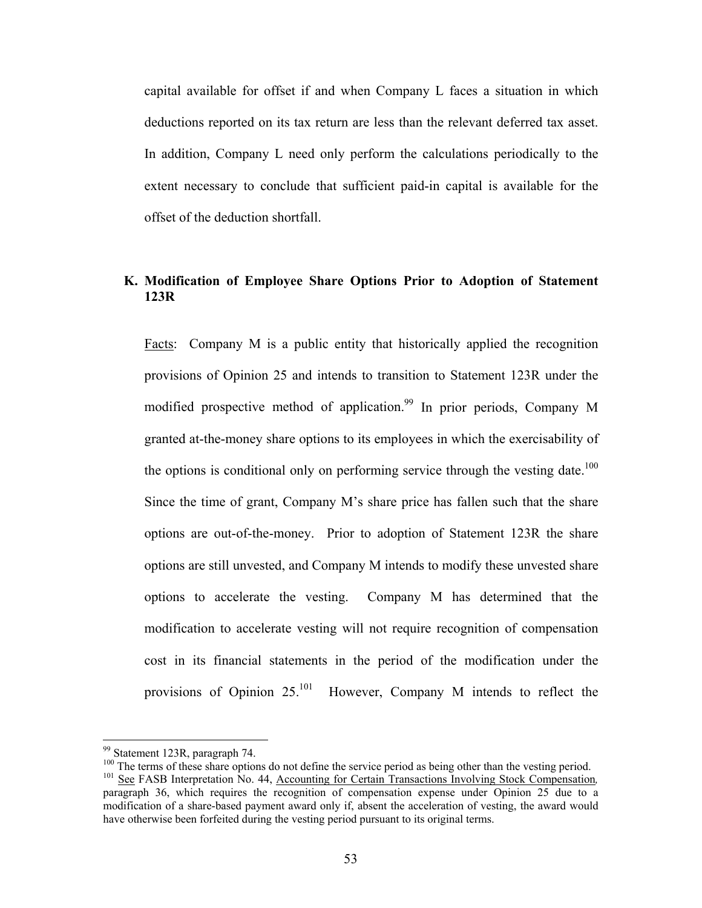capital available for offset if and when Company L faces a situation in which deductions reported on its tax return are less than the relevant deferred tax asset. In addition, Company L need only perform the calculations periodically to the extent necessary to conclude that sufficient paid-in capital is available for the offset of the deduction shortfall.

## K. Modification of Employee Share Options Prior to Adoption of Statement 123R

Facts: Company M is a public entity that historically applied the recognition provisions of Opinion 25 and intends to transition to Statement 123R under the modified prospective method of application.[99] In prior periods, Company M granted at-the-money share options to its employees in which the exercisability of the options is conditional only on performing service through the vesting date.[100] Since the time of grant, Company M's share price has fallen such that the share options are out-of-the-money. Prior to adoption of Statement 123R the share options are still unvested, and Company M intends to modify these unvested share options to accelerate the vesting. Company M has determined that the modification to accelerate vesting will not require recognition of compensation cost in its financial statements in the period of the modification under the provisions of Opinion 25.[101] However, Company M intends to reflect the

---

[99] Statement 123R, paragraph 74.

[100] The terms of these share options do not define the service period as being other than the vesting period.

[101] See FASB Interpretation No. 44, Accounting for Certain Transactions Involving Stock Compensation, paragraph 36, which requires the recognition of compensation expense under Opinion 25 due to a modification of a share-based payment award only if, absent the acceleration of vesting, the award would have otherwise been forfeited during the vesting period pursuant to its original terms.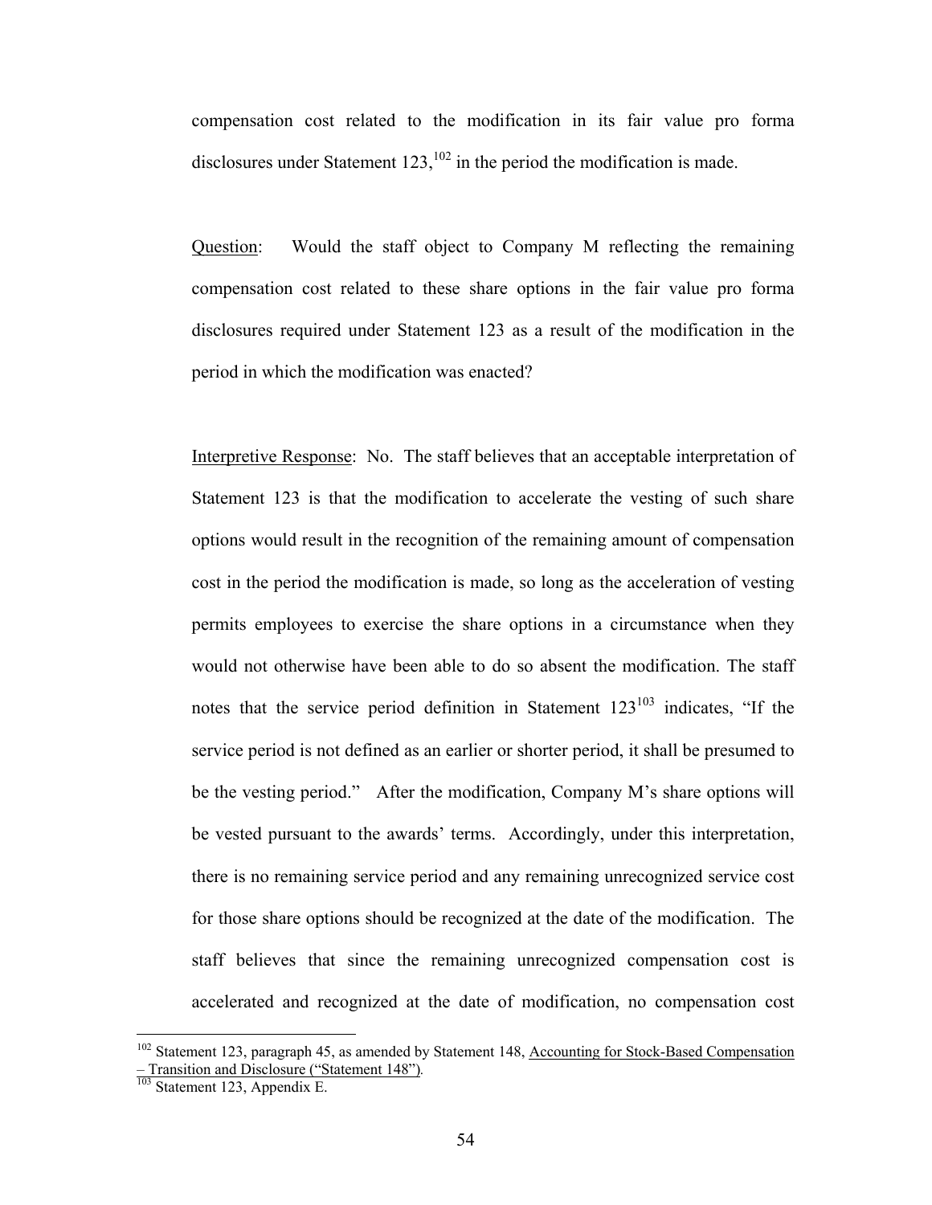compensation cost related to the modification in its fair value pro forma disclosures under Statement 123,[102] in the period the modification is made.

Question: Would the staff object to Company M reflecting the remaining compensation cost related to these share options in the fair value pro forma disclosures required under Statement 123 as a result of the modification in the period in which the modification was enacted?

Interpretive Response: No. The staff believes that an acceptable interpretation of Statement 123 is that the modification to accelerate the vesting of such share options would result in the recognition of the remaining amount of compensation cost in the period the modification is made, so long as the acceleration of vesting permits employees to exercise the share options in a circumstance when they would not otherwise have been able to do so absent the modification. The staff notes that the service period definition in Statement 123[103] indicates, "If the service period is not defined as an earlier or shorter period, it shall be presumed to be the vesting period." After the modification, Company M's share options will be vested pursuant to the awards' terms. Accordingly, under this interpretation, there is no remaining service period and any remaining unrecognized service cost for those share options should be recognized at the date of the modification. The staff believes that since the remaining unrecognized compensation cost is accelerated and recognized at the date of modification, no compensation cost

---

[102] Statement 123, paragraph 45, as amended by Statement 148, Accounting for Stock-Based Compensation – Transition and Disclosure ("Statement 148").

[103] Statement 123, Appendix E.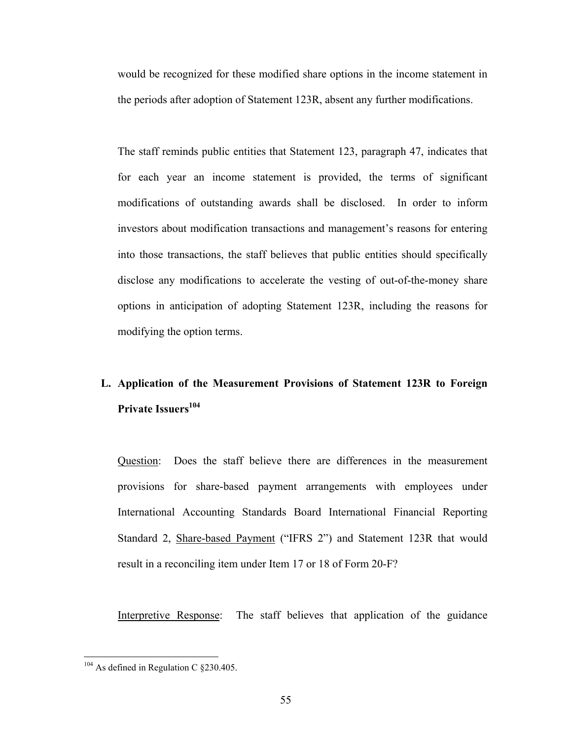would be recognized for these modified share options in the income statement in the periods after adoption of Statement 123R, absent any further modifications.

The staff reminds public entities that Statement 123, paragraph 47, indicates that for each year an income statement is provided, the terms of significant modifications of outstanding awards shall be disclosed. In order to inform investors about modification transactions and management's reasons for entering into those transactions, the staff believes that public entities should specifically disclose any modifications to accelerate the vesting of out-of-the-money share options in anticipation of adopting Statement 123R, including the reasons for modifying the option terms.

## L. Application of the Measurement Provisions of Statement 123R to Foreign Private Issuers[104]

Question: Does the staff believe there are differences in the measurement provisions for share-based payment arrangements with employees under International Accounting Standards Board International Financial Reporting Standard 2, Share-based Payment ("IFRS 2") and Statement 123R that would result in a reconciling item under Item 17 or 18 of Form 20-F?

Interpretive Response: The staff believes that application of the guidance

[104] As defined in Regulation C §230.405.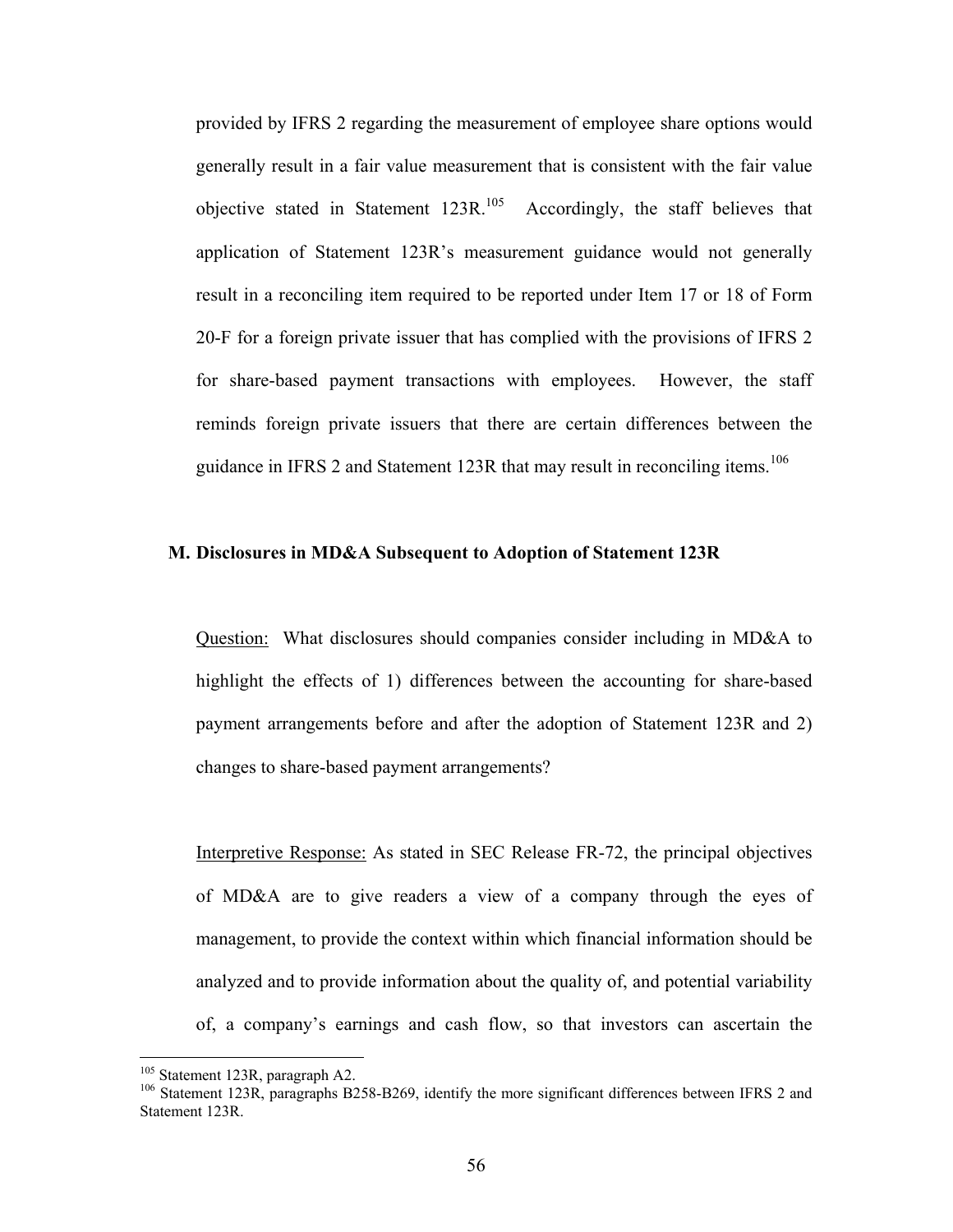provided by IFRS 2 regarding the measurement of employee share options would generally result in a fair value measurement that is consistent with the fair value objective stated in Statement 123R.[105] Accordingly, the staff believes that application of Statement 123R's measurement guidance would not generally result in a reconciling item required to be reported under Item 17 or 18 of Form 20-F for a foreign private issuer that has complied with the provisions of IFRS 2 for share-based payment transactions with employees. However, the staff reminds foreign private issuers that there are certain differences between the guidance in IFRS 2 and Statement 123R that may result in reconciling items.[106]

## M. Disclosures in MD&A Subsequent to Adoption of Statement 123R

Question: What disclosures should companies consider including in MD&A to highlight the effects of 1) differences between the accounting for share-based payment arrangements before and after the adoption of Statement 123R and 2) changes to share-based payment arrangements?

Interpretive Response: As stated in SEC Release FR-72, the principal objectives of MD&A are to give readers a view of a company through the eyes of management, to provide the context within which financial information should be analyzed and to provide information about the quality of, and potential variability of, a company's earnings and cash flow, so that investors can ascertain the

---

[105] Statement 123R, paragraph A2.

[106] Statement 123R, paragraphs B258-B269, identify the more significant differences between IFRS 2 and Statement 123R.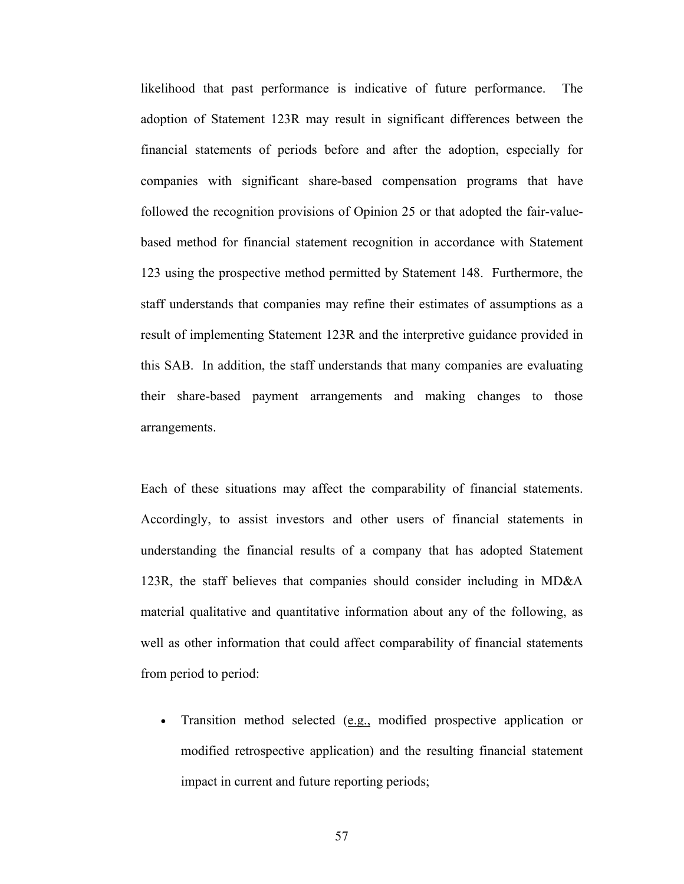likelihood that past performance is indicative of future performance. The adoption of Statement 123R may result in significant differences between the financial statements of periods before and after the adoption, especially for companies with significant share-based compensation programs that have followed the recognition provisions of Opinion 25 or that adopted the fair-value-based method for financial statement recognition in accordance with Statement 123 using the prospective method permitted by Statement 148. Furthermore, the staff understands that companies may refine their estimates of assumptions as a result of implementing Statement 123R and the interpretive guidance provided in this SAB. In addition, the staff understands that many companies are evaluating their share-based payment arrangements and making changes to those arrangements.

Each of these situations may affect the comparability of financial statements. Accordingly, to assist investors and other users of financial statements in understanding the financial results of a company that has adopted Statement 123R, the staff believes that companies should consider including in MD&A material qualitative and quantitative information about any of the following, as well as other information that could affect comparability of financial statements from period to period:

- Transition method selected (e.g., modified prospective application or modified retrospective application) and the resulting financial statement impact in current and future reporting periods;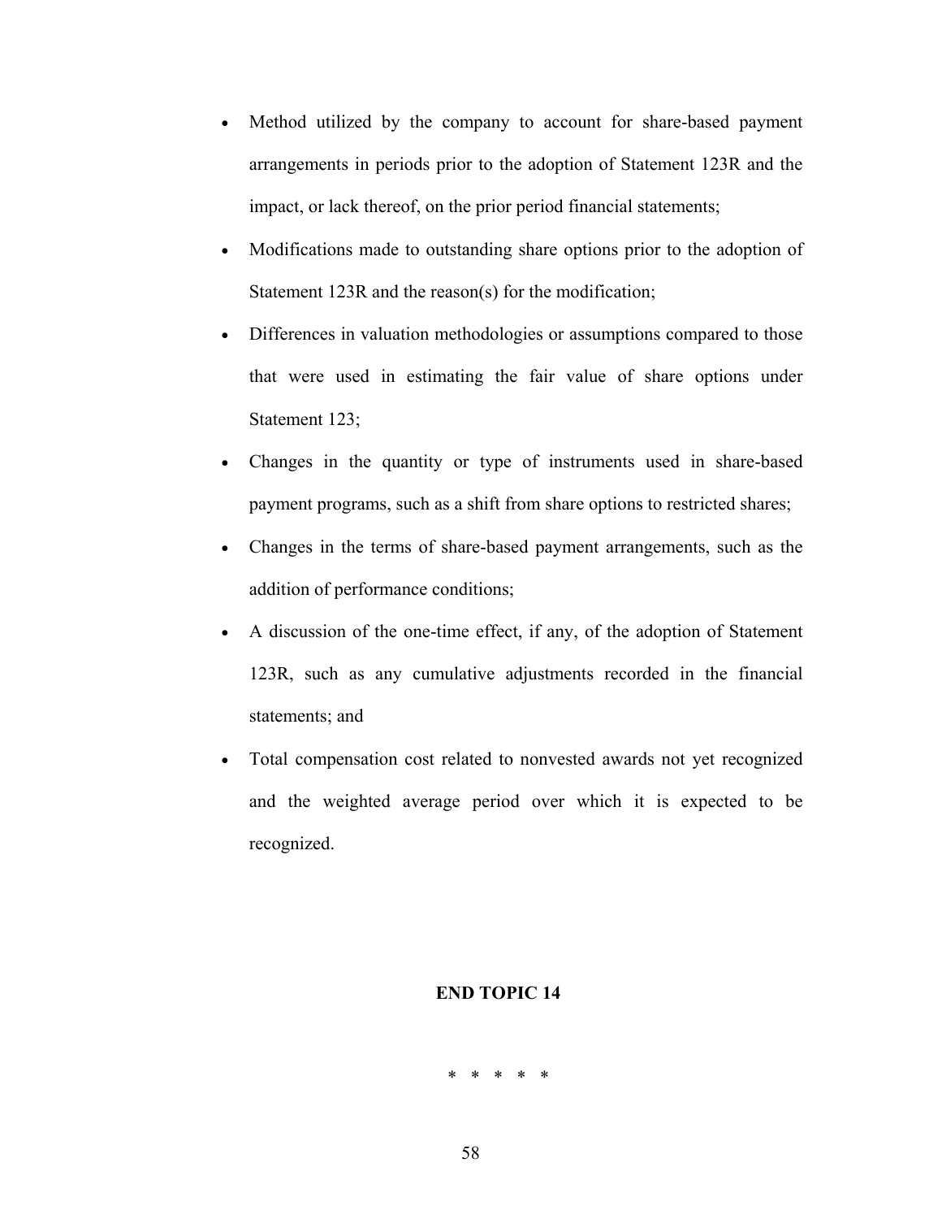- Method utilized by the company to account for share-based payment arrangements in periods prior to the adoption of Statement 123R and the impact, or lack thereof, on the prior period financial statements;
- Modifications made to outstanding share options prior to the adoption of Statement 123R and the reason(s) for the modification;
- Differences in valuation methodologies or assumptions compared to those that were used in estimating the fair value of share options under Statement 123;
- Changes in the quantity or type of instruments used in share-based payment programs, such as a shift from share options to restricted shares;
- Changes in the terms of share-based payment arrangements, such as the addition of performance conditions;
- A discussion of the one-time effect, if any, of the adoption of Statement 123R, such as any cumulative adjustments recorded in the financial statements; and
- Total compensation cost related to nonvested awards not yet recognized and the weighted average period over which it is expected to be recognized.

**END TOPIC 14**

\* \* \* \* \*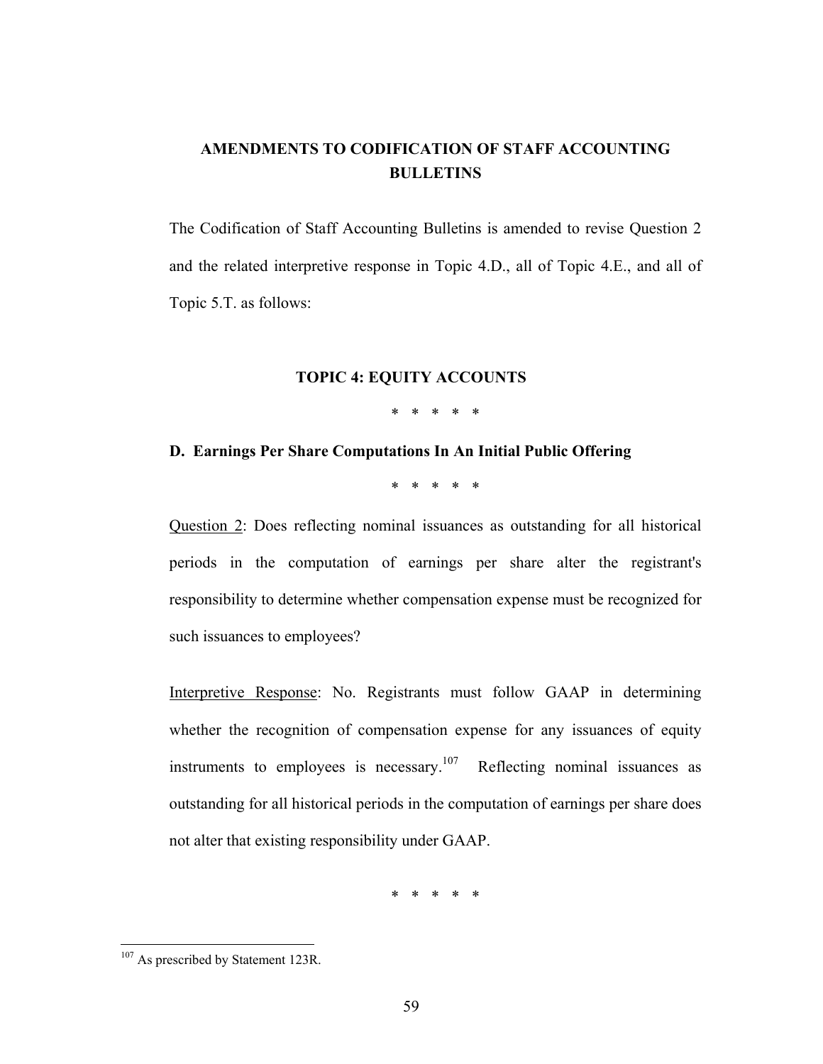# AMENDMENTS TO CODIFICATION OF STAFF ACCOUNTING BULLETINS

The Codification of Staff Accounting Bulletins is amended to revise Question 2 and the related interpretive response in Topic 4.D., all of Topic 4.E., and all of Topic 5.T. as follows:

## TOPIC 4: EQUITY ACCOUNTS

\* \* \* \* \*

### D. Earnings Per Share Computations In An Initial Public Offering

\* \* \* \* \*

Question 2: Does reflecting nominal issuances as outstanding for all historical periods in the computation of earnings per share alter the registrant's responsibility to determine whether compensation expense must be recognized for such issuances to employees?

Interpretive Response: No. Registrants must follow GAAP in determining whether the recognition of compensation expense for any issuances of equity instruments to employees is necessary.[107] Reflecting nominal issuances as outstanding for all historical periods in the computation of earnings per share does not alter that existing responsibility under GAAP.

\* \* \* \* \*

[107] As prescribed by Statement 123R.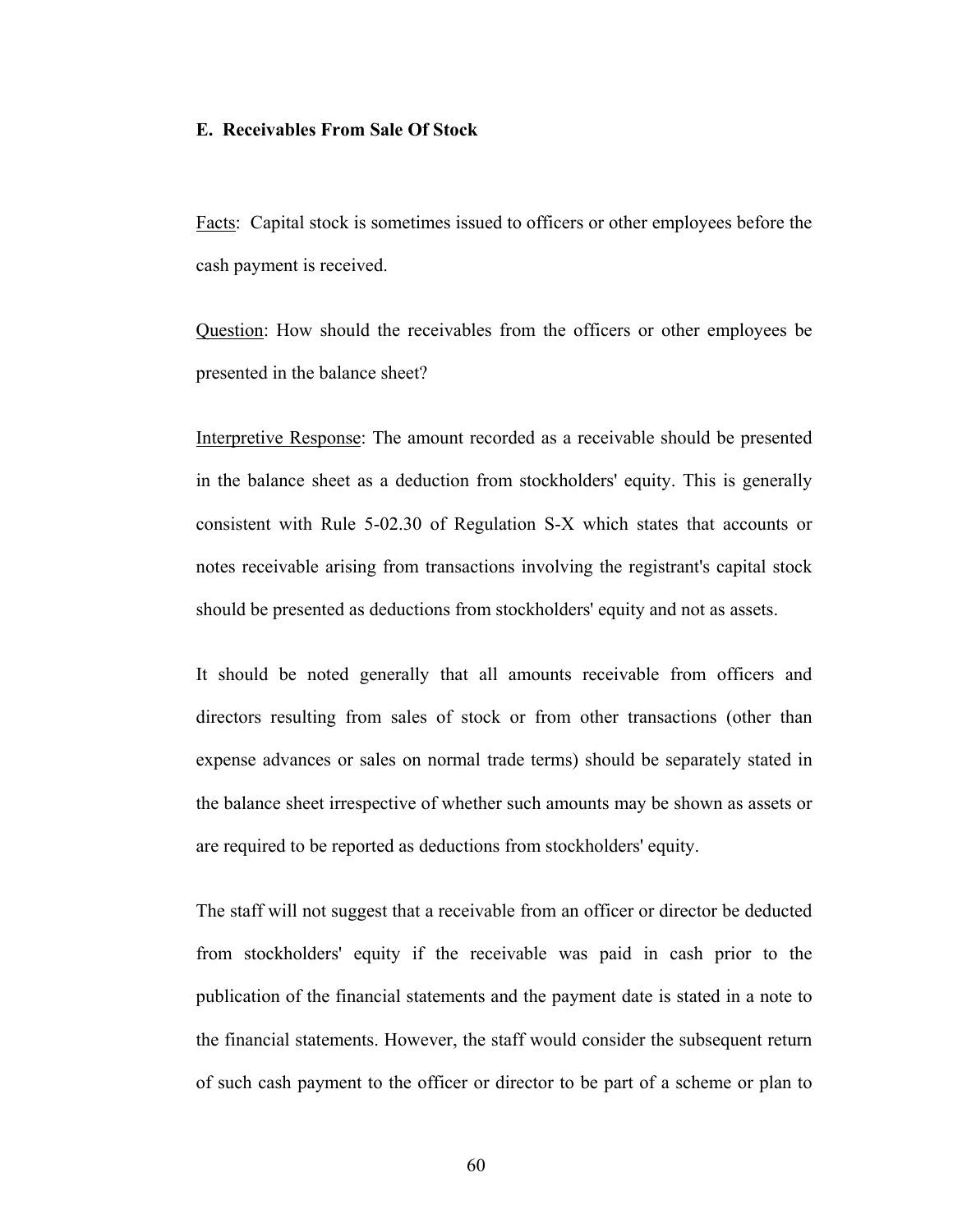**E. Receivables From Sale Of Stock**

Facts: Capital stock is sometimes issued to officers or other employees before the cash payment is received.

Question: How should the receivables from the officers or other employees be presented in the balance sheet?

Interpretive Response: The amount recorded as a receivable should be presented in the balance sheet as a deduction from stockholders' equity. This is generally consistent with Rule 5-02.30 of Regulation S-X which states that accounts or notes receivable arising from transactions involving the registrant's capital stock should be presented as deductions from stockholders' equity and not as assets.

It should be noted generally that all amounts receivable from officers and directors resulting from sales of stock or from other transactions (other than expense advances or sales on normal trade terms) should be separately stated in the balance sheet irrespective of whether such amounts may be shown as assets or are required to be reported as deductions from stockholders' equity.

The staff will not suggest that a receivable from an officer or director be deducted from stockholders' equity if the receivable was paid in cash prior to the publication of the financial statements and the payment date is stated in a note to the financial statements. However, the staff would consider the subsequent return of such cash payment to the officer or director to be part of a scheme or plan to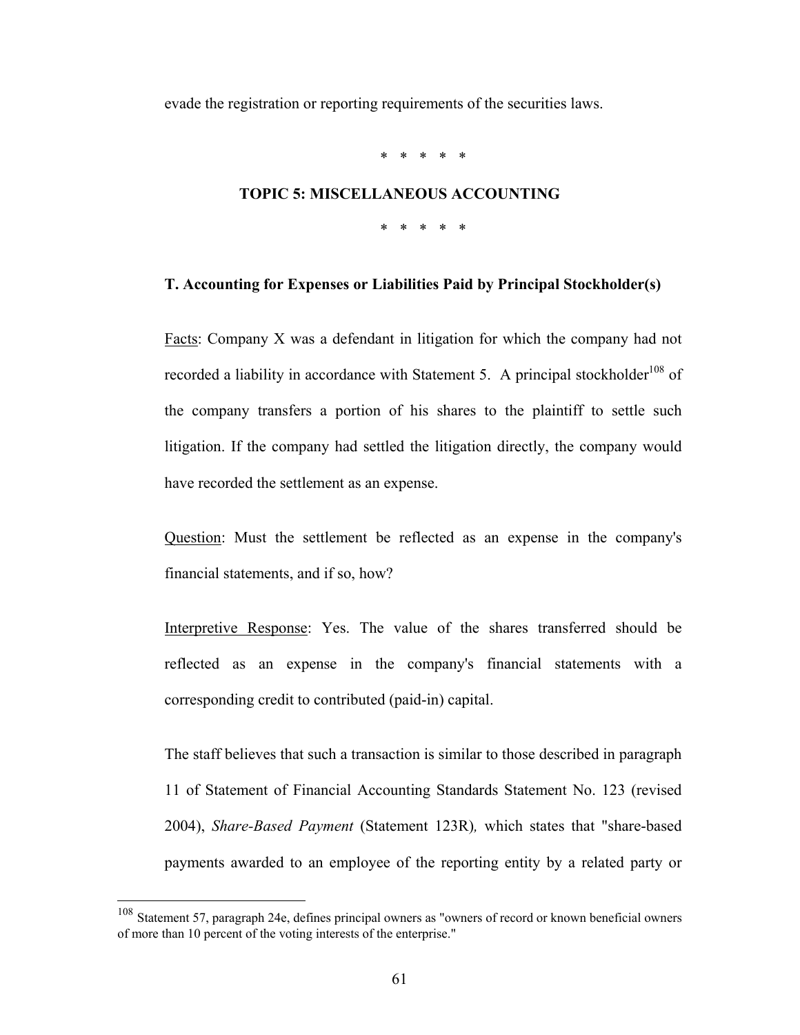evade the registration or reporting requirements of the securities laws.

\* \* \* \* \*

## TOPIC 5: MISCELLANEOUS ACCOUNTING

\* \* \* \* \*

### T. Accounting for Expenses or Liabilities Paid by Principal Stockholder(s)

Facts: Company X was a defendant in litigation for which the company had not recorded a liability in accordance with Statement 5. A principal stockholder[108] of the company transfers a portion of his shares to the plaintiff to settle such litigation. If the company had settled the litigation directly, the company would have recorded the settlement as an expense.

Question: Must the settlement be reflected as an expense in the company's financial statements, and if so, how?

Interpretive Response: Yes. The value of the shares transferred should be reflected as an expense in the company's financial statements with a corresponding credit to contributed (paid-in) capital.

The staff believes that such a transaction is similar to those described in paragraph 11 of Statement of Financial Accounting Standards Statement No. 123 (revised 2004), *Share-Based Payment* (Statement 123R), which states that "share-based payments awarded to an employee of the reporting entity by a related party or

[108] Statement 57, paragraph 24e, defines principal owners as "owners of record or known beneficial owners of more than 10 percent of the voting interests of the enterprise."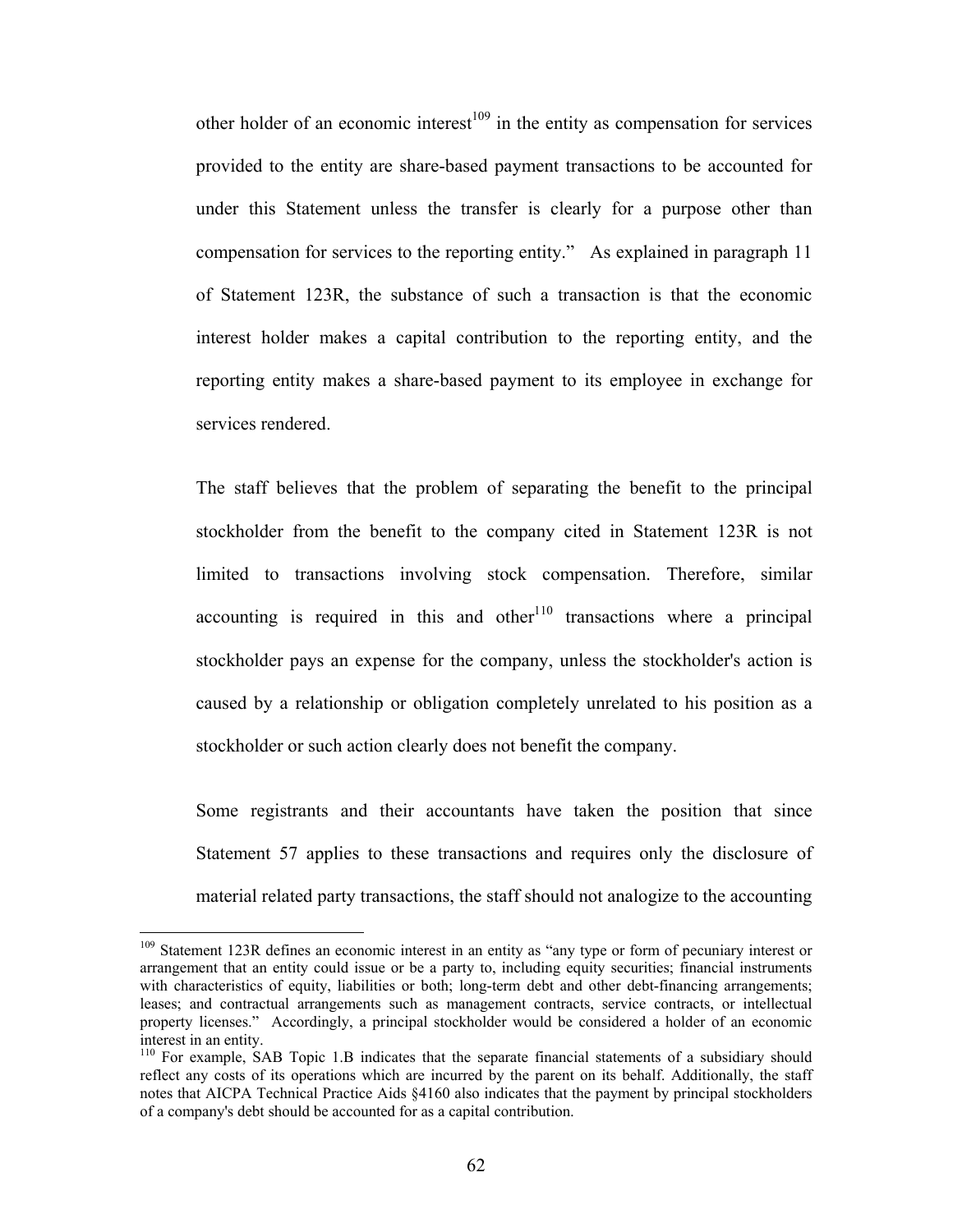other holder of an economic interest[109] in the entity as compensation for services provided to the entity are share-based payment transactions to be accounted for under this Statement unless the transfer is clearly for a purpose other than compensation for services to the reporting entity." As explained in paragraph 11 of Statement 123R, the substance of such a transaction is that the economic interest holder makes a capital contribution to the reporting entity, and the reporting entity makes a share-based payment to its employee in exchange for services rendered.

The staff believes that the problem of separating the benefit to the principal stockholder from the benefit to the company cited in Statement 123R is not limited to transactions involving stock compensation. Therefore, similar accounting is required in this and other[110] transactions where a principal stockholder pays an expense for the company, unless the stockholder's action is caused by a relationship or obligation completely unrelated to his position as a stockholder or such action clearly does not benefit the company.

Some registrants and their accountants have taken the position that since Statement 57 applies to these transactions and requires only the disclosure of material related party transactions, the staff should not analogize to the accounting

---

[109] Statement 123R defines an economic interest in an entity as "any type or form of pecuniary interest or arrangement that an entity could issue or be a party to, including equity securities; financial instruments with characteristics of equity, liabilities or both; long-term debt and other debt-financing arrangements; leases; and contractual arrangements such as management contracts, service contracts, or intellectual property licenses." Accordingly, a principal stockholder would be considered a holder of an economic interest in an entity.

[110] For example, SAB Topic 1.B indicates that the separate financial statements of a subsidiary should reflect any costs of its operations which are incurred by the parent on its behalf. Additionally, the staff notes that AICPA Technical Practice Aids §4160 also indicates that the payment by principal stockholders of a company's debt should be accounted for as a capital contribution.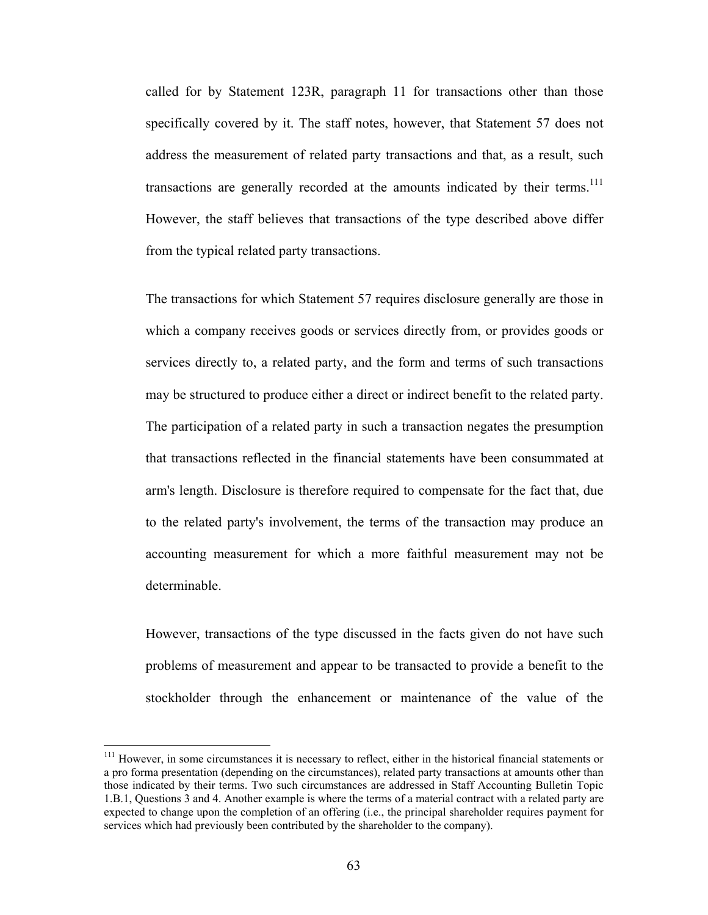called for by Statement 123R, paragraph 11 for transactions other than those specifically covered by it. The staff notes, however, that Statement 57 does not address the measurement of related party transactions and that, as a result, such transactions are generally recorded at the amounts indicated by their terms.[111] However, the staff believes that transactions of the type described above differ from the typical related party transactions.

The transactions for which Statement 57 requires disclosure generally are those in which a company receives goods or services directly from, or provides goods or services directly to, a related party, and the form and terms of such transactions may be structured to produce either a direct or indirect benefit to the related party. The participation of a related party in such a transaction negates the presumption that transactions reflected in the financial statements have been consummated at arm's length. Disclosure is therefore required to compensate for the fact that, due to the related party's involvement, the terms of the transaction may produce an accounting measurement for which a more faithful measurement may not be determinable.

However, transactions of the type discussed in the facts given do not have such problems of measurement and appear to be transacted to provide a benefit to the stockholder through the enhancement or maintenance of the value of the

---

[111] However, in some circumstances it is necessary to reflect, either in the historical financial statements or a pro forma presentation (depending on the circumstances), related party transactions at amounts other than those indicated by their terms. Two such circumstances are addressed in Staff Accounting Bulletin Topic 1.B.1, Questions 3 and 4. Another example is where the terms of a material contract with a related party are expected to change upon the completion of an offering (i.e., the principal shareholder requires payment for services which had previously been contributed by the shareholder to the company).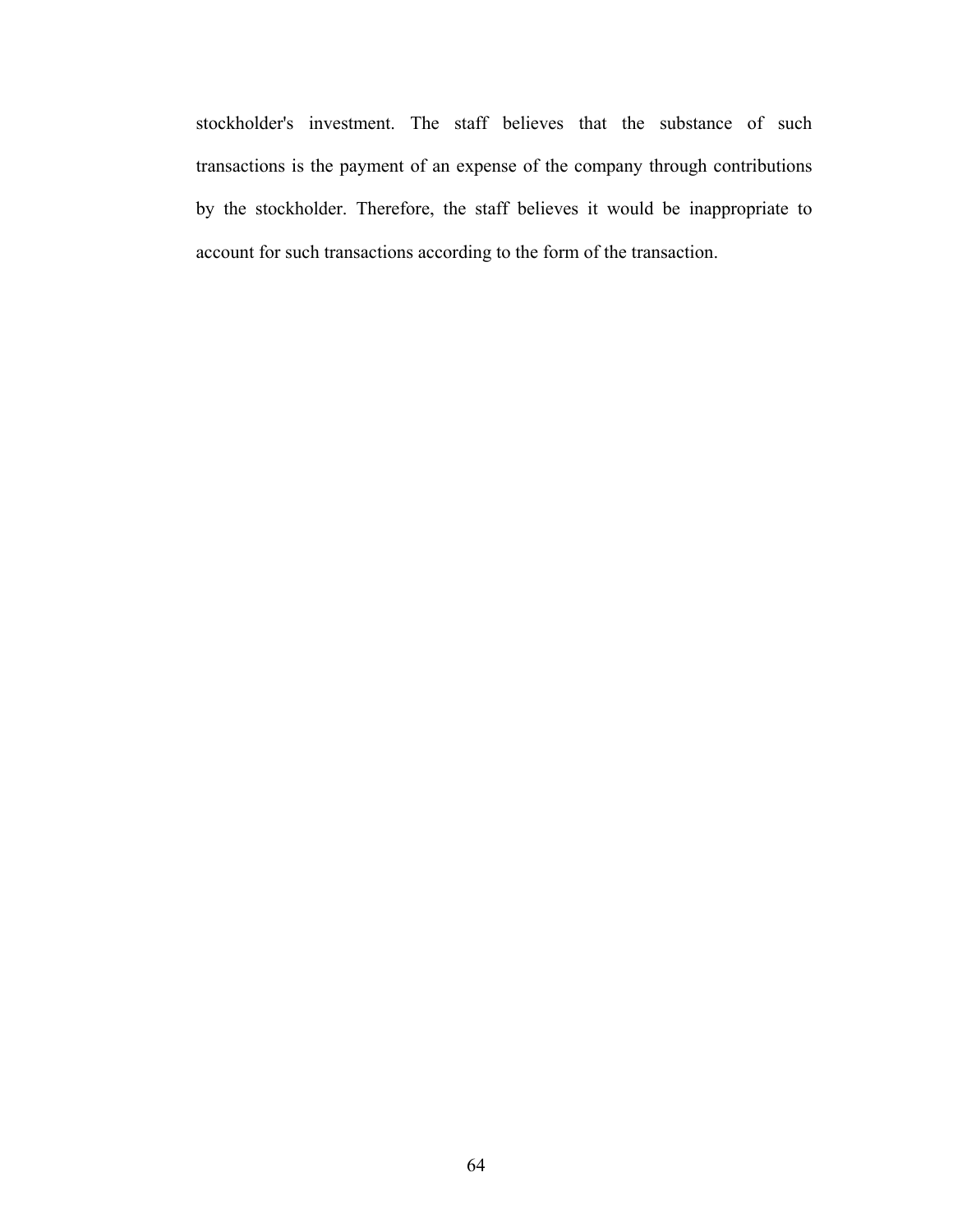stockholder's investment. The staff believes that the substance of such transactions is the payment of an expense of the company through contributions by the stockholder. Therefore, the staff believes it would be inappropriate to account for such transactions according to the form of the transaction.